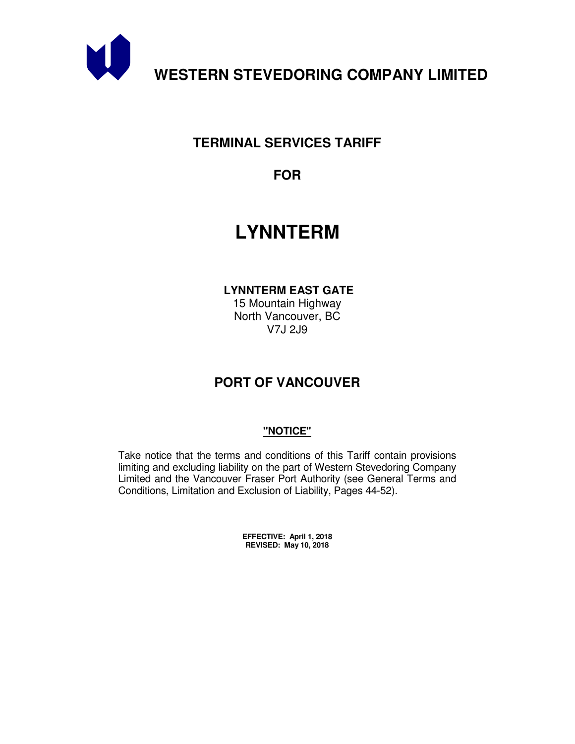# WESTERN STEVEDORING COMPANY LIMITED

## TERMINAL SERVICES TARIFF

## FOR

# LYNNTERM

**LYNNTERM EAST GATE**
15 Mountain Highway
North Vancouver, BC
V7J 2J9

## PORT OF VANCOUVER

**"NOTICE"**

Take notice that the terms and conditions of this Tariff contain provisions limiting and excluding liability on the part of Western Stevedoring Company Limited and the Vancouver Fraser Port Authority (see General Terms and Conditions, Limitation and Exclusion of Liability, Pages 44-52).

**EFFECTIVE: April 1, 2018**
**REVISED: May 10, 2018**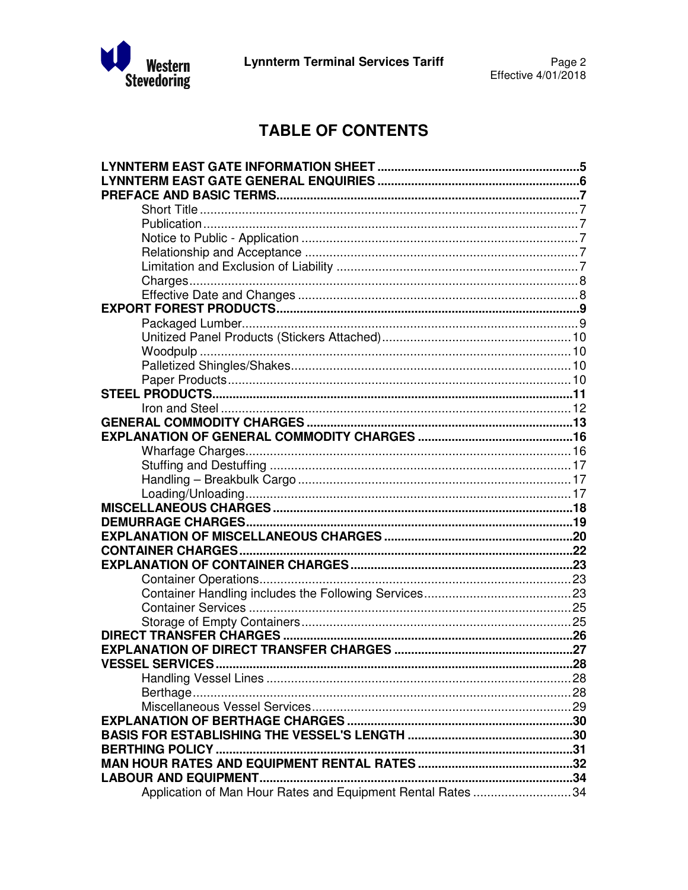# TABLE OF CONTENTS

**LYNNTERM EAST GATE INFORMATION SHEET** .......... 5
**LYNNTERM EAST GATE GENERAL ENQUIRIES** .......... 6
**PREFACE AND BASIC TERMS** .......... 7
- Short Title .......... 7
- Publication .......... 7
- Notice to Public - Application .......... 7
- Relationship and Acceptance .......... 7
- Limitation and Exclusion of Liability .......... 7
- Charges .......... 8
- Effective Date and Changes .......... 8

**EXPORT FOREST PRODUCTS** .......... 9
- Packaged Lumber .......... 9
- Unitized Panel Products (Stickers Attached) .......... 10
- Woodpulp .......... 10
- Palletized Shingles/Shakes .......... 10
- Paper Products .......... 10

**STEEL PRODUCTS** .......... 11
- Iron and Steel .......... 12

**GENERAL COMMODITY CHARGES** .......... 13
**EXPLANATION OF GENERAL COMMODITY CHARGES** .......... 16
- Wharfage Charges .......... 16
- Stuffing and Destuffing .......... 17
- Handling – Breakbulk Cargo .......... 17
- Loading/Unloading .......... 17

**MISCELLANEOUS CHARGES** .......... 18
**DEMURRAGE CHARGES** .......... 19
**EXPLANATION OF MISCELLANEOUS CHARGES** .......... 20
**CONTAINER CHARGES** .......... 22
**EXPLANATION OF CONTAINER CHARGES** .......... 23
- Container Operations .......... 23
- Container Handling includes the Following Services .......... 23
- Container Services .......... 25
- Storage of Empty Containers .......... 25

**DIRECT TRANSFER CHARGES** .......... 26
**EXPLANATION OF DIRECT TRANSFER CHARGES** .......... 27
**VESSEL SERVICES** .......... 28
- Handling Vessel Lines .......... 28
- Berthage .......... 28
- Miscellaneous Vessel Services .......... 29

**EXPLANATION OF BERTHAGE CHARGES** .......... 30
**BASIS FOR ESTABLISHING THE VESSEL'S LENGTH** .......... 30
**BERTHING POLICY** .......... 31
**MAN HOUR RATES AND EQUIPMENT RENTAL RATES** .......... 32
**LABOUR AND EQUIPMENT** .......... 34
- Application of Man Hour Rates and Equipment Rental Rates .......... 34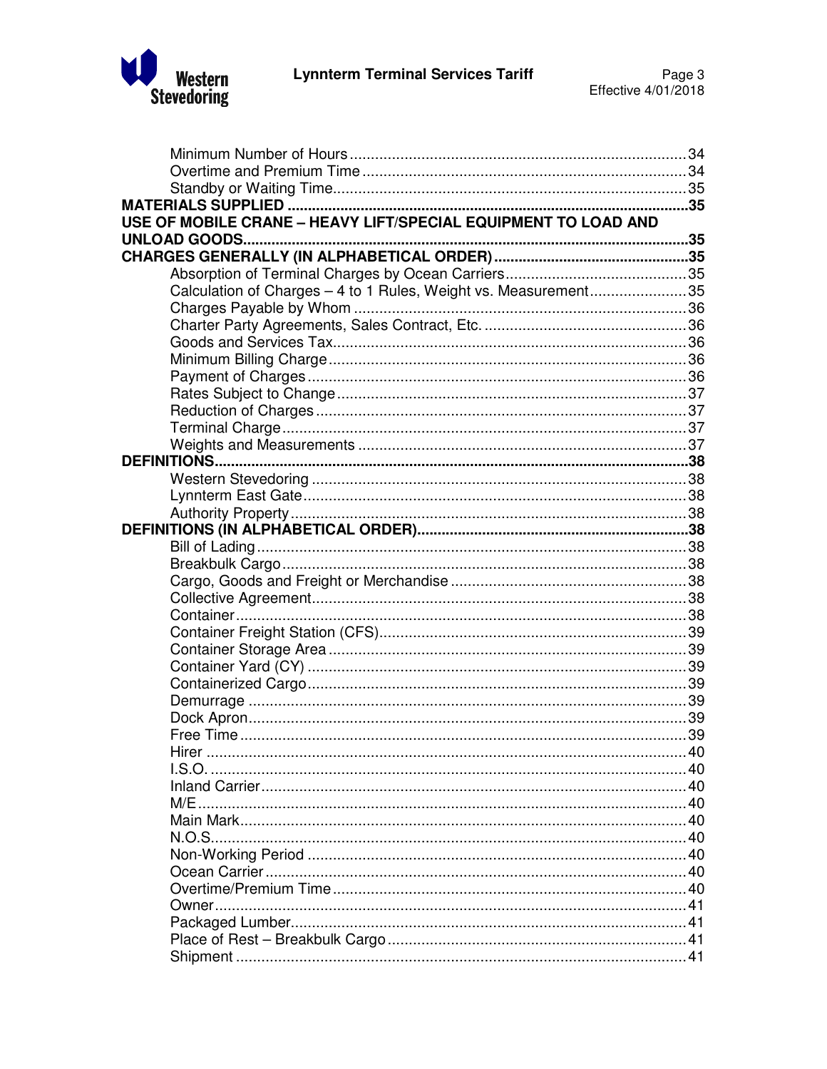Minimum Number of Hours ..... 34
Overtime and Premium Time ..... 34
Standby or Waiting Time ..... 35

**MATERIALS SUPPLIED ..... 35**

**USE OF MOBILE CRANE – HEAVY LIFT/SPECIAL EQUIPMENT TO LOAD AND UNLOAD GOODS ..... 35**

**CHARGES GENERALLY (IN ALPHABETICAL ORDER) ..... 35**

Absorption of Terminal Charges by Ocean Carriers ..... 35
Calculation of Charges – 4 to 1 Rules, Weight vs. Measurement ..... 35
Charges Payable by Whom ..... 36
Charter Party Agreements, Sales Contract, Etc. ..... 36
Goods and Services Tax ..... 36
Minimum Billing Charge ..... 36
Payment of Charges ..... 36
Rates Subject to Change ..... 37
Reduction of Charges ..... 37
Terminal Charge ..... 37
Weights and Measurements ..... 37

**DEFINITIONS ..... 38**

Western Stevedoring ..... 38
Lynnterm East Gate ..... 38
Authority Property ..... 38

**DEFINITIONS (IN ALPHABETICAL ORDER) ..... 38**

Bill of Lading ..... 38
Breakbulk Cargo ..... 38
Cargo, Goods and Freight or Merchandise ..... 38
Collective Agreement ..... 38
Container ..... 38
Container Freight Station (CFS) ..... 39
Container Storage Area ..... 39
Container Yard (CY) ..... 39
Containerized Cargo ..... 39
Demurrage ..... 39
Dock Apron ..... 39
Free Time ..... 39
Hirer ..... 40
I.S.O. ..... 40
Inland Carrier ..... 40
M/E ..... 40
Main Mark ..... 40
N.O.S. ..... 40
Non-Working Period ..... 40
Ocean Carrier ..... 40
Overtime/Premium Time ..... 40
Owner ..... 41
Packaged Lumber ..... 41
Place of Rest – Breakbulk Cargo ..... 41
Shipment ..... 41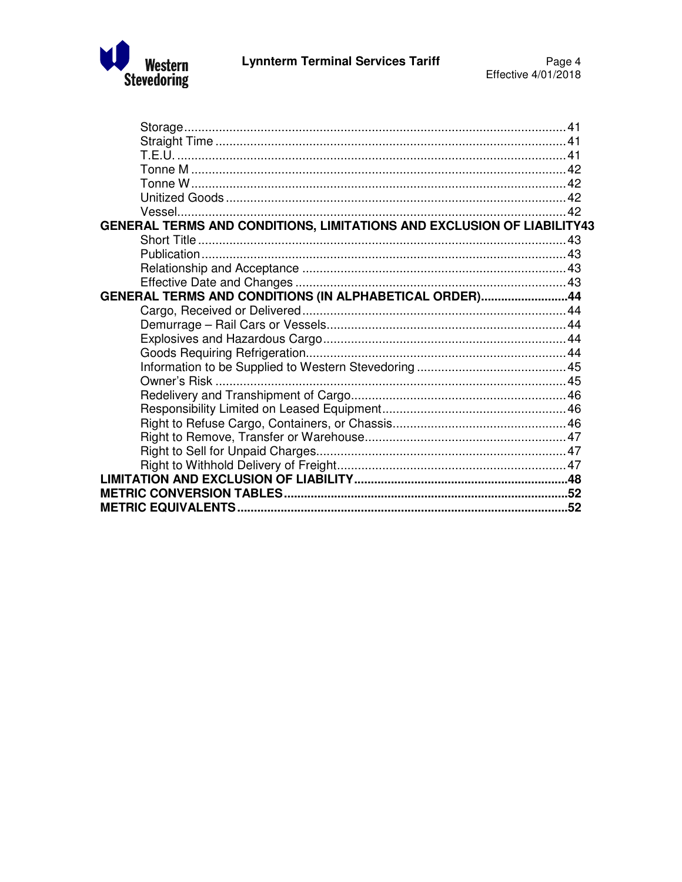Storage ........ 41
Straight Time ........ 41
T.E.U. ........ 41
Tonne M ........ 42
Tonne W ........ 42
Unitized Goods ........ 42
Vessel ........ 42

**GENERAL TERMS AND CONDITIONS, LIMITATIONS AND EXCLUSION OF LIABILITY 43**

Short Title ........ 43
Publication ........ 43
Relationship and Acceptance ........ 43
Effective Date and Changes ........ 43

**GENERAL TERMS AND CONDITIONS (IN ALPHABETICAL ORDER) ........ 44**

Cargo, Received or Delivered ........ 44
Demurrage – Rail Cars or Vessels ........ 44
Explosives and Hazardous Cargo ........ 44
Goods Requiring Refrigeration ........ 44
Information to be Supplied to Western Stevedoring ........ 45
Owner's Risk ........ 45
Redelivery and Transhipment of Cargo ........ 46
Responsibility Limited on Leased Equipment ........ 46
Right to Refuse Cargo, Containers, or Chassis ........ 46
Right to Remove, Transfer or Warehouse ........ 47
Right to Sell for Unpaid Charges ........ 47
Right to Withhold Delivery of Freight ........ 47

**LIMITATION AND EXCLUSION OF LIABILITY ........ 48**

**METRIC CONVERSION TABLES ........ 52**

**METRIC EQUIVALENTS ........ 52**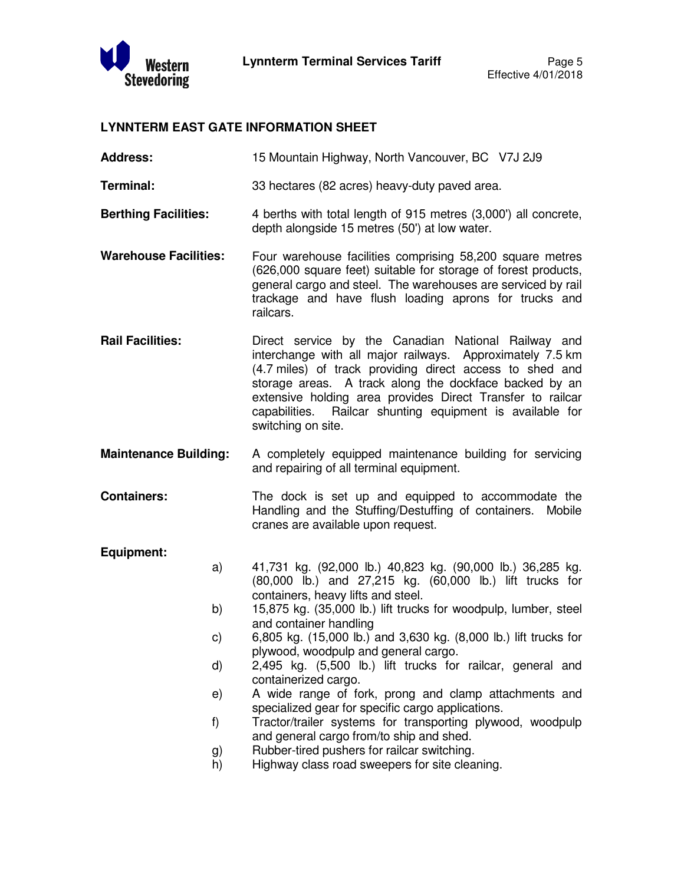## LYNNTERM EAST GATE INFORMATION SHEET

**Address:** 15 Mountain Highway, North Vancouver, BC V7J 2J9

**Terminal:** 33 hectares (82 acres) heavy-duty paved area.

**Berthing Facilities:** 4 berths with total length of 915 metres (3,000') all concrete, depth alongside 15 metres (50') at low water.

**Warehouse Facilities:** Four warehouse facilities comprising 58,200 square metres (626,000 square feet) suitable for storage of forest products, general cargo and steel. The warehouses are serviced by rail trackage and have flush loading aprons for trucks and railcars.

**Rail Facilities:** Direct service by the Canadian National Railway and interchange with all major railways. Approximately 7.5 km (4.7 miles) of track providing direct access to shed and storage areas. A track along the dockface backed by an extensive holding area provides Direct Transfer to railcar capabilities. Railcar shunting equipment is available for switching on site.

**Maintenance Building:** A completely equipped maintenance building for servicing and repairing of all terminal equipment.

**Containers:** The dock is set up and equipped to accommodate the Handling and the Stuffing/Destuffing of containers. Mobile cranes are available upon request.

**Equipment:**

a) 41,731 kg. (92,000 lb.) 40,823 kg. (90,000 lb.) 36,285 kg. (80,000 lb.) and 27,215 kg. (60,000 lb.) lift trucks for containers, heavy lifts and steel.

b) 15,875 kg. (35,000 lb.) lift trucks for woodpulp, lumber, steel and container handling

c) 6,805 kg. (15,000 lb.) and 3,630 kg. (8,000 lb.) lift trucks for plywood, woodpulp and general cargo.

d) 2,495 kg. (5,500 lb.) lift trucks for railcar, general and containerized cargo.

e) A wide range of fork, prong and clamp attachments and specialized gear for specific cargo applications.

f) Tractor/trailer systems for transporting plywood, woodpulp and general cargo from/to ship and shed.

g) Rubber-tired pushers for railcar switching.

h) Highway class road sweepers for site cleaning.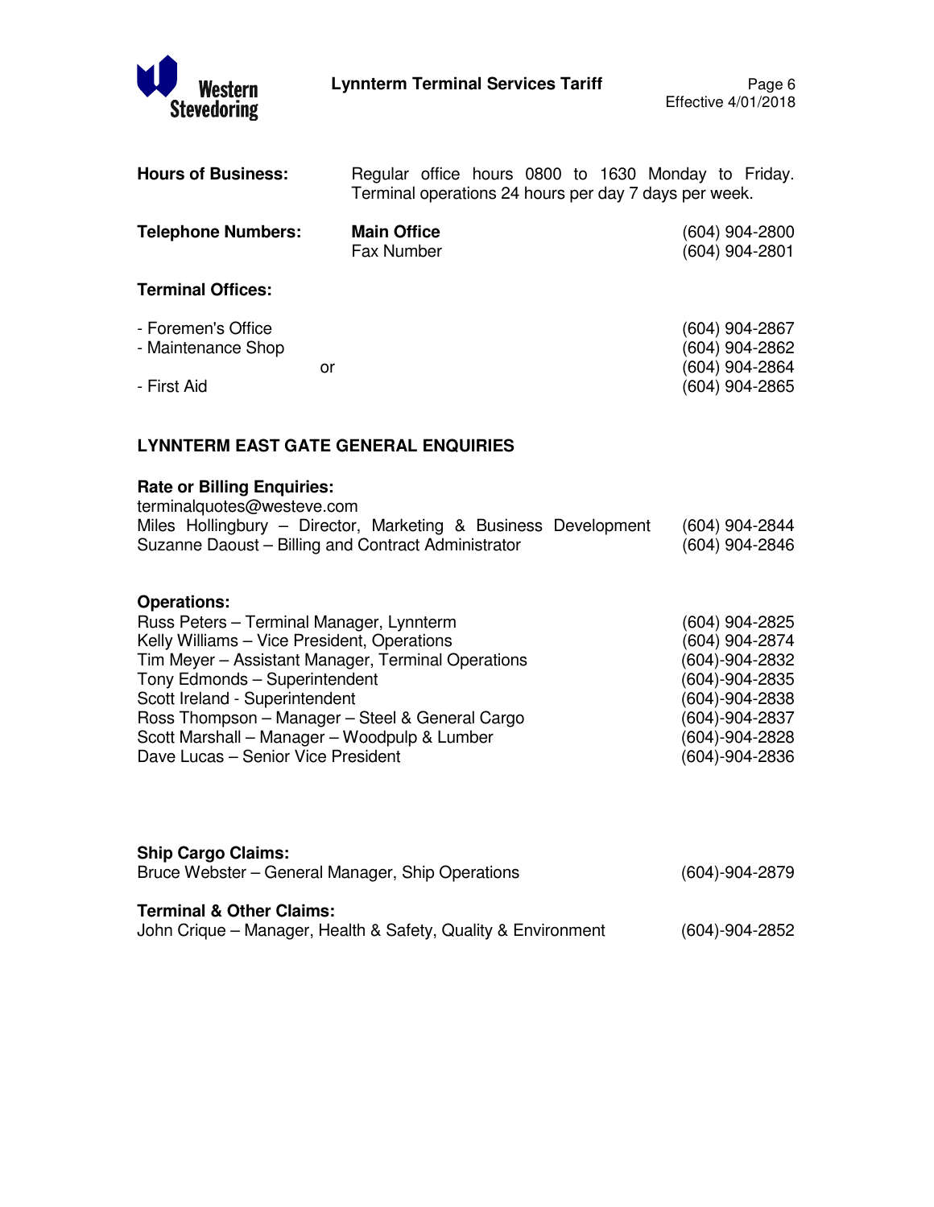**Hours of Business:** Regular office hours 0800 to 1630 Monday to Friday. Terminal operations 24 hours per day 7 days per week.

| **Telephone Numbers:** | **Main Office** | (604) 904-2800 |
|---|---|---|
| | Fax Number | (604) 904-2801 |

**Terminal Offices:**

| | |
|---|---|
| - Foremen's Office | (604) 904-2867 |
| - Maintenance Shop | (604) 904-2862 |
| or | (604) 904-2864 |
| - First Aid | (604) 904-2865 |

## LYNNTERM EAST GATE GENERAL ENQUIRIES

**Rate or Billing Enquiries:**
terminalquotes@westeve.com

| | |
|---|---|
| Miles Hollingbury – Director, Marketing & Business Development | (604) 904-2844 |
| Suzanne Daoust – Billing and Contract Administrator | (604) 904-2846 |

**Operations:**

| | |
|---|---|
| Russ Peters – Terminal Manager, Lynnterm | (604) 904-2825 |
| Kelly Williams – Vice President, Operations | (604) 904-2874 |
| Tim Meyer – Assistant Manager, Terminal Operations | (604)-904-2832 |
| Tony Edmonds – Superintendent | (604)-904-2835 |
| Scott Ireland - Superintendent | (604)-904-2838 |
| Ross Thompson – Manager – Steel & General Cargo | (604)-904-2837 |
| Scott Marshall – Manager – Woodpulp & Lumber | (604)-904-2828 |
| Dave Lucas – Senior Vice President | (604)-904-2836 |

**Ship Cargo Claims:**

| | |
|---|---|
| Bruce Webster – General Manager, Ship Operations | (604)-904-2879 |

**Terminal & Other Claims:**

| | |
|---|---|
| John Crique – Manager, Health & Safety, Quality & Environment | (604)-904-2852 |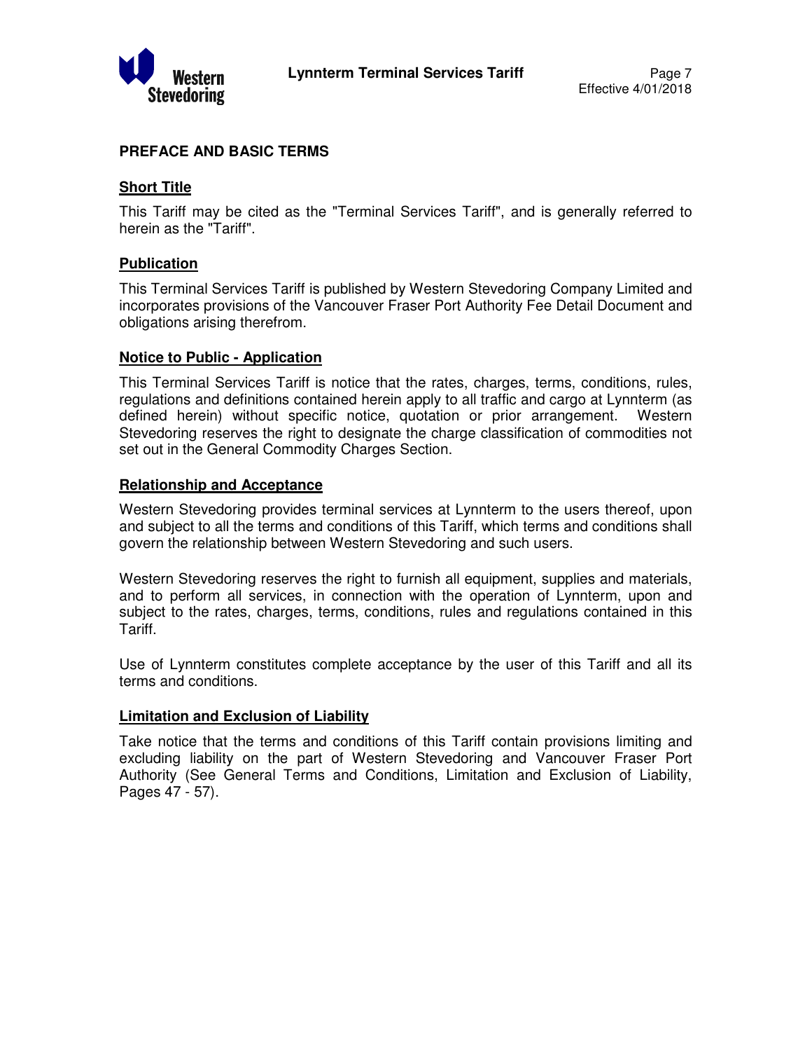## PREFACE AND BASIC TERMS

### Short Title

This Tariff may be cited as the "Terminal Services Tariff", and is generally referred to herein as the "Tariff".

### Publication

This Terminal Services Tariff is published by Western Stevedoring Company Limited and incorporates provisions of the Vancouver Fraser Port Authority Fee Detail Document and obligations arising therefrom.

### Notice to Public - Application

This Terminal Services Tariff is notice that the rates, charges, terms, conditions, rules, regulations and definitions contained herein apply to all traffic and cargo at Lynnterm (as defined herein) without specific notice, quotation or prior arrangement. Western Stevedoring reserves the right to designate the charge classification of commodities not set out in the General Commodity Charges Section.

### Relationship and Acceptance

Western Stevedoring provides terminal services at Lynnterm to the users thereof, upon and subject to all the terms and conditions of this Tariff, which terms and conditions shall govern the relationship between Western Stevedoring and such users.

Western Stevedoring reserves the right to furnish all equipment, supplies and materials, and to perform all services, in connection with the operation of Lynnterm, upon and subject to the rates, charges, terms, conditions, rules and regulations contained in this Tariff.

Use of Lynnterm constitutes complete acceptance by the user of this Tariff and all its terms and conditions.

### Limitation and Exclusion of Liability

Take notice that the terms and conditions of this Tariff contain provisions limiting and excluding liability on the part of Western Stevedoring and Vancouver Fraser Port Authority (See General Terms and Conditions, Limitation and Exclusion of Liability, Pages 47 - 57).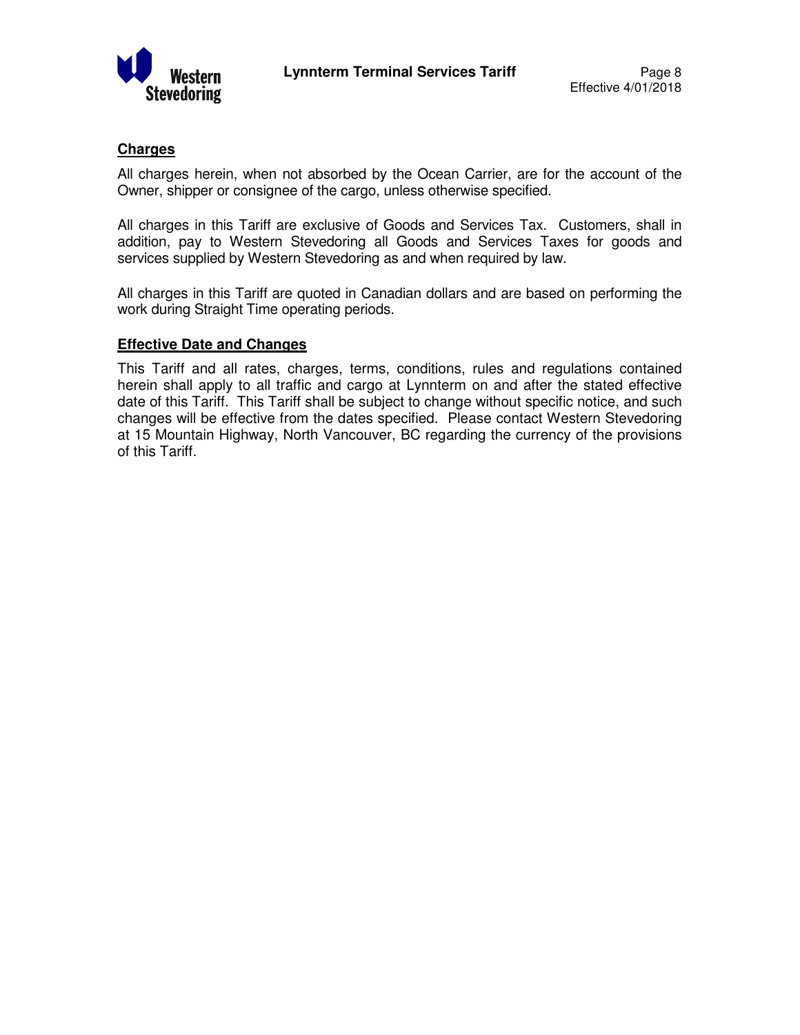## Charges

All charges herein, when not absorbed by the Ocean Carrier, are for the account of the Owner, shipper or consignee of the cargo, unless otherwise specified.

All charges in this Tariff are exclusive of Goods and Services Tax. Customers, shall in addition, pay to Western Stevedoring all Goods and Services Taxes for goods and services supplied by Western Stevedoring as and when required by law.

All charges in this Tariff are quoted in Canadian dollars and are based on performing the work during Straight Time operating periods.

## Effective Date and Changes

This Tariff and all rates, charges, terms, conditions, rules and regulations contained herein shall apply to all traffic and cargo at Lynnterm on and after the stated effective date of this Tariff. This Tariff shall be subject to change without specific notice, and such changes will be effective from the dates specified. Please contact Western Stevedoring at 15 Mountain Highway, North Vancouver, BC regarding the currency of the provisions of this Tariff.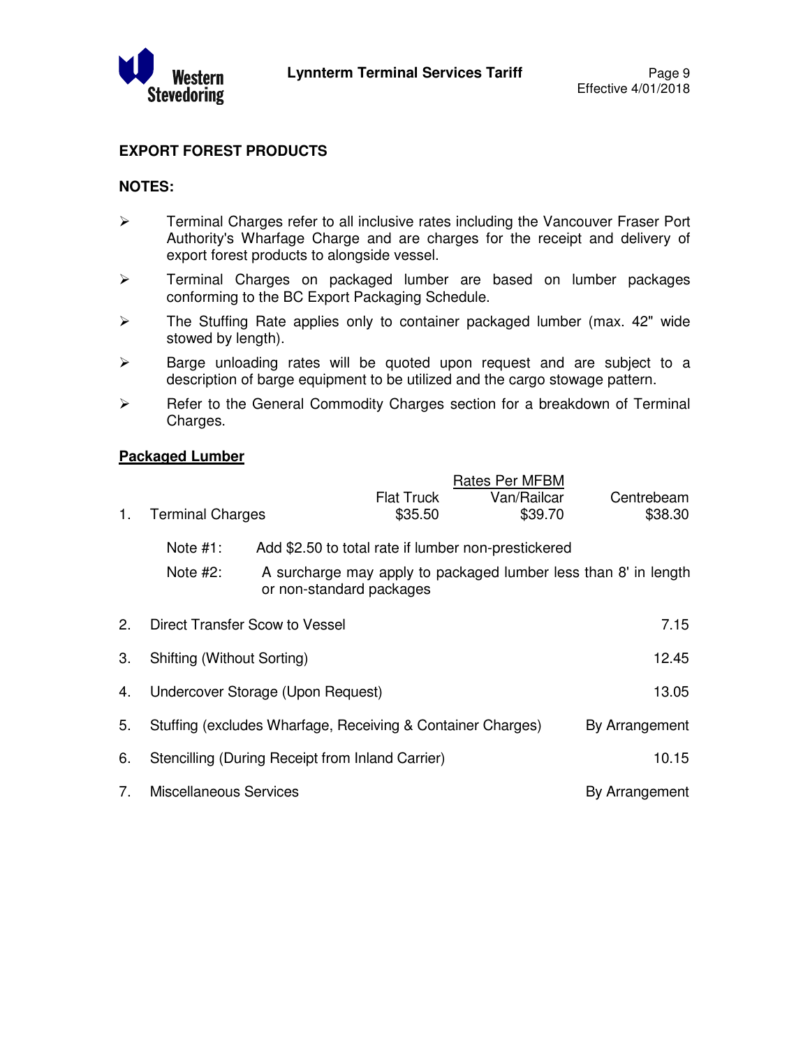## EXPORT FOREST PRODUCTS

### NOTES:

- Terminal Charges refer to all inclusive rates including the Vancouver Fraser Port Authority's Wharfage Charge and are charges for the receipt and delivery of export forest products to alongside vessel.
- Terminal Charges on packaged lumber are based on lumber packages conforming to the BC Export Packaging Schedule.
- The Stuffing Rate applies only to container packaged lumber (max. 42" wide stowed by length).
- Barge unloading rates will be quoted upon request and are subject to a description of barge equipment to be utilized and the cargo stowage pattern.
- Refer to the General Commodity Charges section for a breakdown of Terminal Charges.

### Packaged Lumber

| | | Rates Per MFBM | | |
|---|---|---|---|---|
| | | Flat Truck | Van/Railcar | Centrebeam |
| 1. | Terminal Charges | $35.50 | $39.70 | $38.30 |

Note #1: Add $2.50 to total rate if lumber non-prestickered

Note #2: A surcharge may apply to packaged lumber less than 8' in length or non-standard packages

| | | |
|---|---|---|
| 2. | Direct Transfer Scow to Vessel | 7.15 |
| 3. | Shifting (Without Sorting) | 12.45 |
| 4. | Undercover Storage (Upon Request) | 13.05 |
| 5. | Stuffing (excludes Wharfage, Receiving & Container Charges) | By Arrangement |
| 6. | Stencilling (During Receipt from Inland Carrier) | 10.15 |
| 7. | Miscellaneous Services | By Arrangement |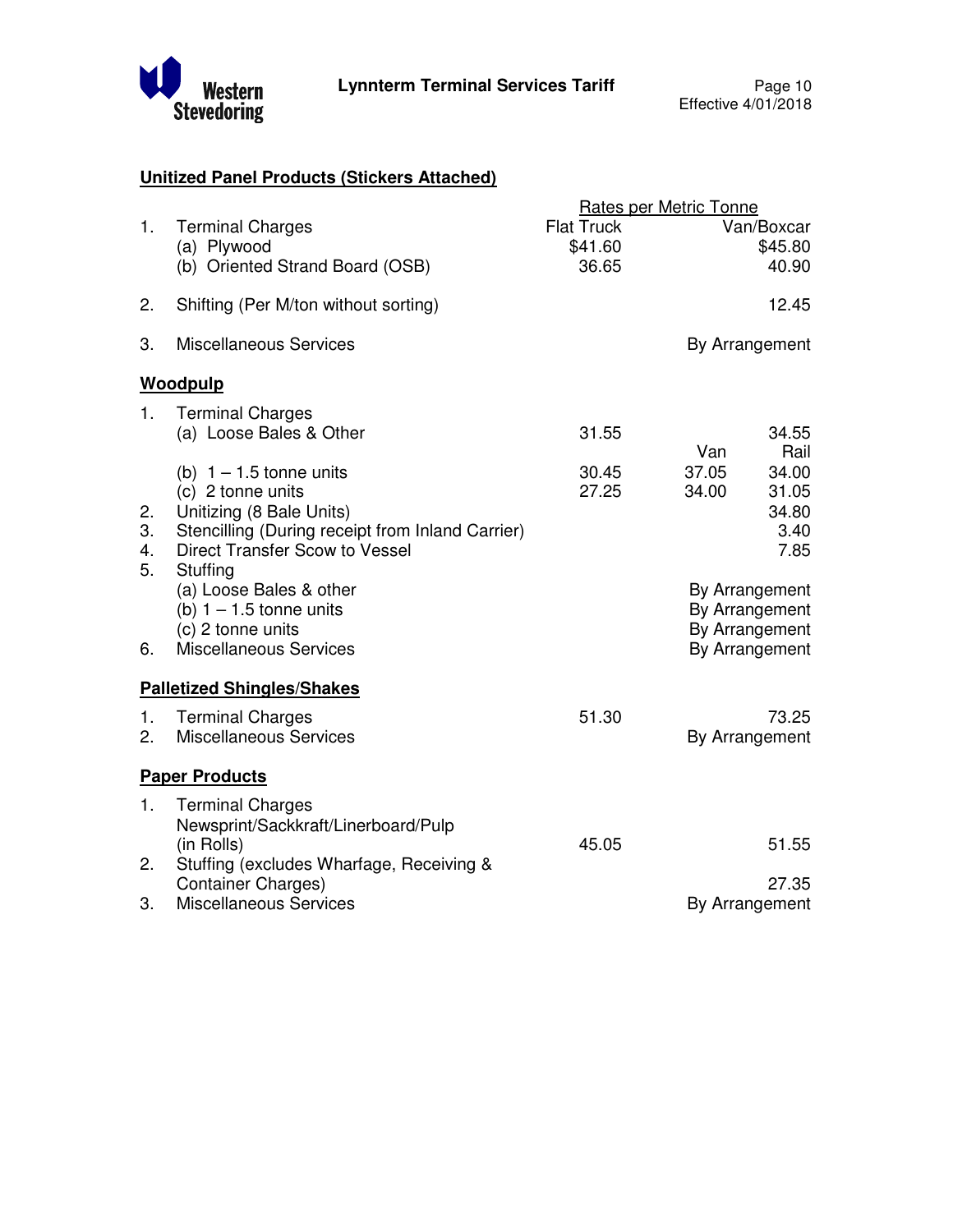## Unitized Panel Products (Stickers Attached)

| | | Rates per Metric Tonne | |
|---|---|---|---|
| | | Flat Truck | Van/Boxcar |
| 1. | Terminal Charges | | |
| | (a) Plywood | $41.60 | $45.80 |
| | (b) Oriented Strand Board (OSB) | 36.65 | 40.90 |
| 2. | Shifting (Per M/ton without sorting) | | 12.45 |
| 3. | Miscellaneous Services | | By Arrangement |

## Woodpulp

| | | Flat Truck | Van | Rail |
|---|---|---|---|---|
| 1. | Terminal Charges | | | |
| | (a) Loose Bales & Other | 31.55 | | 34.55 |
| | (b) 1 – 1.5 tonne units | 30.45 | 37.05 | 34.00 |
| | (c) 2 tonne units | 27.25 | 34.00 | 31.05 |
| 2. | Unitizing (8 Bale Units) | | | 34.80 |
| 3. | Stencilling (During receipt from Inland Carrier) | | | 3.40 |
| 4. | Direct Transfer Scow to Vessel | | | 7.85 |
| 5. | Stuffing | | | |
| | (a) Loose Bales & other | | | By Arrangement |
| | (b) 1 – 1.5 tonne units | | | By Arrangement |
| | (c) 2 tonne units | | | By Arrangement |
| 6. | Miscellaneous Services | | | By Arrangement |

## Palletized Shingles/Shakes

| | | Flat Truck | Van/Boxcar |
|---|---|---|---|
| 1. | Terminal Charges | 51.30 | 73.25 |
| 2. | Miscellaneous Services | | By Arrangement |

## Paper Products

| | | Flat Truck | Van/Boxcar |
|---|---|---|---|
| 1. | Terminal Charges Newsprint/Sackkraft/Linerboard/Pulp (in Rolls) | 45.05 | 51.55 |
| 2. | Stuffing (excludes Wharfage, Receiving & Container Charges) | | 27.35 |
| 3. | Miscellaneous Services | | By Arrangement |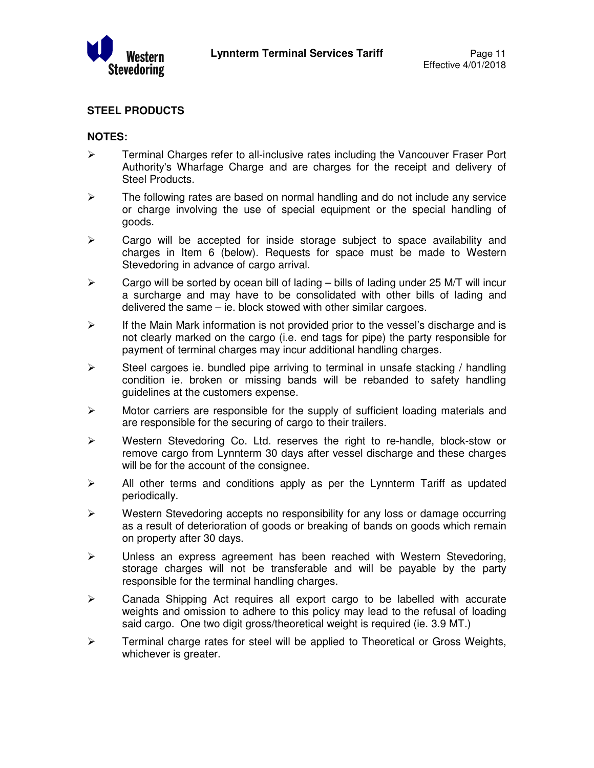## STEEL PRODUCTS

### NOTES:

- Terminal Charges refer to all-inclusive rates including the Vancouver Fraser Port Authority's Wharfage Charge and are charges for the receipt and delivery of Steel Products.
- The following rates are based on normal handling and do not include any service or charge involving the use of special equipment or the special handling of goods.
- Cargo will be accepted for inside storage subject to space availability and charges in Item 6 (below). Requests for space must be made to Western Stevedoring in advance of cargo arrival.
- Cargo will be sorted by ocean bill of lading – bills of lading under 25 M/T will incur a surcharge and may have to be consolidated with other bills of lading and delivered the same – ie. block stowed with other similar cargoes.
- If the Main Mark information is not provided prior to the vessel's discharge and is not clearly marked on the cargo (i.e. end tags for pipe) the party responsible for payment of terminal charges may incur additional handling charges.
- Steel cargoes ie. bundled pipe arriving to terminal in unsafe stacking / handling condition ie. broken or missing bands will be rebanded to safety handling guidelines at the customers expense.
- Motor carriers are responsible for the supply of sufficient loading materials and are responsible for the securing of cargo to their trailers.
- Western Stevedoring Co. Ltd. reserves the right to re-handle, block-stow or remove cargo from Lynnterm 30 days after vessel discharge and these charges will be for the account of the consignee.
- All other terms and conditions apply as per the Lynnterm Tariff as updated periodically.
- Western Stevedoring accepts no responsibility for any loss or damage occurring as a result of deterioration of goods or breaking of bands on goods which remain on property after 30 days.
- Unless an express agreement has been reached with Western Stevedoring, storage charges will not be transferable and will be payable by the party responsible for the terminal handling charges.
- Canada Shipping Act requires all export cargo to be labelled with accurate weights and omission to adhere to this policy may lead to the refusal of loading said cargo. One two digit gross/theoretical weight is required (ie. 3.9 MT.)
- Terminal charge rates for steel will be applied to Theoretical or Gross Weights, whichever is greater.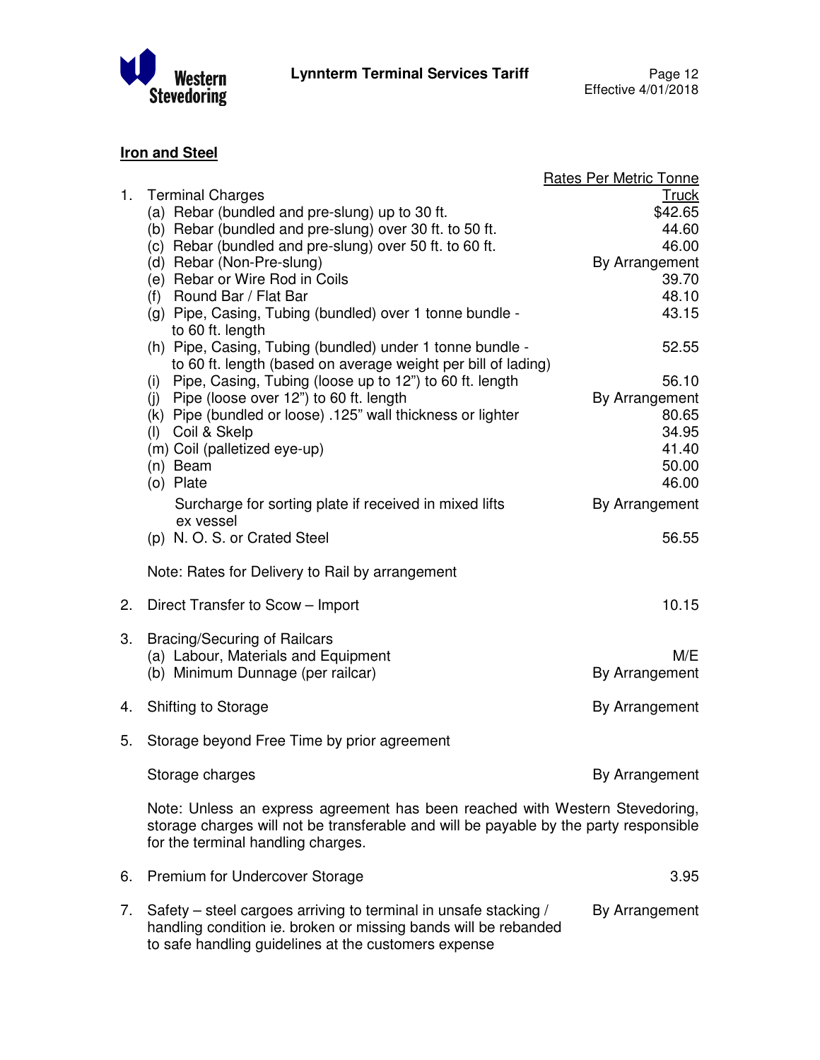## Iron and Steel

| | Rates Per Metric Tonne |
|---|---|
| 1. Terminal Charges | Truck |
| (a) Rebar (bundled and pre-slung) up to 30 ft. | $42.65 |
| (b) Rebar (bundled and pre-slung) over 30 ft. to 50 ft. | 44.60 |
| (c) Rebar (bundled and pre-slung) over 50 ft. to 60 ft. | 46.00 |
| (d) Rebar (Non-Pre-slung) | By Arrangement |
| (e) Rebar or Wire Rod in Coils | 39.70 |
| (f) Round Bar / Flat Bar | 48.10 |
| (g) Pipe, Casing, Tubing (bundled) over 1 tonne bundle - to 60 ft. length | 43.15 |
| (h) Pipe, Casing, Tubing (bundled) under 1 tonne bundle - to 60 ft. length (based on average weight per bill of lading) | 52.55 |
| (i) Pipe, Casing, Tubing (loose up to 12") to 60 ft. length | 56.10 |
| (j) Pipe (loose over 12") to 60 ft. length | By Arrangement |
| (k) Pipe (bundled or loose) .125" wall thickness or lighter | 80.65 |
| (l) Coil & Skelp | 34.95 |
| (m) Coil (palletized eye-up) | 41.40 |
| (n) Beam | 50.00 |
| (o) Plate | 46.00 |
| Surcharge for sorting plate if received in mixed lifts ex vessel | By Arrangement |
| (p) N. O. S. or Crated Steel | 56.55 |

Note: Rates for Delivery to Rail by arrangement

| | |
|---|---|
| 2. Direct Transfer to Scow – Import | 10.15 |
| 3. Bracing/Securing of Railcars | |
| (a) Labour, Materials and Equipment | M/E |
| (b) Minimum Dunnage (per railcar) | By Arrangement |
| 4. Shifting to Storage | By Arrangement |
| 5. Storage beyond Free Time by prior agreement | |
| Storage charges | By Arrangement |

Note: Unless an express agreement has been reached with Western Stevedoring, storage charges will not be transferable and will be payable by the party responsible for the terminal handling charges.

| | |
|---|---|
| 6. Premium for Undercover Storage | 3.95 |
| 7. Safety – steel cargoes arriving to terminal in unsafe stacking / handling condition ie. broken or missing bands will be rebanded to safe handling guidelines at the customers expense | By Arrangement |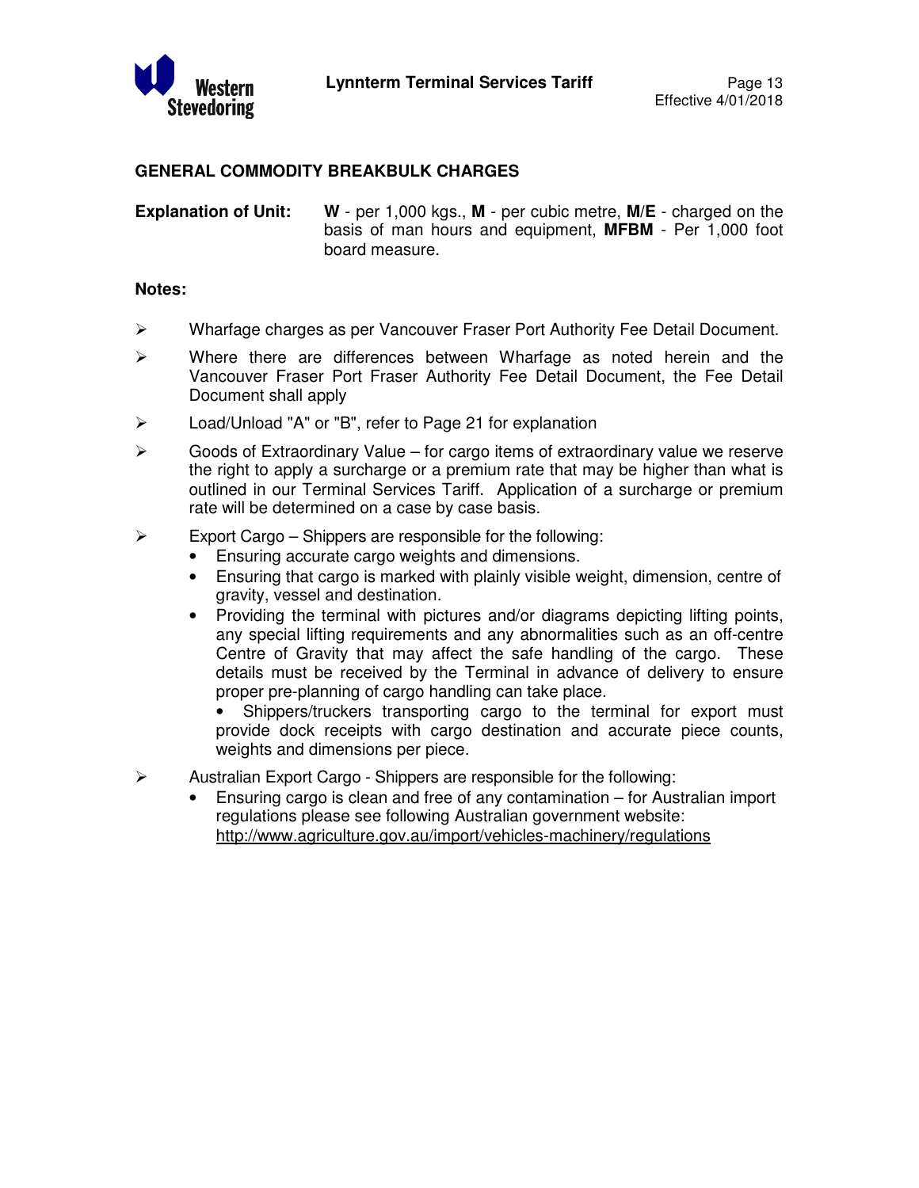## GENERAL COMMODITY BREAKBULK CHARGES

**Explanation of Unit:** **W** - per 1,000 kgs., **M** - per cubic metre, **M/E** - charged on the basis of man hours and equipment, **MFBM** - Per 1,000 foot board measure.

**Notes:**

- Wharfage charges as per Vancouver Fraser Port Authority Fee Detail Document.
- Where there are differences between Wharfage as noted herein and the Vancouver Fraser Port Fraser Authority Fee Detail Document, the Fee Detail Document shall apply
- Load/Unload "A" or "B", refer to Page 21 for explanation
- Goods of Extraordinary Value – for cargo items of extraordinary value we reserve the right to apply a surcharge or a premium rate that may be higher than what is outlined in our Terminal Services Tariff. Application of a surcharge or premium rate will be determined on a case by case basis.
- Export Cargo – Shippers are responsible for the following:
  - Ensuring accurate cargo weights and dimensions.
  - Ensuring that cargo is marked with plainly visible weight, dimension, centre of gravity, vessel and destination.
  - Providing the terminal with pictures and/or diagrams depicting lifting points, any special lifting requirements and any abnormalities such as an off-centre Centre of Gravity that may affect the safe handling of the cargo. These details must be received by the Terminal in advance of delivery to ensure proper pre-planning of cargo handling can take place.
  - Shippers/truckers transporting cargo to the terminal for export must provide dock receipts with cargo destination and accurate piece counts, weights and dimensions per piece.
- Australian Export Cargo - Shippers are responsible for the following:
  - Ensuring cargo is clean and free of any contamination – for Australian import regulations please see following Australian government website: http://www.agriculture.gov.au/import/vehicles-machinery/regulations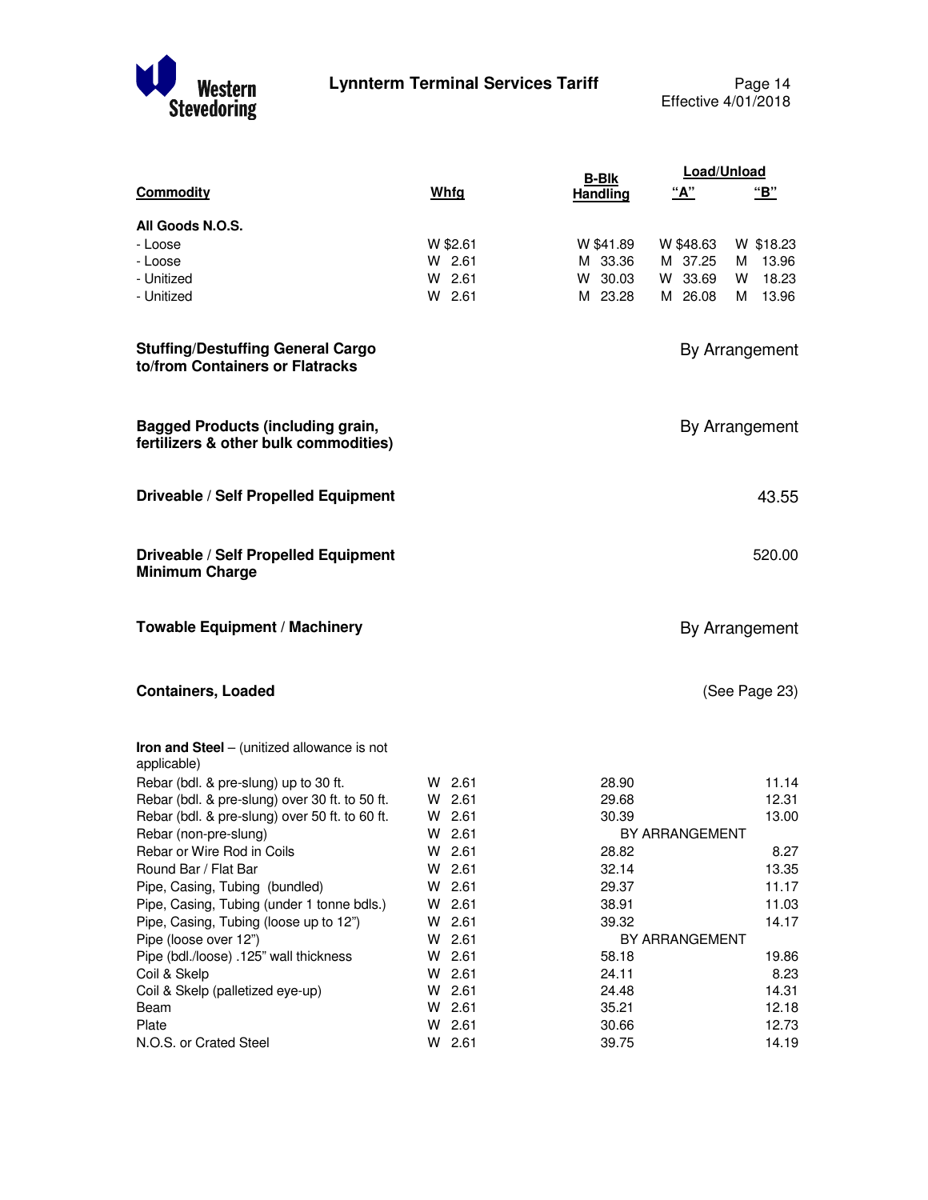| Commodity | Whfg | B-Blk Handling | Load/Unload "A" | Load/Unload "B" |
|---|---|---|---|---|
| **All Goods N.O.S.** | | | | |
| - Loose | W $2.61 | W $41.89 | W $48.63 | W $18.23 |
| - Loose | W 2.61 | M 33.36 | M 37.25 | M 13.96 |
| - Unitized | W 2.61 | W 30.03 | W 33.69 | W 18.23 |
| - Unitized | W 2.61 | M 23.28 | M 26.08 | M 13.96 |
| **Stuffing/Destuffing General Cargo to/from Containers or Flatracks** | | | | By Arrangement |
| **Bagged Products (including grain, fertilizers & other bulk commodities)** | | | | By Arrangement |
| **Driveable / Self Propelled Equipment** | | | | 43.55 |
| **Driveable / Self Propelled Equipment Minimum Charge** | | | | 520.00 |
| **Towable Equipment / Machinery** | | | | By Arrangement |
| **Containers, Loaded** | | | | (See Page 23) |
| **Iron and Steel** – (unitized allowance is not applicable) | | | | |
| Rebar (bdl. & pre-slung) up to 30 ft. | W 2.61 | 28.90 | | 11.14 |
| Rebar (bdl. & pre-slung) over 30 ft. to 50 ft. | W 2.61 | 29.68 | | 12.31 |
| Rebar (bdl. & pre-slung) over 50 ft. to 60 ft. | W 2.61 | 30.39 | | 13.00 |
| Rebar (non-pre-slung) | W 2.61 | BY ARRANGEMENT | | |
| Rebar or Wire Rod in Coils | W 2.61 | 28.82 | | 8.27 |
| Round Bar / Flat Bar | W 2.61 | 32.14 | | 13.35 |
| Pipe, Casing, Tubing (bundled) | W 2.61 | 29.37 | | 11.17 |
| Pipe, Casing, Tubing (under 1 tonne bdls.) | W 2.61 | 38.91 | | 11.03 |
| Pipe, Casing, Tubing (loose up to 12") | W 2.61 | 39.32 | | 14.17 |
| Pipe (loose over 12") | W 2.61 | BY ARRANGEMENT | | |
| Pipe (bdl./loose) .125" wall thickness | W 2.61 | 58.18 | | 19.86 |
| Coil & Skelp | W 2.61 | 24.11 | | 8.23 |
| Coil & Skelp (palletized eye-up) | W 2.61 | 24.48 | | 14.31 |
| Beam | W 2.61 | 35.21 | | 12.18 |
| Plate | W 2.61 | 30.66 | | 12.73 |
| N.O.S. or Crated Steel | W 2.61 | 39.75 | | 14.19 |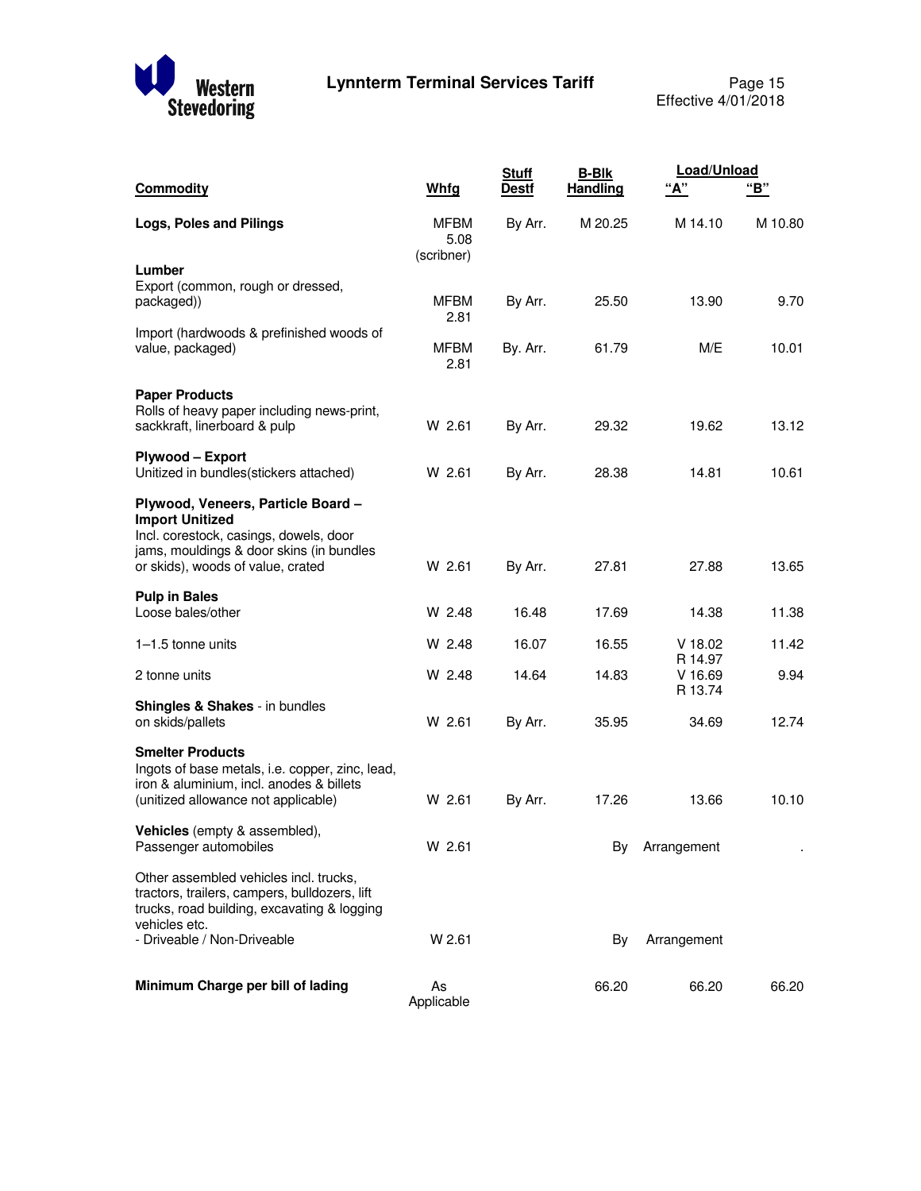| **Commodity** | **Whfg** | **Stuff Destf** | **B-Blk Handling** | **Load/Unload "A"** | **"B"** |
|---|---|---|---|---|---|
| **Logs, Poles and Pilings** | MFBM 5.08 (scribner) | By Arr. | M 20.25 | M 14.10 | M 10.80 |
| **Lumber** | | | | | |
| Export (common, rough or dressed, packaged)) | MFBM 2.81 | By Arr. | 25.50 | 13.90 | 9.70 |
| Import (hardwoods & prefinished woods of value, packaged) | MFBM 2.81 | By. Arr. | 61.79 | M/E | 10.01 |
| **Paper Products** Rolls of heavy paper including news-print, sackkraft, linerboard & pulp | W 2.61 | By Arr. | 29.32 | 19.62 | 13.12 |
| **Plywood – Export** Unitized in bundles(stickers attached) | W 2.61 | By Arr. | 28.38 | 14.81 | 10.61 |
| **Plywood, Veneers, Particle Board – Import Unitized** Incl. corestock, casings, dowels, door jams, mouldings & door skins (in bundles or skids), woods of value, crated | W 2.61 | By Arr. | 27.81 | 27.88 | 13.65 |
| **Pulp in Bales** Loose bales/other | W 2.48 | 16.48 | 17.69 | 14.38 | 11.38 |
| 1–1.5 tonne units | W 2.48 | 16.07 | 16.55 | V 18.02 R 14.97 | 11.42 |
| 2 tonne units | W 2.48 | 14.64 | 14.83 | V 16.69 R 13.74 | 9.94 |
| **Shingles & Shakes** - in bundles on skids/pallets | W 2.61 | By Arr. | 35.95 | 34.69 | 12.74 |
| **Smelter Products** Ingots of base metals, i.e. copper, zinc, lead, iron & aluminium, incl. anodes & billets (unitized allowance not applicable) | W 2.61 | By Arr. | 17.26 | 13.66 | 10.10 |
| **Vehicles** (empty & assembled), Passenger automobiles | W 2.61 | | By | Arrangement | . |
| Other assembled vehicles incl. trucks, tractors, trailers, campers, bulldozers, lift trucks, road building, excavating & logging vehicles etc. - Driveable / Non-Driveable | W 2.61 | | By | Arrangement | |
| **Minimum Charge per bill of lading** | As Applicable | | 66.20 | 66.20 | 66.20 |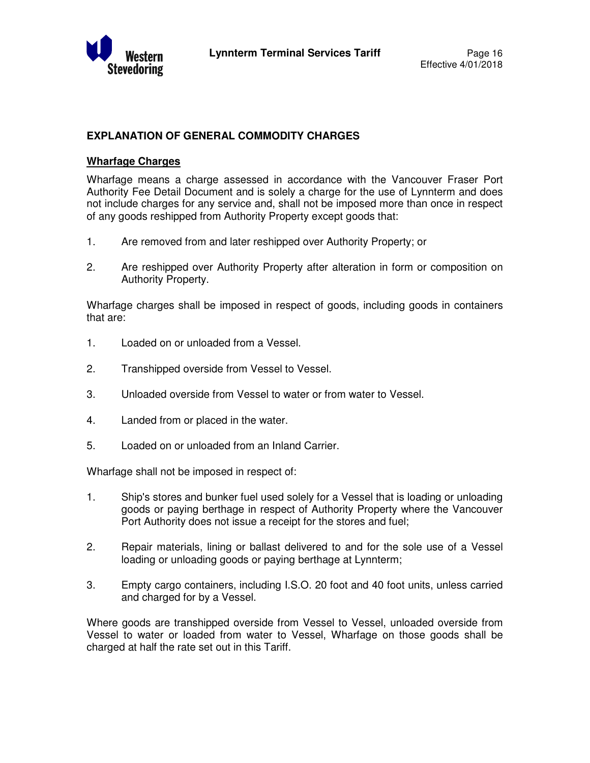## EXPLANATION OF GENERAL COMMODITY CHARGES

### Wharfage Charges

Wharfage means a charge assessed in accordance with the Vancouver Fraser Port Authority Fee Detail Document and is solely a charge for the use of Lynnterm and does not include charges for any service and, shall not be imposed more than once in respect of any goods reshipped from Authority Property except goods that:

1. Are removed from and later reshipped over Authority Property; or
2. Are reshipped over Authority Property after alteration in form or composition on Authority Property.

Wharfage charges shall be imposed in respect of goods, including goods in containers that are:

1. Loaded on or unloaded from a Vessel.
2. Transhipped overside from Vessel to Vessel.
3. Unloaded overside from Vessel to water or from water to Vessel.
4. Landed from or placed in the water.
5. Loaded on or unloaded from an Inland Carrier.

Wharfage shall not be imposed in respect of:

1. Ship's stores and bunker fuel used solely for a Vessel that is loading or unloading goods or paying berthage in respect of Authority Property where the Vancouver Port Authority does not issue a receipt for the stores and fuel;
2. Repair materials, lining or ballast delivered to and for the sole use of a Vessel loading or unloading goods or paying berthage at Lynnterm;
3. Empty cargo containers, including I.S.O. 20 foot and 40 foot units, unless carried and charged for by a Vessel.

Where goods are transhipped overside from Vessel to Vessel, unloaded overside from Vessel to water or loaded from water to Vessel, Wharfage on those goods shall be charged at half the rate set out in this Tariff.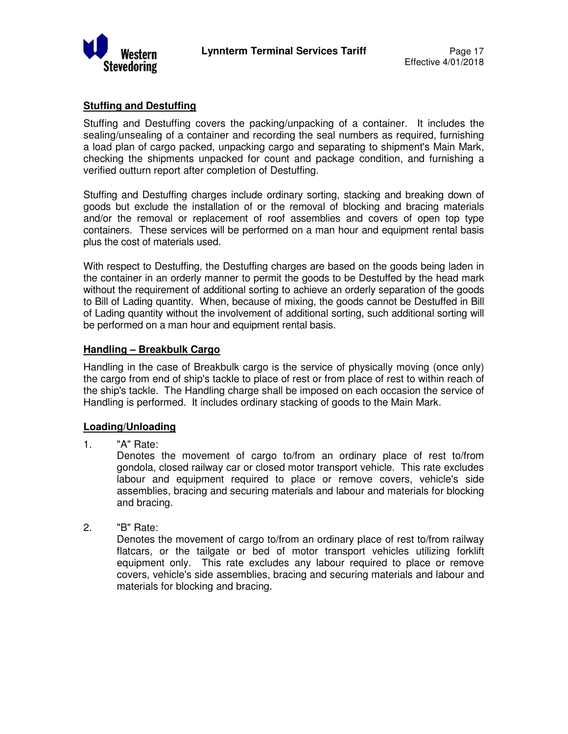## Stuffing and Destuffing

Stuffing and Destuffing covers the packing/unpacking of a container. It includes the sealing/unsealing of a container and recording the seal numbers as required, furnishing a load plan of cargo packed, unpacking cargo and separating to shipment's Main Mark, checking the shipments unpacked for count and package condition, and furnishing a verified outturn report after completion of Destuffing.

Stuffing and Destuffing charges include ordinary sorting, stacking and breaking down of goods but exclude the installation of or the removal of blocking and bracing materials and/or the removal or replacement of roof assemblies and covers of open top type containers. These services will be performed on a man hour and equipment rental basis plus the cost of materials used.

With respect to Destuffing, the Destuffing charges are based on the goods being laden in the container in an orderly manner to permit the goods to be Destuffed by the head mark without the requirement of additional sorting to achieve an orderly separation of the goods to Bill of Lading quantity. When, because of mixing, the goods cannot be Destuffed in Bill of Lading quantity without the involvement of additional sorting, such additional sorting will be performed on a man hour and equipment rental basis.

## Handling – Breakbulk Cargo

Handling in the case of Breakbulk cargo is the service of physically moving (once only) the cargo from end of ship's tackle to place of rest or from place of rest to within reach of the ship's tackle. The Handling charge shall be imposed on each occasion the service of Handling is performed. It includes ordinary stacking of goods to the Main Mark.

## Loading/Unloading

1. "A" Rate:
   Denotes the movement of cargo to/from an ordinary place of rest to/from gondola, closed railway car or closed motor transport vehicle. This rate excludes labour and equipment required to place or remove covers, vehicle's side assemblies, bracing and securing materials and labour and materials for blocking and bracing.

2. "B" Rate:
   Denotes the movement of cargo to/from an ordinary place of rest to/from railway flatcars, or the tailgate or bed of motor transport vehicles utilizing forklift equipment only. This rate excludes any labour required to place or remove covers, vehicle's side assemblies, bracing and securing materials and labour and materials for blocking and bracing.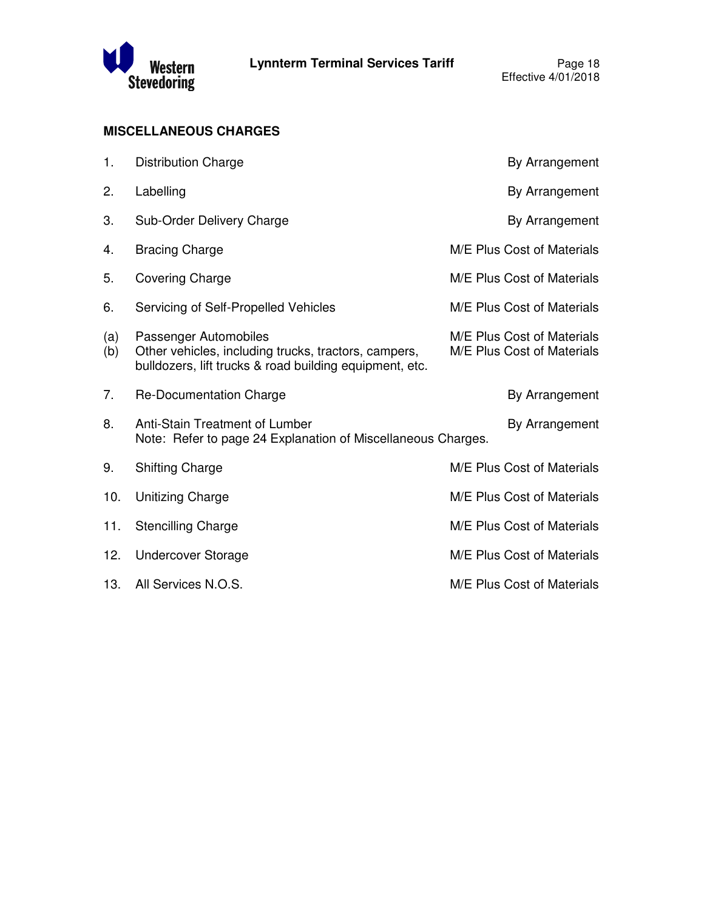## MISCELLANEOUS CHARGES

| | | |
|---|---|---|
| 1. | Distribution Charge | By Arrangement |
| 2. | Labelling | By Arrangement |
| 3. | Sub-Order Delivery Charge | By Arrangement |
| 4. | Bracing Charge | M/E Plus Cost of Materials |
| 5. | Covering Charge | M/E Plus Cost of Materials |
| 6. | Servicing of Self-Propelled Vehicles | M/E Plus Cost of Materials |
| (a) | Passenger Automobiles | M/E Plus Cost of Materials |
| (b) | Other vehicles, including trucks, tractors, campers, bulldozers, lift trucks & road building equipment, etc. | M/E Plus Cost of Materials |
| 7. | Re-Documentation Charge | By Arrangement |
| 8. | Anti-Stain Treatment of Lumber<br>Note: Refer to page 24 Explanation of Miscellaneous Charges. | By Arrangement |
| 9. | Shifting Charge | M/E Plus Cost of Materials |
| 10. | Unitizing Charge | M/E Plus Cost of Materials |
| 11. | Stencilling Charge | M/E Plus Cost of Materials |
| 12. | Undercover Storage | M/E Plus Cost of Materials |
| 13. | All Services N.O.S. | M/E Plus Cost of Materials |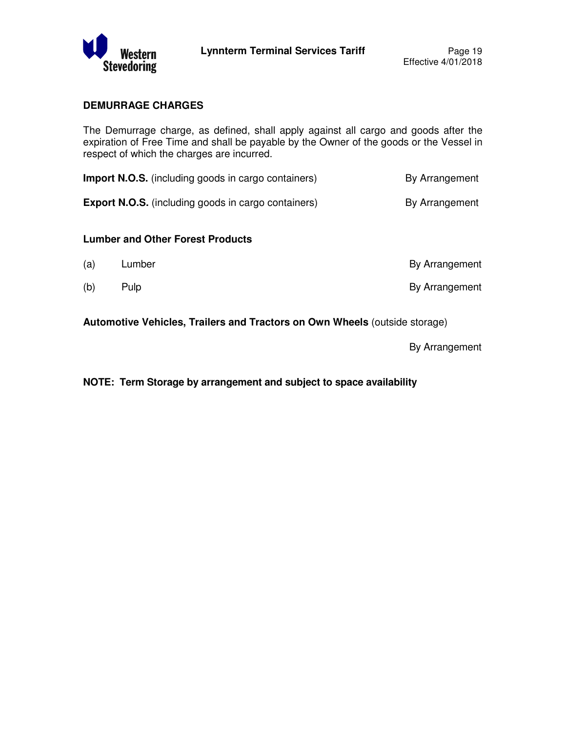## DEMURRAGE CHARGES

The Demurrage charge, as defined, shall apply against all cargo and goods after the expiration of Free Time and shall be payable by the Owner of the goods or the Vessel in respect of which the charges are incurred.

| | |
|---|---|
| **Import N.O.S.** (including goods in cargo containers) | By Arrangement |
| **Export N.O.S.** (including goods in cargo containers) | By Arrangement |

### Lumber and Other Forest Products

| | | |
|---|---|---|
| (a) | Lumber | By Arrangement |
| (b) | Pulp | By Arrangement |

**Automotive Vehicles, Trailers and Tractors on Own Wheels** (outside storage)

By Arrangement

**NOTE: Term Storage by arrangement and subject to space availability**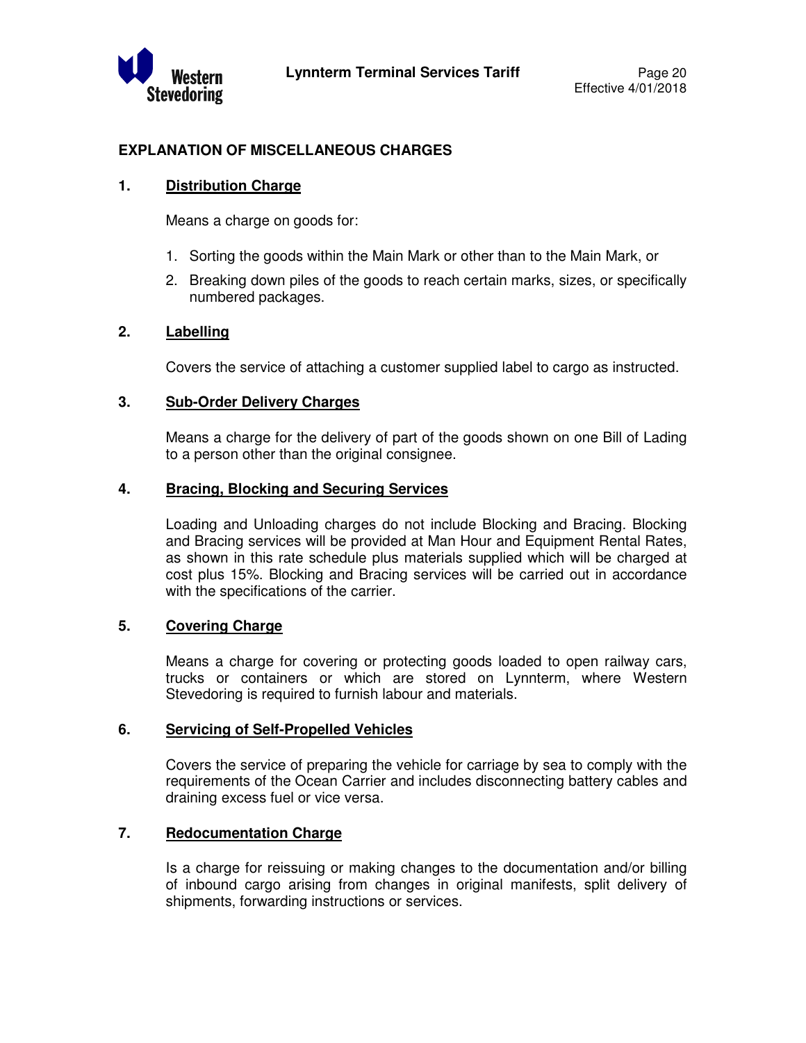## EXPLANATION OF MISCELLANEOUS CHARGES

### 1. Distribution Charge

Means a charge on goods for:

1. Sorting the goods within the Main Mark or other than to the Main Mark, or
2. Breaking down piles of the goods to reach certain marks, sizes, or specifically numbered packages.

### 2. Labelling

Covers the service of attaching a customer supplied label to cargo as instructed.

### 3. Sub-Order Delivery Charges

Means a charge for the delivery of part of the goods shown on one Bill of Lading to a person other than the original consignee.

### 4. Bracing, Blocking and Securing Services

Loading and Unloading charges do not include Blocking and Bracing. Blocking and Bracing services will be provided at Man Hour and Equipment Rental Rates, as shown in this rate schedule plus materials supplied which will be charged at cost plus 15%. Blocking and Bracing services will be carried out in accordance with the specifications of the carrier.

### 5. Covering Charge

Means a charge for covering or protecting goods loaded to open railway cars, trucks or containers or which are stored on Lynnterm, where Western Stevedoring is required to furnish labour and materials.

### 6. Servicing of Self-Propelled Vehicles

Covers the service of preparing the vehicle for carriage by sea to comply with the requirements of the Ocean Carrier and includes disconnecting battery cables and draining excess fuel or vice versa.

### 7. Redocumentation Charge

Is a charge for reissuing or making changes to the documentation and/or billing of inbound cargo arising from changes in original manifests, split delivery of shipments, forwarding instructions or services.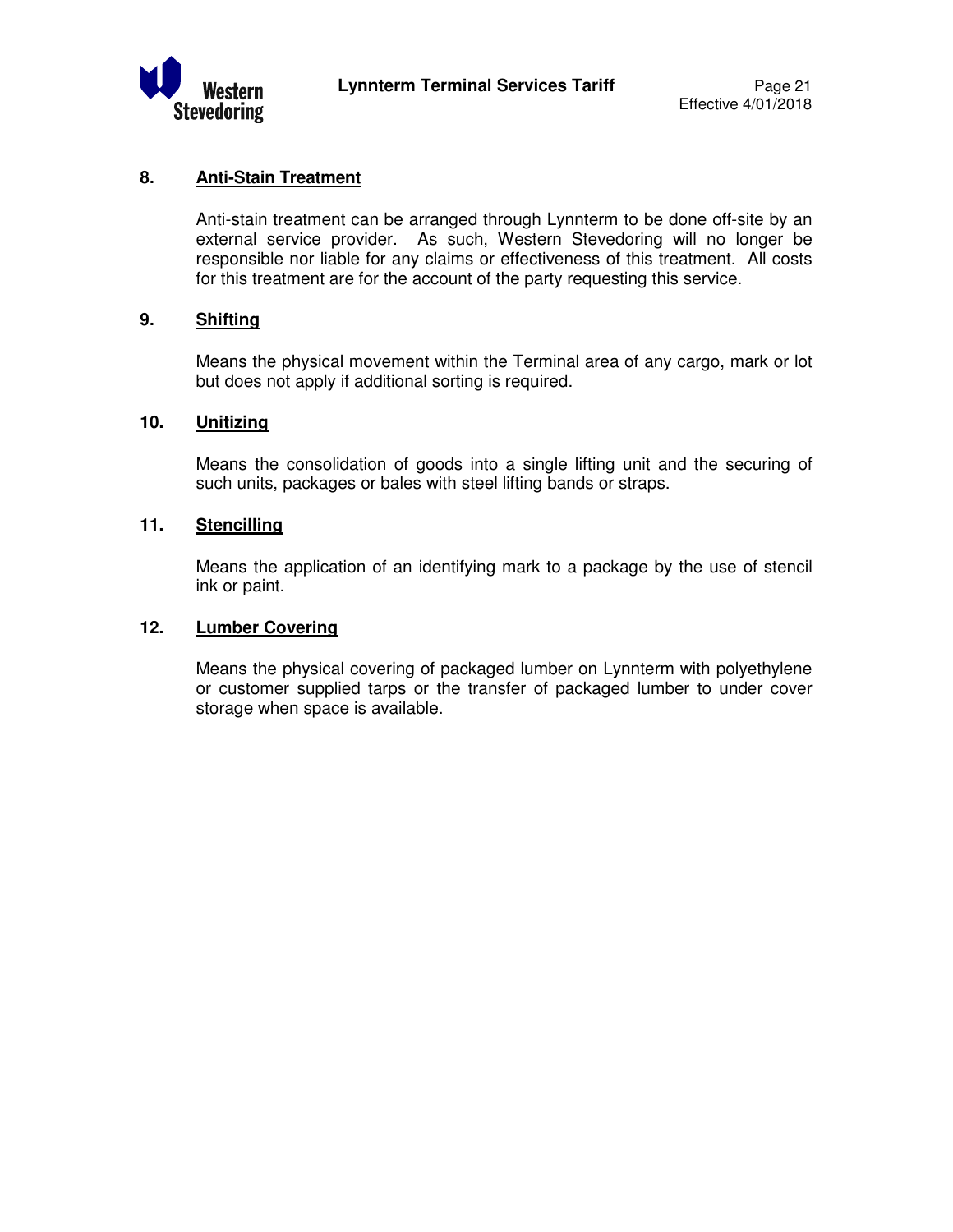## 8. Anti-Stain Treatment

Anti-stain treatment can be arranged through Lynnterm to be done off-site by an external service provider. As such, Western Stevedoring will no longer be responsible nor liable for any claims or effectiveness of this treatment. All costs for this treatment are for the account of the party requesting this service.

## 9. Shifting

Means the physical movement within the Terminal area of any cargo, mark or lot but does not apply if additional sorting is required.

## 10. Unitizing

Means the consolidation of goods into a single lifting unit and the securing of such units, packages or bales with steel lifting bands or straps.

## 11. Stencilling

Means the application of an identifying mark to a package by the use of stencil ink or paint.

## 12. Lumber Covering

Means the physical covering of packaged lumber on Lynnterm with polyethylene or customer supplied tarps or the transfer of packaged lumber to under cover storage when space is available.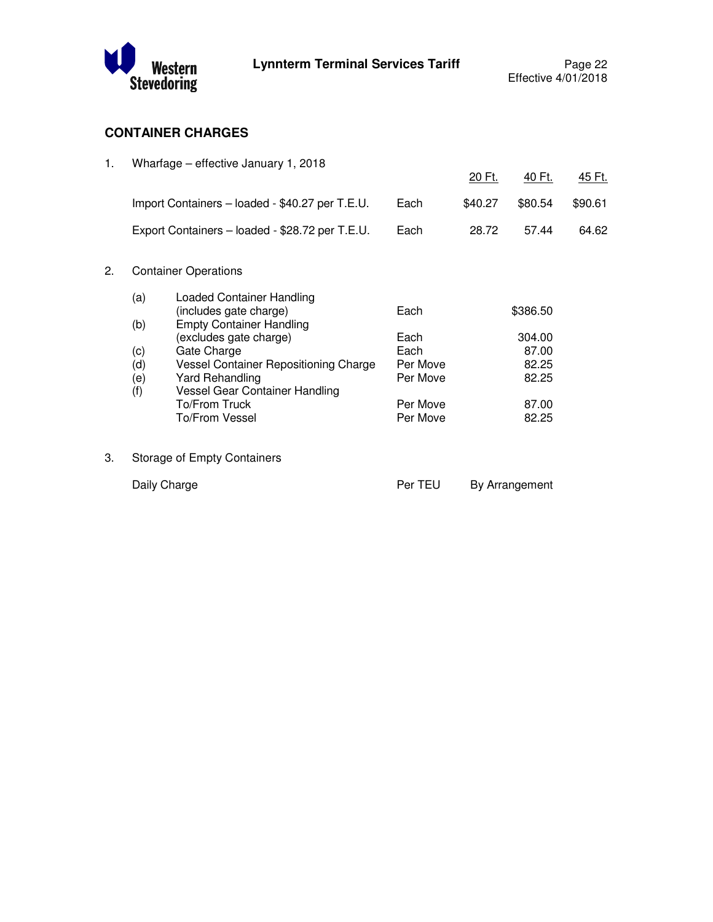## CONTAINER CHARGES

1. Wharfage – effective January 1, 2018

| | | 20 Ft. | 40 Ft. | 45 Ft. |
|---|---|---|---|---|
| Import Containers – loaded - $40.27 per T.E.U. | Each | $40.27 | $80.54 | $90.61 |
| Export Containers – loaded - $28.72 per T.E.U. | Each | 28.72 | 57.44 | 64.62 |

2. Container Operations

| | | | |
|---|---|---|---|
| (a) | Loaded Container Handling (includes gate charge) | Each | $386.50 |
| (b) | Empty Container Handling (excludes gate charge) | Each | 304.00 |
| (c) | Gate Charge | Each | 87.00 |
| (d) | Vessel Container Repositioning Charge | Per Move | 82.25 |
| (e) | Yard Rehandling | Per Move | 82.25 |
| (f) | Vessel Gear Container Handling | | |
| | To/From Truck | Per Move | 87.00 |
| | To/From Vessel | Per Move | 82.25 |

3. Storage of Empty Containers

| | | |
|---|---|---|
| Daily Charge | Per TEU | By Arrangement |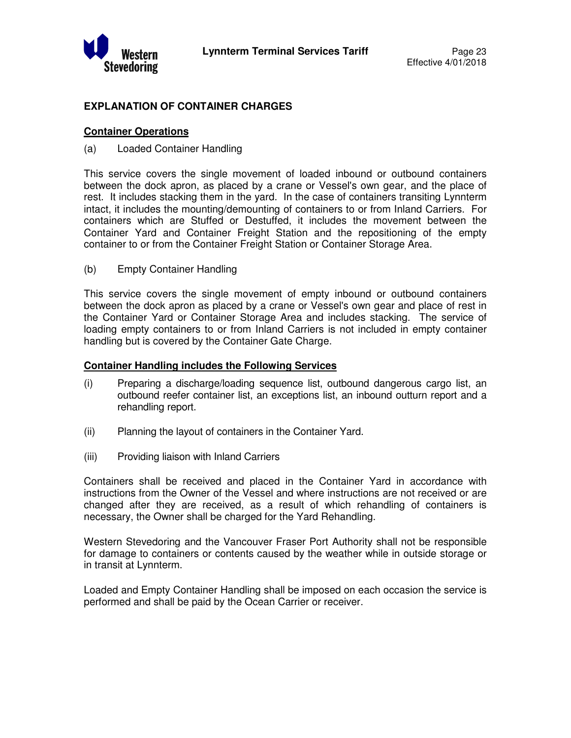## EXPLANATION OF CONTAINER CHARGES

### Container Operations

(a) Loaded Container Handling

This service covers the single movement of loaded inbound or outbound containers between the dock apron, as placed by a crane or Vessel's own gear, and the place of rest. It includes stacking them in the yard. In the case of containers transiting Lynnterm intact, it includes the mounting/demounting of containers to or from Inland Carriers. For containers which are Stuffed or Destuffed, it includes the movement between the Container Yard and Container Freight Station and the repositioning of the empty container to or from the Container Freight Station or Container Storage Area.

(b) Empty Container Handling

This service covers the single movement of empty inbound or outbound containers between the dock apron as placed by a crane or Vessel's own gear and place of rest in the Container Yard or Container Storage Area and includes stacking. The service of loading empty containers to or from Inland Carriers is not included in empty container handling but is covered by the Container Gate Charge.

### Container Handling includes the Following Services

(i) Preparing a discharge/loading sequence list, outbound dangerous cargo list, an outbound reefer container list, an exceptions list, an inbound outturn report and a rehandling report.

(ii) Planning the layout of containers in the Container Yard.

(iii) Providing liaison with Inland Carriers

Containers shall be received and placed in the Container Yard in accordance with instructions from the Owner of the Vessel and where instructions are not received or are changed after they are received, as a result of which rehandling of containers is necessary, the Owner shall be charged for the Yard Rehandling.

Western Stevedoring and the Vancouver Fraser Port Authority shall not be responsible for damage to containers or contents caused by the weather while in outside storage or in transit at Lynnterm.

Loaded and Empty Container Handling shall be imposed on each occasion the service is performed and shall be paid by the Ocean Carrier or receiver.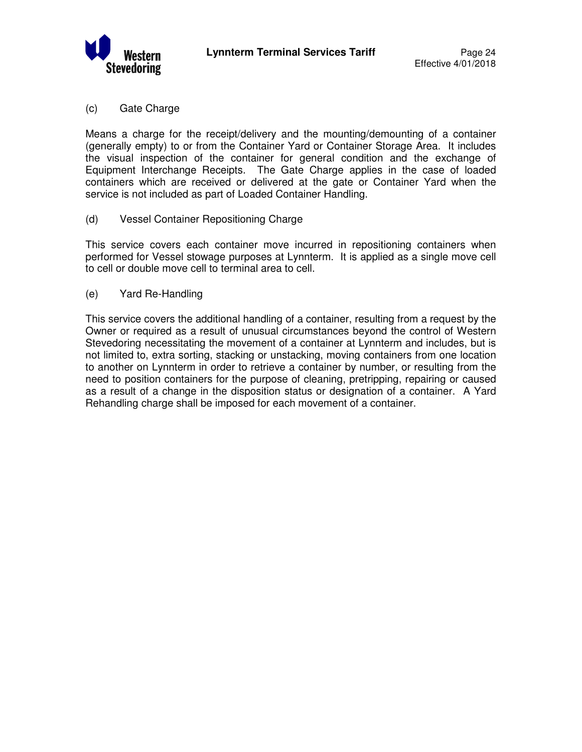(c) Gate Charge

Means a charge for the receipt/delivery and the mounting/demounting of a container (generally empty) to or from the Container Yard or Container Storage Area. It includes the visual inspection of the container for general condition and the exchange of Equipment Interchange Receipts. The Gate Charge applies in the case of loaded containers which are received or delivered at the gate or Container Yard when the service is not included as part of Loaded Container Handling.

(d) Vessel Container Repositioning Charge

This service covers each container move incurred in repositioning containers when performed for Vessel stowage purposes at Lynnterm. It is applied as a single move cell to cell or double move cell to terminal area to cell.

(e) Yard Re-Handling

This service covers the additional handling of a container, resulting from a request by the Owner or required as a result of unusual circumstances beyond the control of Western Stevedoring necessitating the movement of a container at Lynnterm and includes, but is not limited to, extra sorting, stacking or unstacking, moving containers from one location to another on Lynnterm in order to retrieve a container by number, or resulting from the need to position containers for the purpose of cleaning, pretripping, repairing or caused as a result of a change in the disposition status or designation of a container. A Yard Rehandling charge shall be imposed for each movement of a container.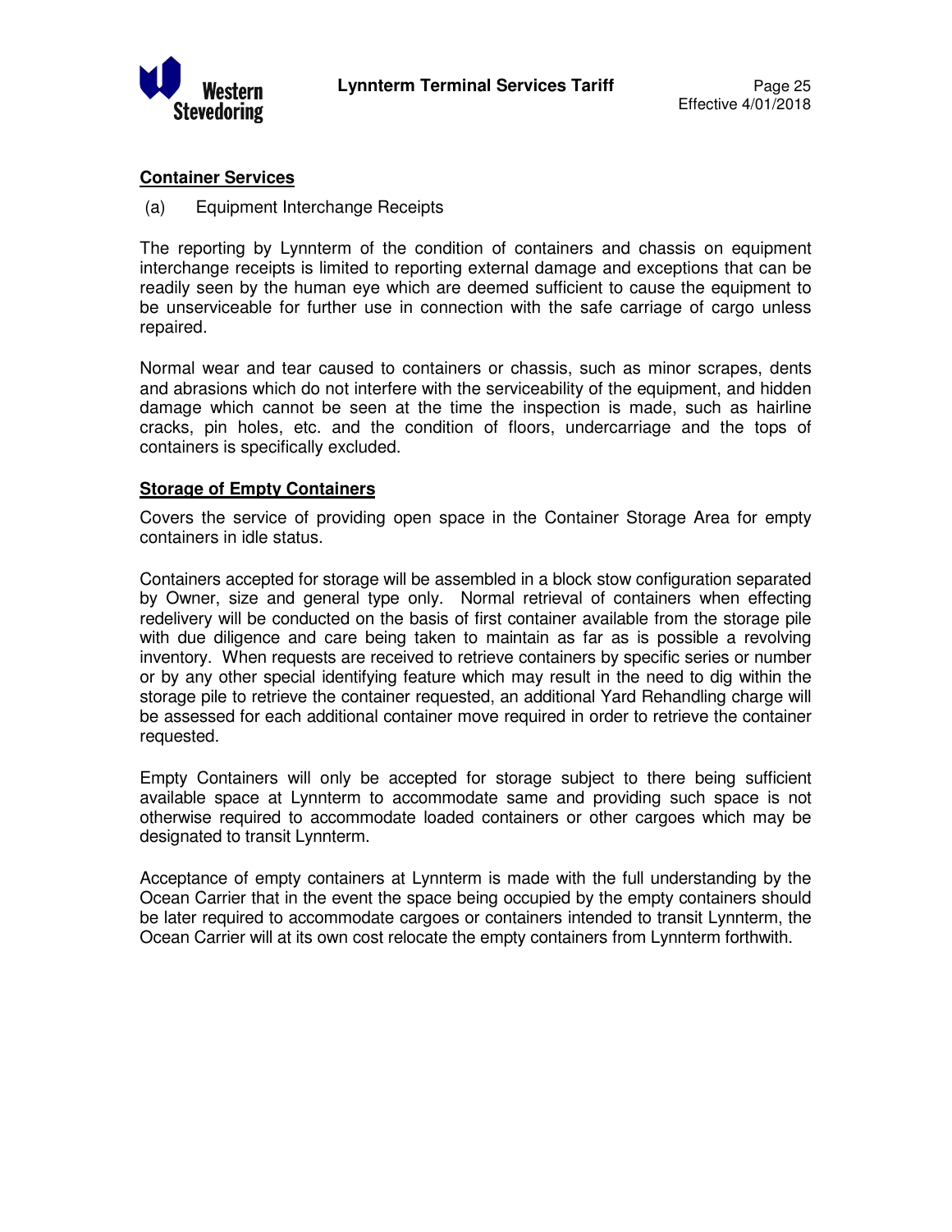## Container Services

(a) Equipment Interchange Receipts

The reporting by Lynnterm of the condition of containers and chassis on equipment interchange receipts is limited to reporting external damage and exceptions that can be readily seen by the human eye which are deemed sufficient to cause the equipment to be unserviceable for further use in connection with the safe carriage of cargo unless repaired.

Normal wear and tear caused to containers or chassis, such as minor scrapes, dents and abrasions which do not interfere with the serviceability of the equipment, and hidden damage which cannot be seen at the time the inspection is made, such as hairline cracks, pin holes, etc. and the condition of floors, undercarriage and the tops of containers is specifically excluded.

## Storage of Empty Containers

Covers the service of providing open space in the Container Storage Area for empty containers in idle status.

Containers accepted for storage will be assembled in a block stow configuration separated by Owner, size and general type only. Normal retrieval of containers when effecting redelivery will be conducted on the basis of first container available from the storage pile with due diligence and care being taken to maintain as far as is possible a revolving inventory. When requests are received to retrieve containers by specific series or number or by any other special identifying feature which may result in the need to dig within the storage pile to retrieve the container requested, an additional Yard Rehandling charge will be assessed for each additional container move required in order to retrieve the container requested.

Empty Containers will only be accepted for storage subject to there being sufficient available space at Lynnterm to accommodate same and providing such space is not otherwise required to accommodate loaded containers or other cargoes which may be designated to transit Lynnterm.

Acceptance of empty containers at Lynnterm is made with the full understanding by the Ocean Carrier that in the event the space being occupied by the empty containers should be later required to accommodate cargoes or containers intended to transit Lynnterm, the Ocean Carrier will at its own cost relocate the empty containers from Lynnterm forthwith.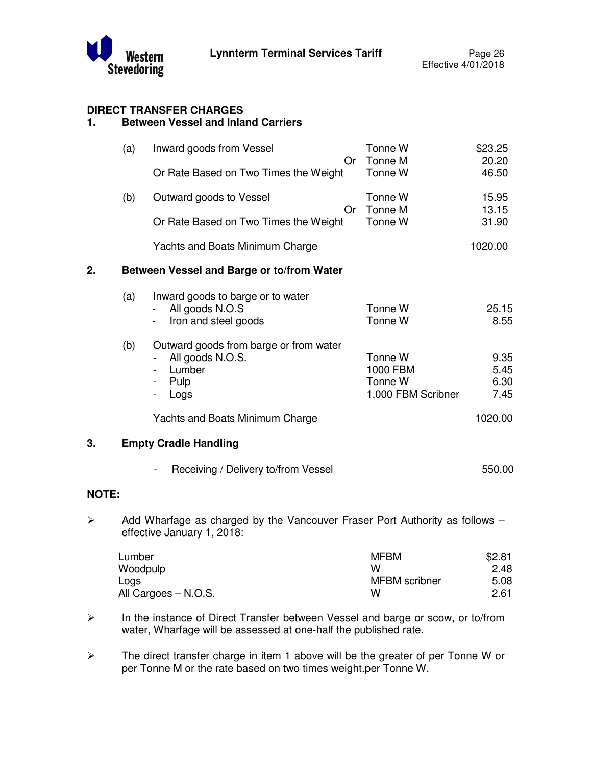## DIRECT TRANSFER CHARGES

### 1. Between Vessel and Inland Carriers

| | | | |
|---|---|---|---|
| (a) | Inward goods from Vessel | Tonne W | $23.25 |
| | Or | Tonne M | 20.20 |
| | Or Rate Based on Two Times the Weight | Tonne W | 46.50 |
| (b) | Outward goods to Vessel | Tonne W | 15.95 |
| | Or | Tonne M | 13.15 |
| | Or Rate Based on Two Times the Weight | Tonne W | 31.90 |
| | Yachts and Boats Minimum Charge | | 1020.00 |

### 2. Between Vessel and Barge or to/from Water

| | | | |
|---|---|---|---|
| (a) | Inward goods to barge or to water | | |
| | - All goods N.O.S | Tonne W | 25.15 |
| | - Iron and steel goods | Tonne W | 8.55 |
| (b) | Outward goods from barge or from water | | |
| | - All goods N.O.S. | Tonne W | 9.35 |
| | - Lumber | 1000 FBM | 5.45 |
| | - Pulp | Tonne W | 6.30 |
| | - Logs | 1,000 FBM Scribner | 7.45 |
| | Yachts and Boats Minimum Charge | | 1020.00 |

### 3. Empty Cradle Handling

| | |
|---|---|
| - Receiving / Delivery to/from Vessel | 550.00 |

**NOTE:**

- Add Wharfage as charged by the Vancouver Fraser Port Authority as follows – effective January 1, 2018:

| | | |
|---|---|---|
| Lumber | MFBM | $2.81 |
| Woodpulp | W | 2.48 |
| Logs | MFBM scribner | 5.08 |
| All Cargoes – N.O.S. | W | 2.61 |

- In the instance of Direct Transfer between Vessel and barge or scow, or to/from water, Wharfage will be assessed at one-half the published rate.

- The direct transfer charge in item 1 above will be the greater of per Tonne W or per Tonne M or the rate based on two times weight.per Tonne W.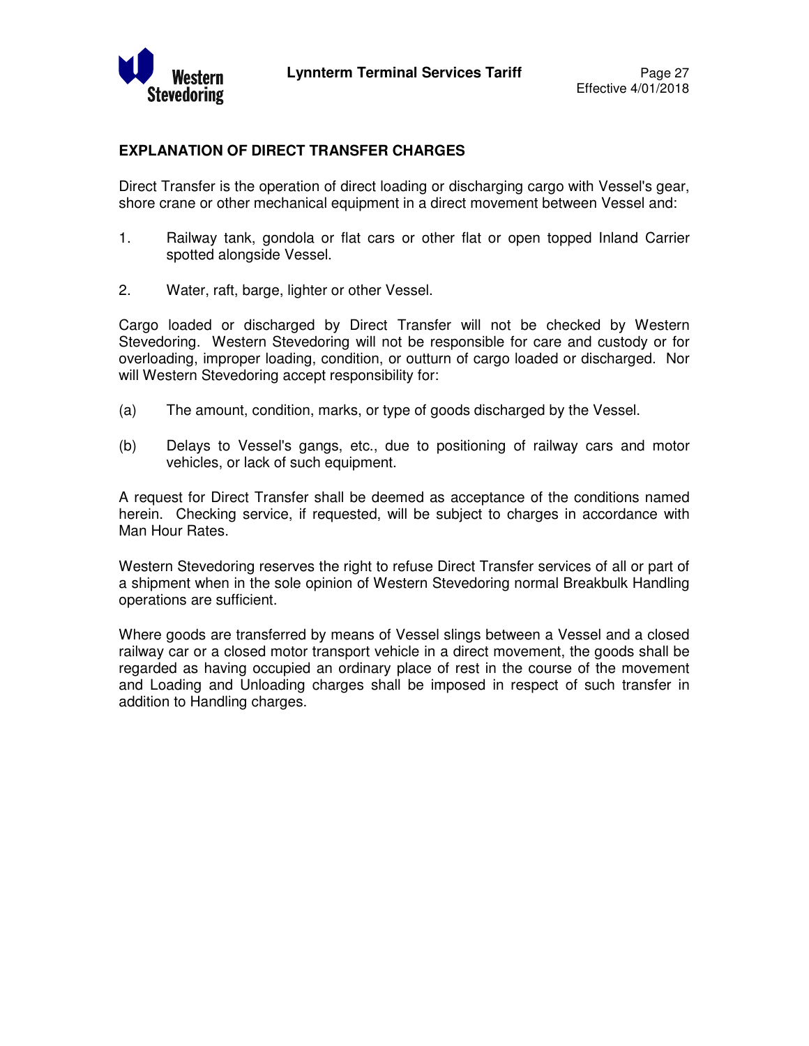## EXPLANATION OF DIRECT TRANSFER CHARGES

Direct Transfer is the operation of direct loading or discharging cargo with Vessel's gear, shore crane or other mechanical equipment in a direct movement between Vessel and:

1. Railway tank, gondola or flat cars or other flat or open topped Inland Carrier spotted alongside Vessel.

2. Water, raft, barge, lighter or other Vessel.

Cargo loaded or discharged by Direct Transfer will not be checked by Western Stevedoring. Western Stevedoring will not be responsible for care and custody or for overloading, improper loading, condition, or outturn of cargo loaded or discharged. Nor will Western Stevedoring accept responsibility for:

(a) The amount, condition, marks, or type of goods discharged by the Vessel.

(b) Delays to Vessel's gangs, etc., due to positioning of railway cars and motor vehicles, or lack of such equipment.

A request for Direct Transfer shall be deemed as acceptance of the conditions named herein. Checking service, if requested, will be subject to charges in accordance with Man Hour Rates.

Western Stevedoring reserves the right to refuse Direct Transfer services of all or part of a shipment when in the sole opinion of Western Stevedoring normal Breakbulk Handling operations are sufficient.

Where goods are transferred by means of Vessel slings between a Vessel and a closed railway car or a closed motor transport vehicle in a direct movement, the goods shall be regarded as having occupied an ordinary place of rest in the course of the movement and Loading and Unloading charges shall be imposed in respect of such transfer in addition to Handling charges.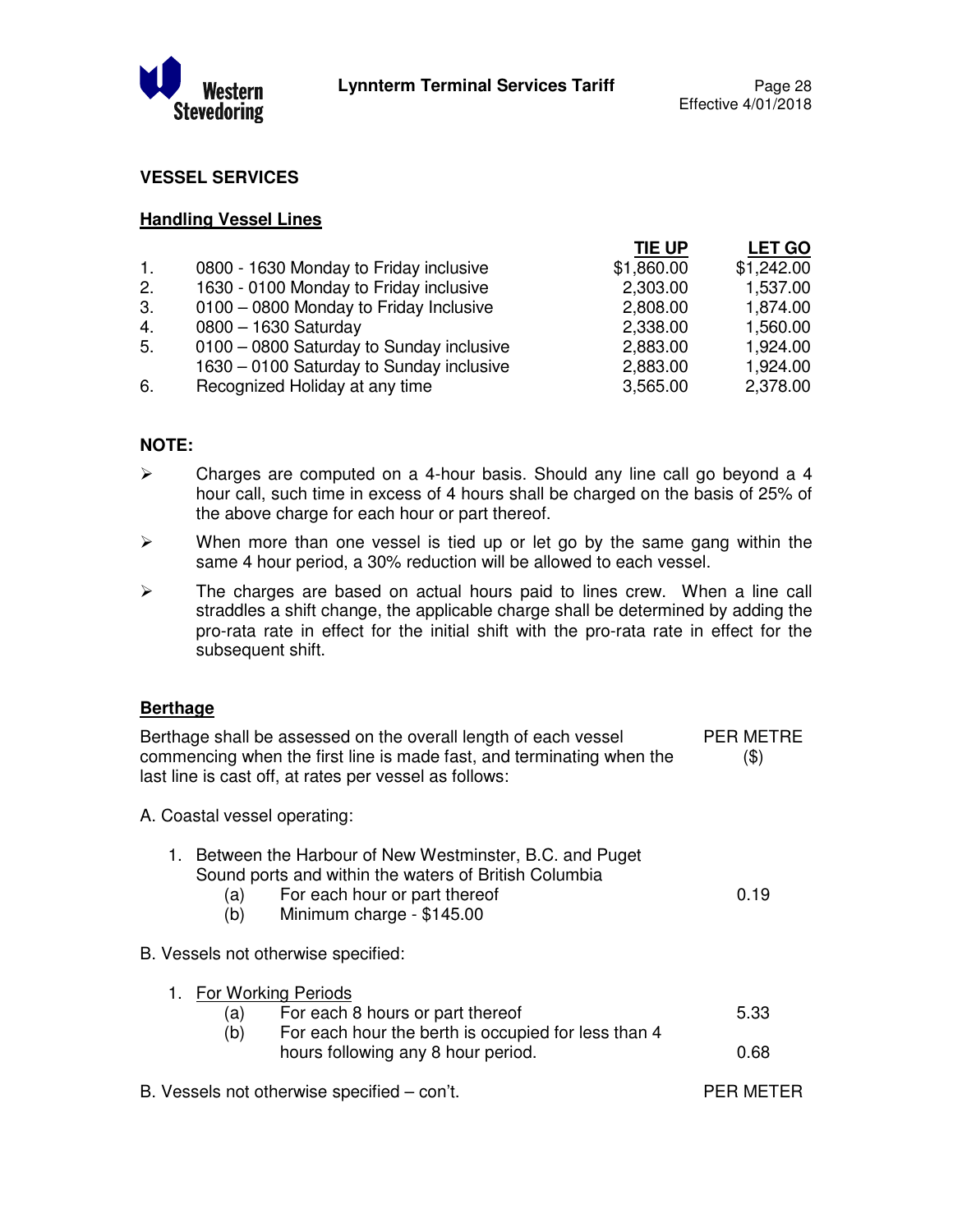## VESSEL SERVICES

### Handling Vessel Lines

| | | TIE UP | LET GO |
|---|---|---|---|
| 1. | 0800 - 1630 Monday to Friday inclusive | $1,860.00 | $1,242.00 |
| 2. | 1630 - 0100 Monday to Friday inclusive | 2,303.00 | 1,537.00 |
| 3. | 0100 – 0800 Monday to Friday Inclusive | 2,808.00 | 1,874.00 |
| 4. | 0800 – 1630 Saturday | 2,338.00 | 1,560.00 |
| 5. | 0100 – 0800 Saturday to Sunday inclusive | 2,883.00 | 1,924.00 |
| | 1630 – 0100 Saturday to Sunday inclusive | 2,883.00 | 1,924.00 |
| 6. | Recognized Holiday at any time | 3,565.00 | 2,378.00 |

**NOTE:**

- Charges are computed on a 4-hour basis. Should any line call go beyond a 4 hour call, such time in excess of 4 hours shall be charged on the basis of 25% of the above charge for each hour or part thereof.
- When more than one vessel is tied up or let go by the same gang within the same 4 hour period, a 30% reduction will be allowed to each vessel.
- The charges are based on actual hours paid to lines crew. When a line call straddles a shift change, the applicable charge shall be determined by adding the pro-rata rate in effect for the initial shift with the pro-rata rate in effect for the subsequent shift.

### Berthage

Berthage shall be assessed on the overall length of each vessel commencing when the first line is made fast, and terminating when the last line is cast off, at rates per vessel as follows: PER METRE ($)

A. Coastal vessel operating:

1. Between the Harbour of New Westminster, B.C. and Puget Sound ports and within the waters of British Columbia
   - (a) For each hour or part thereof — 0.19
   - (b) Minimum charge - $145.00

B. Vessels not otherwise specified:

1. For Working Periods
   - (a) For each 8 hours or part thereof — 5.33
   - (b) For each hour the berth is occupied for less than 4 hours following any 8 hour period. — 0.68

B. Vessels not otherwise specified – con't. PER METER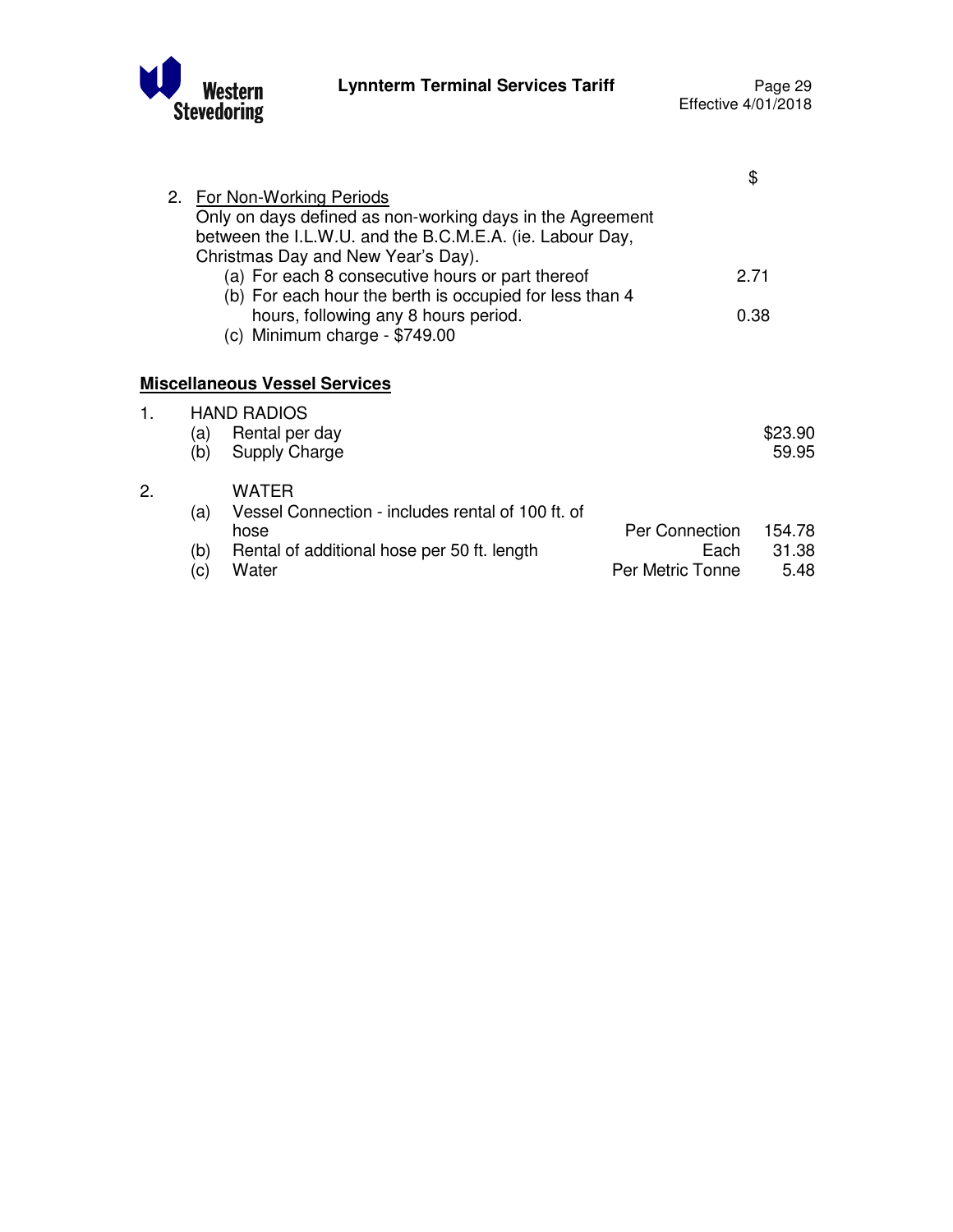| | $ |
|---|---|
| 2. For Non-Working Periods<br>Only on days defined as non-working days in the Agreement between the I.L.W.U. and the B.C.M.E.A. (ie. Labour Day, Christmas Day and New Year's Day). | |
| (a) For each 8 consecutive hours or part thereof | 2.71 |
| (b) For each hour the berth is occupied for less than 4 hours, following any 8 hours period. | 0.38 |
| (c) Minimum charge - $749.00 | |

**Miscellaneous Vessel Services**

| | | | | |
|---|---|---|---|---|
| 1. | | HAND RADIOS | | |
| | (a) | Rental per day | | $23.90 |
| | (b) | Supply Charge | | 59.95 |
| 2. | | WATER | | |
| | (a) | Vessel Connection - includes rental of 100 ft. of hose | Per Connection | 154.78 |
| | (b) | Rental of additional hose per 50 ft. length | Each | 31.38 |
| | (c) | Water | Per Metric Tonne | 5.48 |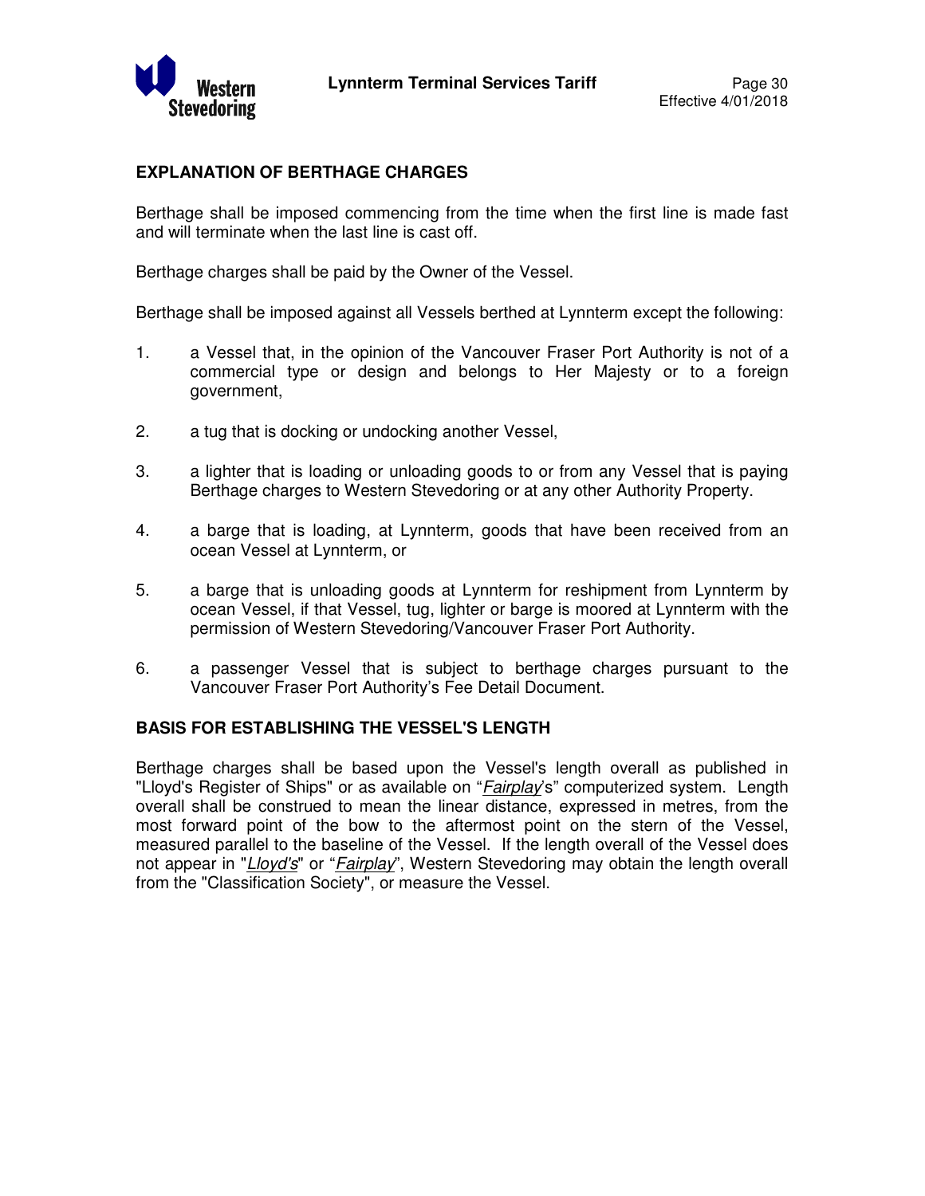## EXPLANATION OF BERTHAGE CHARGES

Berthage shall be imposed commencing from the time when the first line is made fast and will terminate when the last line is cast off.

Berthage charges shall be paid by the Owner of the Vessel.

Berthage shall be imposed against all Vessels berthed at Lynnterm except the following:

1. a Vessel that, in the opinion of the Vancouver Fraser Port Authority is not of a commercial type or design and belongs to Her Majesty or to a foreign government,
2. a tug that is docking or undocking another Vessel,
3. a lighter that is loading or unloading goods to or from any Vessel that is paying Berthage charges to Western Stevedoring or at any other Authority Property.
4. a barge that is loading, at Lynnterm, goods that have been received from an ocean Vessel at Lynnterm, or
5. a barge that is unloading goods at Lynnterm for reshipment from Lynnterm by ocean Vessel, if that Vessel, tug, lighter or barge is moored at Lynnterm with the permission of Western Stevedoring/Vancouver Fraser Port Authority.
6. a passenger Vessel that is subject to berthage charges pursuant to the Vancouver Fraser Port Authority's Fee Detail Document.

## BASIS FOR ESTABLISHING THE VESSEL'S LENGTH

Berthage charges shall be based upon the Vessel's length overall as published in "Lloyd's Register of Ships" or as available on "*Fairplay*'s" computerized system. Length overall shall be construed to mean the linear distance, expressed in metres, from the most forward point of the bow to the aftermost point on the stern of the Vessel, measured parallel to the baseline of the Vessel. If the length overall of the Vessel does not appear in "*Lloyd's*" or "*Fairplay*", Western Stevedoring may obtain the length overall from the "Classification Society", or measure the Vessel.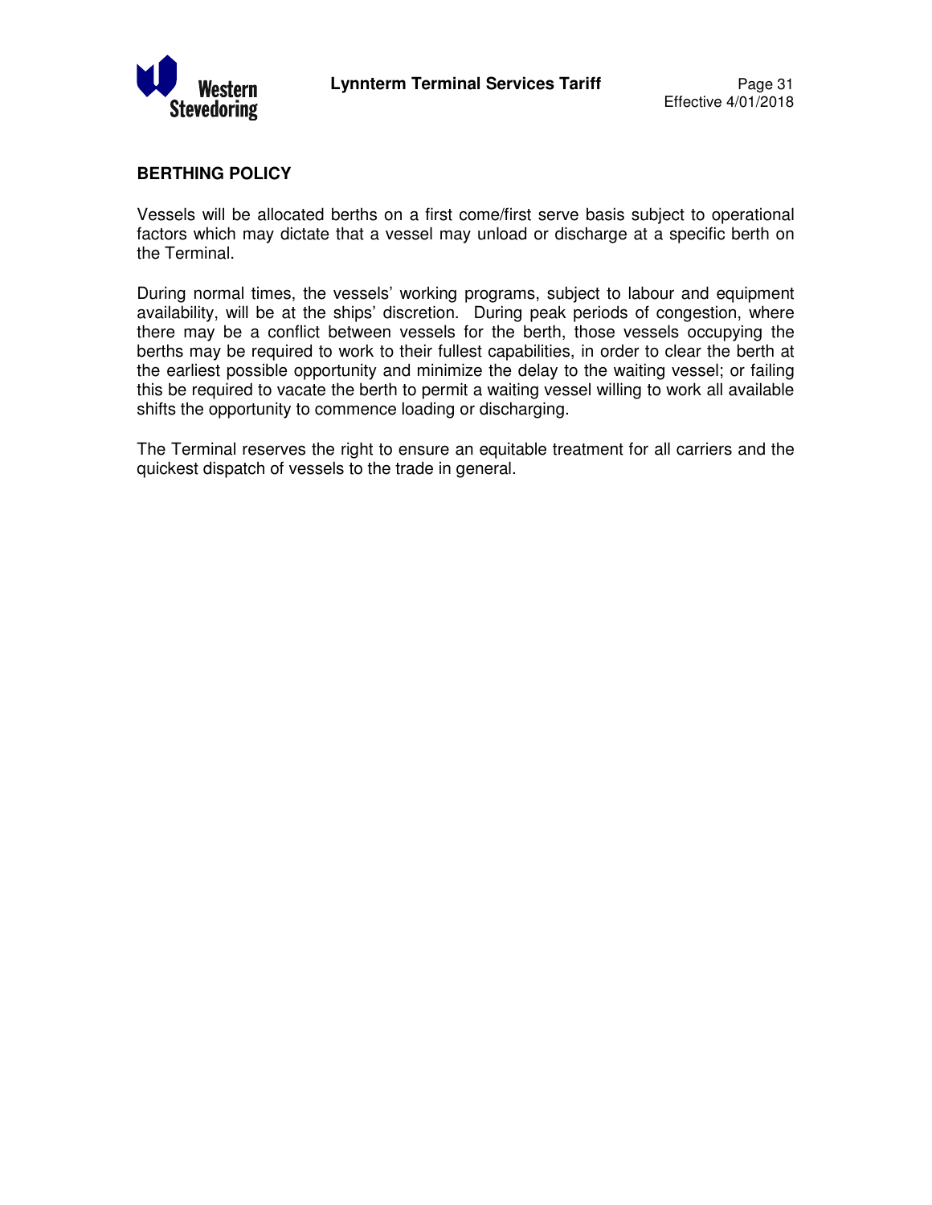## BERTHING POLICY

Vessels will be allocated berths on a first come/first serve basis subject to operational factors which may dictate that a vessel may unload or discharge at a specific berth on the Terminal.

During normal times, the vessels' working programs, subject to labour and equipment availability, will be at the ships' discretion. During peak periods of congestion, where there may be a conflict between vessels for the berth, those vessels occupying the berths may be required to work to their fullest capabilities, in order to clear the berth at the earliest possible opportunity and minimize the delay to the waiting vessel; or failing this be required to vacate the berth to permit a waiting vessel willing to work all available shifts the opportunity to commence loading or discharging.

The Terminal reserves the right to ensure an equitable treatment for all carriers and the quickest dispatch of vessels to the trade in general.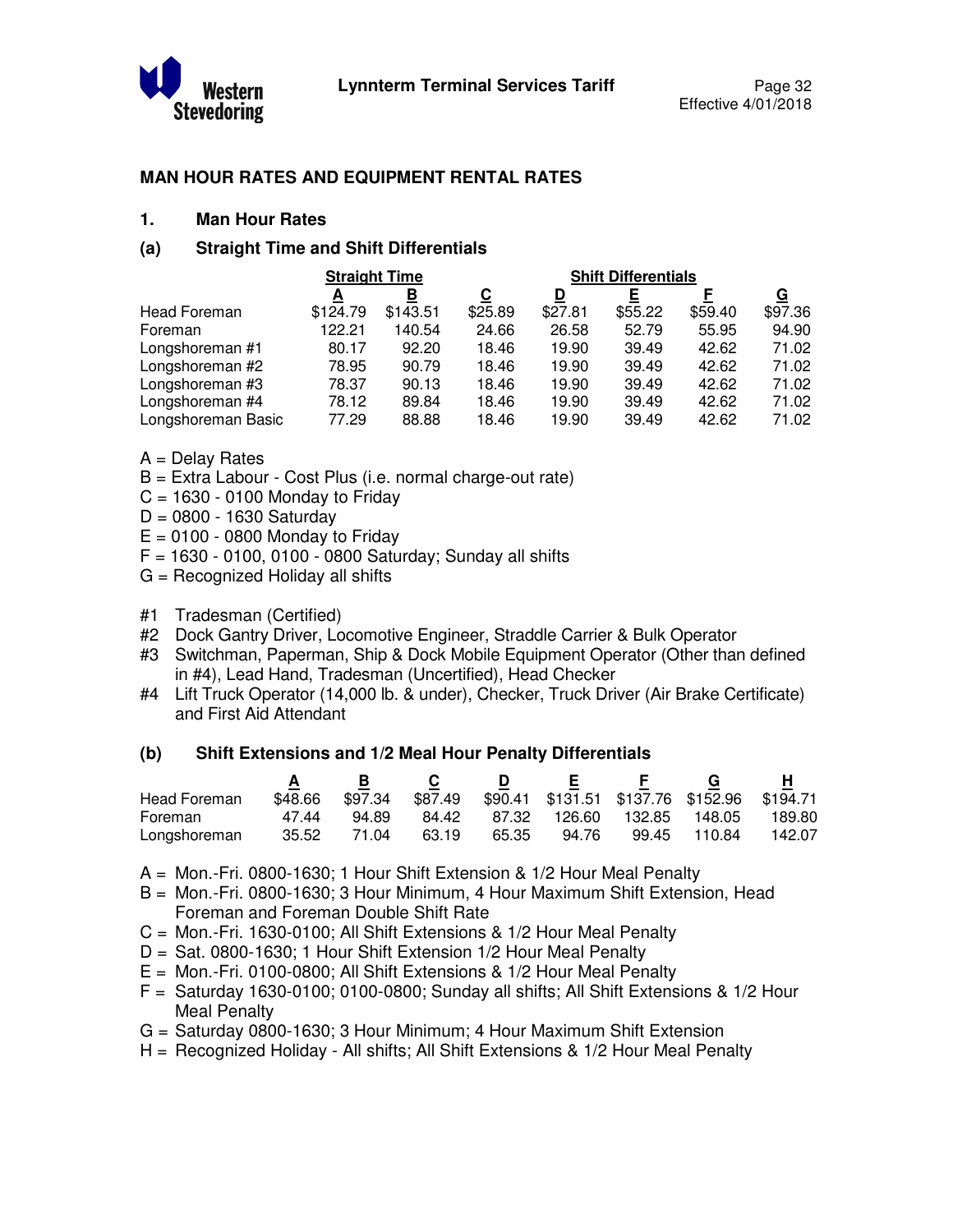## MAN HOUR RATES AND EQUIPMENT RENTAL RATES

### 1. Man Hour Rates

### (a) Straight Time and Shift Differentials

| | Straight Time | | Shift Differentials | | | | |
|---|---|---|---|---|---|---|---|
| | A | B | C | D | E | F | G |
| Head Foreman | $124.79 | $143.51 | $25.89 | $27.81 | $55.22 | $59.40 | $97.36 |
| Foreman | 122.21 | 140.54 | 24.66 | 26.58 | 52.79 | 55.95 | 94.90 |
| Longshoreman #1 | 80.17 | 92.20 | 18.46 | 19.90 | 39.49 | 42.62 | 71.02 |
| Longshoreman #2 | 78.95 | 90.79 | 18.46 | 19.90 | 39.49 | 42.62 | 71.02 |
| Longshoreman #3 | 78.37 | 90.13 | 18.46 | 19.90 | 39.49 | 42.62 | 71.02 |
| Longshoreman #4 | 78.12 | 89.84 | 18.46 | 19.90 | 39.49 | 42.62 | 71.02 |
| Longshoreman Basic | 77.29 | 88.88 | 18.46 | 19.90 | 39.49 | 42.62 | 71.02 |

A = Delay Rates
B = Extra Labour - Cost Plus (i.e. normal charge-out rate)
C = 1630 - 0100 Monday to Friday
D = 0800 - 1630 Saturday
E = 0100 - 0800 Monday to Friday
F = 1630 - 0100, 0100 - 0800 Saturday; Sunday all shifts
G = Recognized Holiday all shifts

#1 Tradesman (Certified)
#2 Dock Gantry Driver, Locomotive Engineer, Straddle Carrier & Bulk Operator
#3 Switchman, Paperman, Ship & Dock Mobile Equipment Operator (Other than defined in #4), Lead Hand, Tradesman (Uncertified), Head Checker
#4 Lift Truck Operator (14,000 lb. & under), Checker, Truck Driver (Air Brake Certificate) and First Aid Attendant

### (b) Shift Extensions and 1/2 Meal Hour Penalty Differentials

| | A | B | C | D | E | F | G | H |
|---|---|---|---|---|---|---|---|---|
| Head Foreman | $48.66 | $97.34 | $87.49 | $90.41 | $131.51 | $137.76 | $152.96 | $194.71 |
| Foreman | 47.44 | 94.89 | 84.42 | 87.32 | 126.60 | 132.85 | 148.05 | 189.80 |
| Longshoreman | 35.52 | 71.04 | 63.19 | 65.35 | 94.76 | 99.45 | 110.84 | 142.07 |

A = Mon.-Fri. 0800-1630; 1 Hour Shift Extension & 1/2 Hour Meal Penalty
B = Mon.-Fri. 0800-1630; 3 Hour Minimum, 4 Hour Maximum Shift Extension, Head Foreman and Foreman Double Shift Rate
C = Mon.-Fri. 1630-0100; All Shift Extensions & 1/2 Hour Meal Penalty
D = Sat. 0800-1630; 1 Hour Shift Extension 1/2 Hour Meal Penalty
E = Mon.-Fri. 0100-0800; All Shift Extensions & 1/2 Hour Meal Penalty
F = Saturday 1630-0100; 0100-0800; Sunday all shifts; All Shift Extensions & 1/2 Hour Meal Penalty
G = Saturday 0800-1630; 3 Hour Minimum; 4 Hour Maximum Shift Extension
H = Recognized Holiday - All shifts; All Shift Extensions & 1/2 Hour Meal Penalty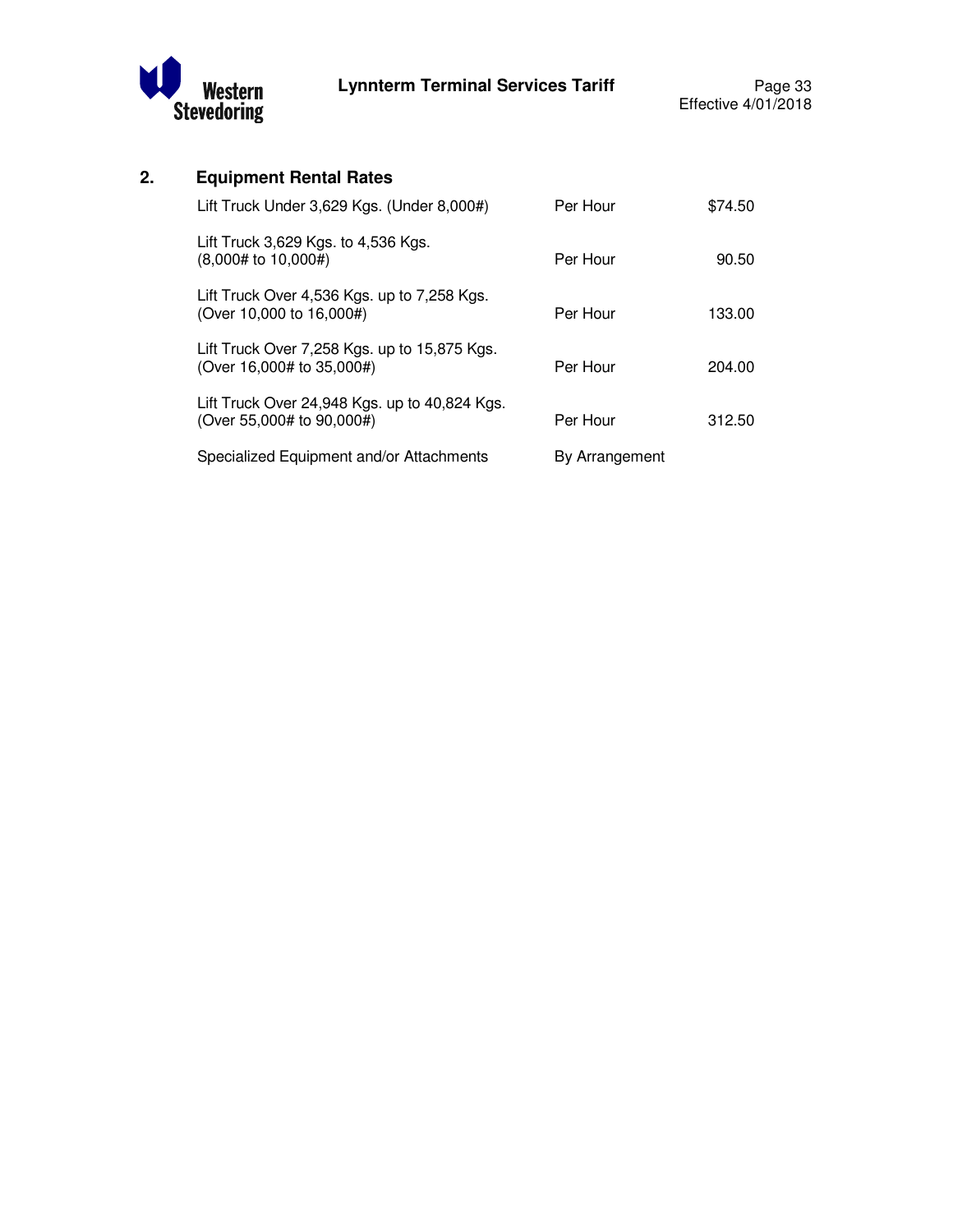## 2. Equipment Rental Rates

| Equipment | Unit | Rate |
|---|---|---|
| Lift Truck Under 3,629 Kgs. (Under 8,000#) | Per Hour | $74.50 |
| Lift Truck 3,629 Kgs. to 4,536 Kgs. (8,000# to 10,000#) | Per Hour | 90.50 |
| Lift Truck Over 4,536 Kgs. up to 7,258 Kgs. (Over 10,000 to 16,000#) | Per Hour | 133.00 |
| Lift Truck Over 7,258 Kgs. up to 15,875 Kgs. (Over 16,000# to 35,000#) | Per Hour | 204.00 |
| Lift Truck Over 24,948 Kgs. up to 40,824 Kgs. (Over 55,000# to 90,000#) | Per Hour | 312.50 |
| Specialized Equipment and/or Attachments | By Arrangement | |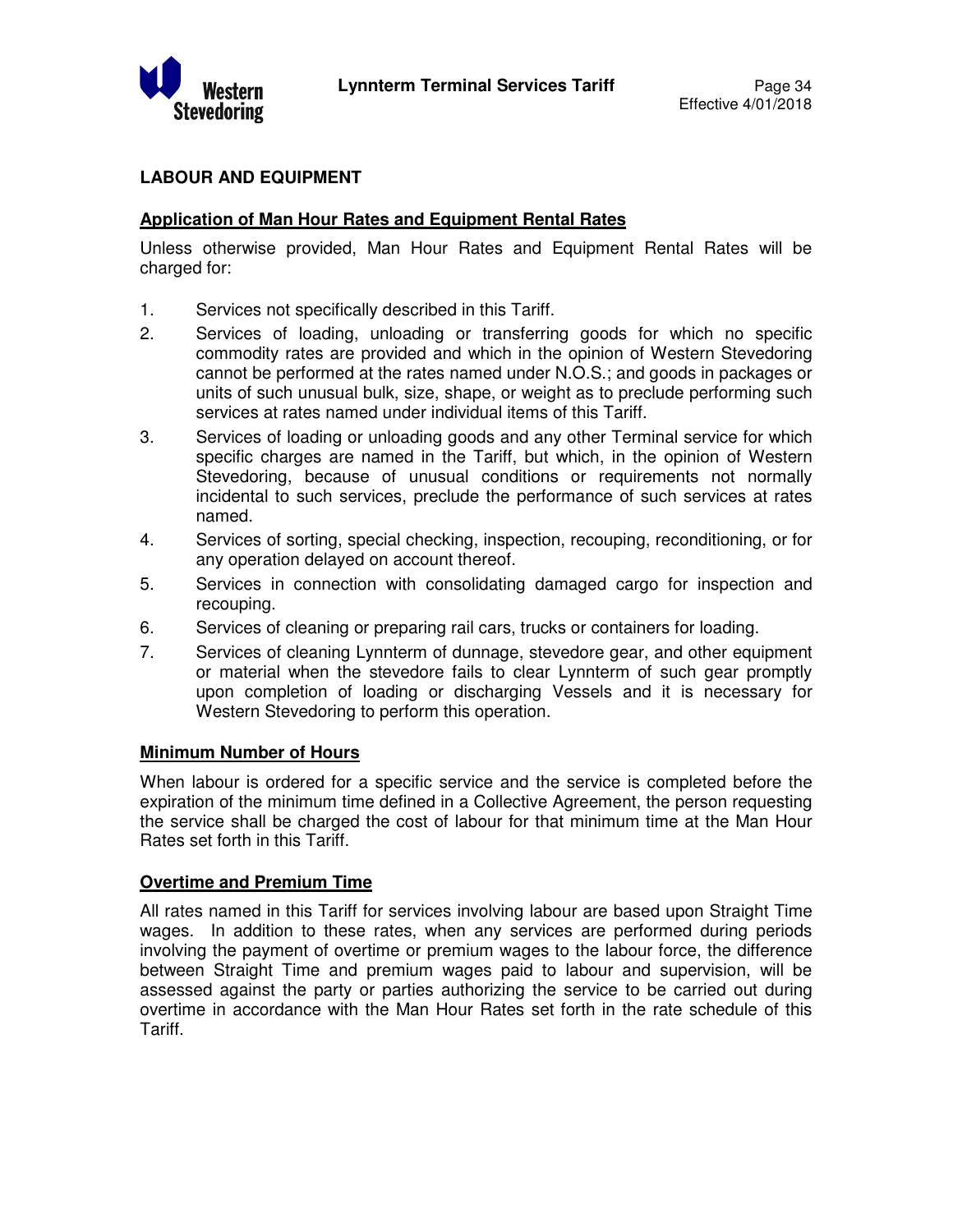## LABOUR AND EQUIPMENT

### Application of Man Hour Rates and Equipment Rental Rates

Unless otherwise provided, Man Hour Rates and Equipment Rental Rates will be charged for:

1. Services not specifically described in this Tariff.
2. Services of loading, unloading or transferring goods for which no specific commodity rates are provided and which in the opinion of Western Stevedoring cannot be performed at the rates named under N.O.S.; and goods in packages or units of such unusual bulk, size, shape, or weight as to preclude performing such services at rates named under individual items of this Tariff.
3. Services of loading or unloading goods and any other Terminal service for which specific charges are named in the Tariff, but which, in the opinion of Western Stevedoring, because of unusual conditions or requirements not normally incidental to such services, preclude the performance of such services at rates named.
4. Services of sorting, special checking, inspection, recouping, reconditioning, or for any operation delayed on account thereof.
5. Services in connection with consolidating damaged cargo for inspection and recouping.
6. Services of cleaning or preparing rail cars, trucks or containers for loading.
7. Services of cleaning Lynnterm of dunnage, stevedore gear, and other equipment or material when the stevedore fails to clear Lynnterm of such gear promptly upon completion of loading or discharging Vessels and it is necessary for Western Stevedoring to perform this operation.

### Minimum Number of Hours

When labour is ordered for a specific service and the service is completed before the expiration of the minimum time defined in a Collective Agreement, the person requesting the service shall be charged the cost of labour for that minimum time at the Man Hour Rates set forth in this Tariff.

### Overtime and Premium Time

All rates named in this Tariff for services involving labour are based upon Straight Time wages. In addition to these rates, when any services are performed during periods involving the payment of overtime or premium wages to the labour force, the difference between Straight Time and premium wages paid to labour and supervision, will be assessed against the party or parties authorizing the service to be carried out during overtime in accordance with the Man Hour Rates set forth in the rate schedule of this Tariff.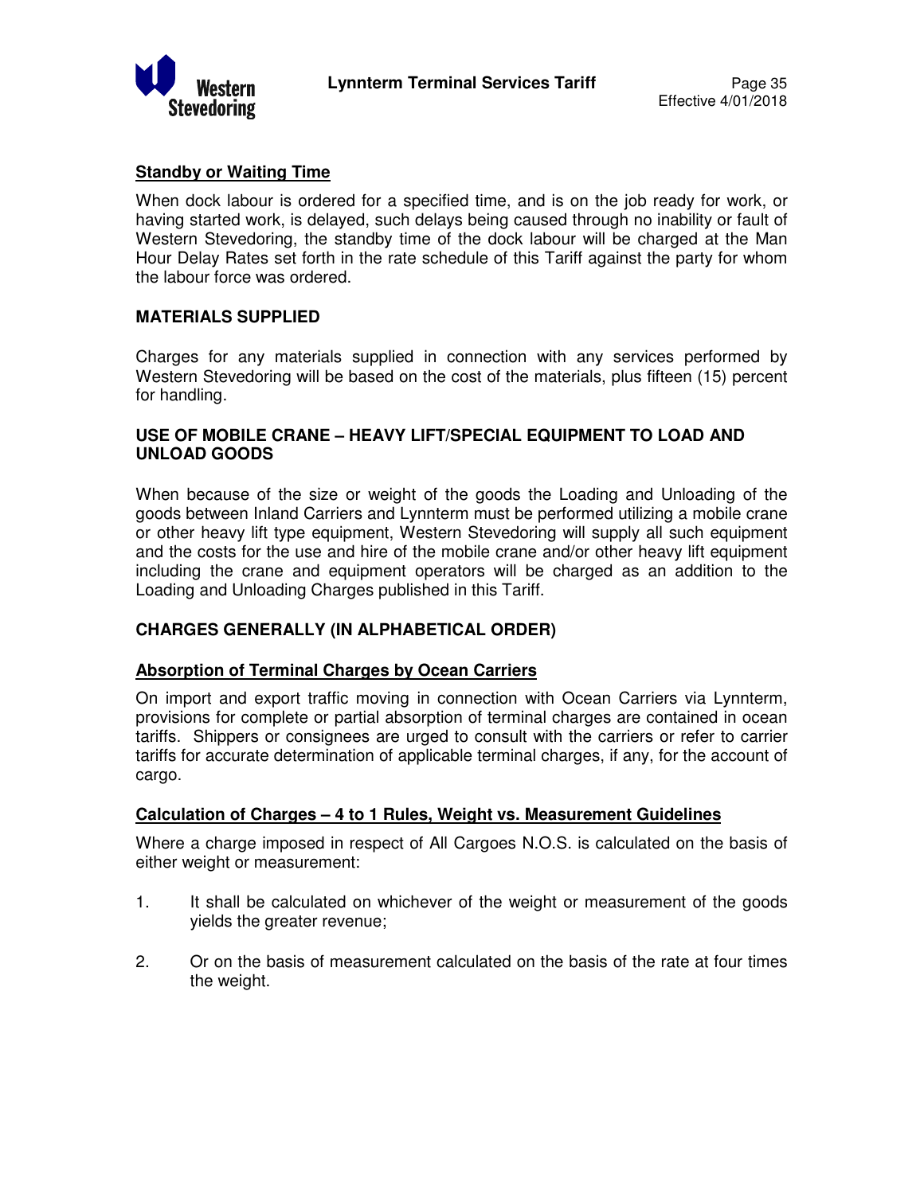**Standby or Waiting Time**

When dock labour is ordered for a specified time, and is on the job ready for work, or having started work, is delayed, such delays being caused through no inability or fault of Western Stevedoring, the standby time of the dock labour will be charged at the Man Hour Delay Rates set forth in the rate schedule of this Tariff against the party for whom the labour force was ordered.

## MATERIALS SUPPLIED

Charges for any materials supplied in connection with any services performed by Western Stevedoring will be based on the cost of the materials, plus fifteen (15) percent for handling.

## USE OF MOBILE CRANE – HEAVY LIFT/SPECIAL EQUIPMENT TO LOAD AND UNLOAD GOODS

When because of the size or weight of the goods the Loading and Unloading of the goods between Inland Carriers and Lynnterm must be performed utilizing a mobile crane or other heavy lift type equipment, Western Stevedoring will supply all such equipment and the costs for the use and hire of the mobile crane and/or other heavy lift equipment including the crane and equipment operators will be charged as an addition to the Loading and Unloading Charges published in this Tariff.

## CHARGES GENERALLY (IN ALPHABETICAL ORDER)

**Absorption of Terminal Charges by Ocean Carriers**

On import and export traffic moving in connection with Ocean Carriers via Lynnterm, provisions for complete or partial absorption of terminal charges are contained in ocean tariffs. Shippers or consignees are urged to consult with the carriers or refer to carrier tariffs for accurate determination of applicable terminal charges, if any, for the account of cargo.

**Calculation of Charges – 4 to 1 Rules, Weight vs. Measurement Guidelines**

Where a charge imposed in respect of All Cargoes N.O.S. is calculated on the basis of either weight or measurement:

1. It shall be calculated on whichever of the weight or measurement of the goods yields the greater revenue;

2. Or on the basis of measurement calculated on the basis of the rate at four times the weight.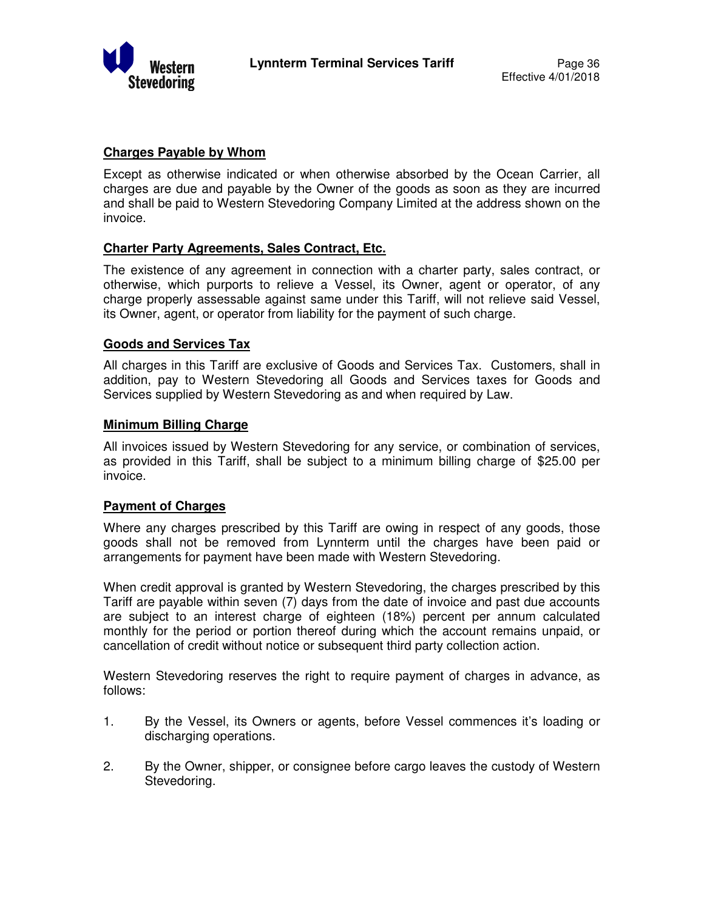## Charges Payable by Whom

Except as otherwise indicated or when otherwise absorbed by the Ocean Carrier, all charges are due and payable by the Owner of the goods as soon as they are incurred and shall be paid to Western Stevedoring Company Limited at the address shown on the invoice.

## Charter Party Agreements, Sales Contract, Etc.

The existence of any agreement in connection with a charter party, sales contract, or otherwise, which purports to relieve a Vessel, its Owner, agent or operator, of any charge properly assessable against same under this Tariff, will not relieve said Vessel, its Owner, agent, or operator from liability for the payment of such charge.

## Goods and Services Tax

All charges in this Tariff are exclusive of Goods and Services Tax. Customers, shall in addition, pay to Western Stevedoring all Goods and Services taxes for Goods and Services supplied by Western Stevedoring as and when required by Law.

## Minimum Billing Charge

All invoices issued by Western Stevedoring for any service, or combination of services, as provided in this Tariff, shall be subject to a minimum billing charge of $25.00 per invoice.

## Payment of Charges

Where any charges prescribed by this Tariff are owing in respect of any goods, those goods shall not be removed from Lynnterm until the charges have been paid or arrangements for payment have been made with Western Stevedoring.

When credit approval is granted by Western Stevedoring, the charges prescribed by this Tariff are payable within seven (7) days from the date of invoice and past due accounts are subject to an interest charge of eighteen (18%) percent per annum calculated monthly for the period or portion thereof during which the account remains unpaid, or cancellation of credit without notice or subsequent third party collection action.

Western Stevedoring reserves the right to require payment of charges in advance, as follows:

1. By the Vessel, its Owners or agents, before Vessel commences it's loading or discharging operations.

2. By the Owner, shipper, or consignee before cargo leaves the custody of Western Stevedoring.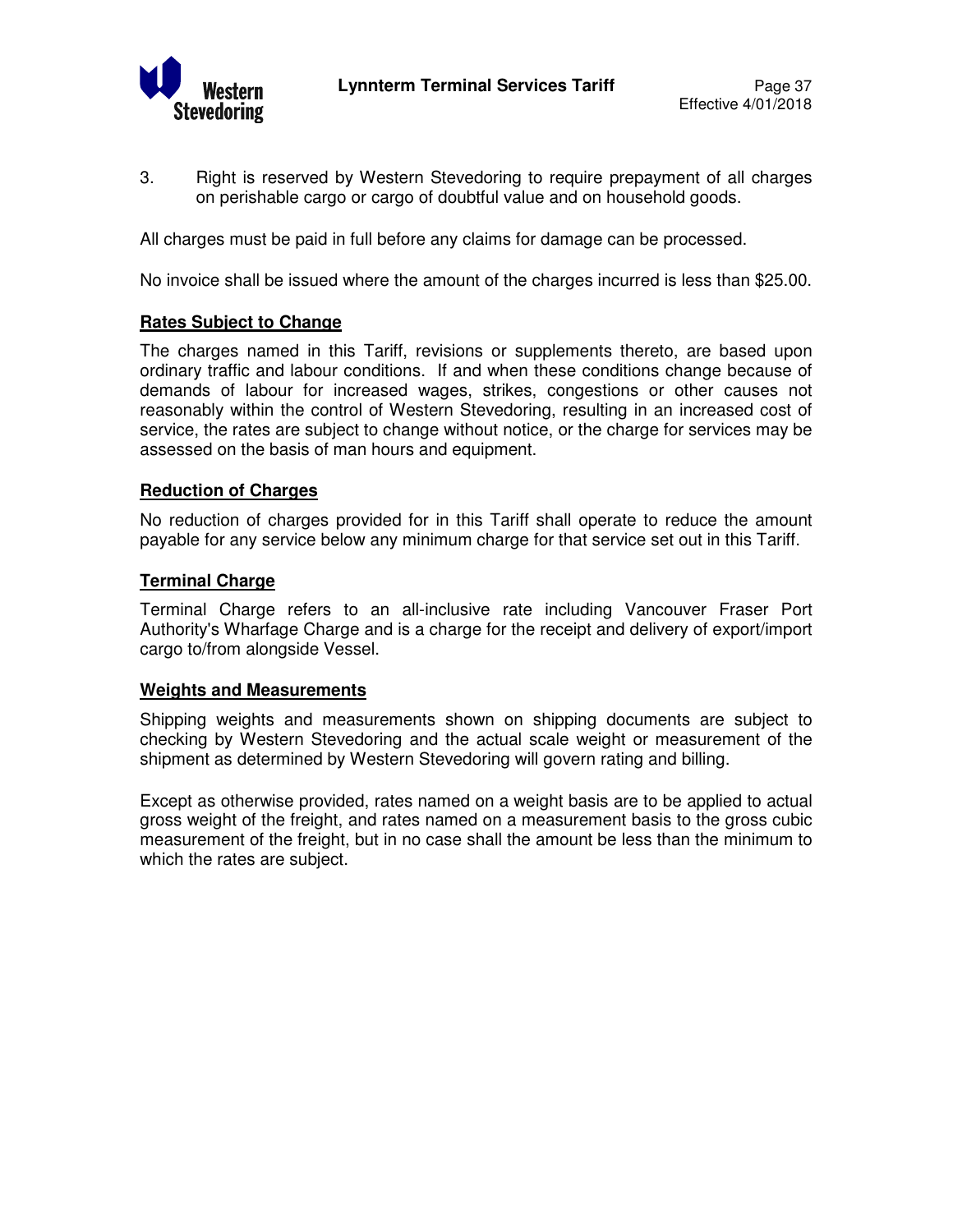3. Right is reserved by Western Stevedoring to require prepayment of all charges on perishable cargo or cargo of doubtful value and on household goods.

All charges must be paid in full before any claims for damage can be processed.

No invoice shall be issued where the amount of the charges incurred is less than $25.00.

**Rates Subject to Change**

The charges named in this Tariff, revisions or supplements thereto, are based upon ordinary traffic and labour conditions. If and when these conditions change because of demands of labour for increased wages, strikes, congestions or other causes not reasonably within the control of Western Stevedoring, resulting in an increased cost of service, the rates are subject to change without notice, or the charge for services may be assessed on the basis of man hours and equipment.

**Reduction of Charges**

No reduction of charges provided for in this Tariff shall operate to reduce the amount payable for any service below any minimum charge for that service set out in this Tariff.

**Terminal Charge**

Terminal Charge refers to an all-inclusive rate including Vancouver Fraser Port Authority's Wharfage Charge and is a charge for the receipt and delivery of export/import cargo to/from alongside Vessel.

**Weights and Measurements**

Shipping weights and measurements shown on shipping documents are subject to checking by Western Stevedoring and the actual scale weight or measurement of the shipment as determined by Western Stevedoring will govern rating and billing.

Except as otherwise provided, rates named on a weight basis are to be applied to actual gross weight of the freight, and rates named on a measurement basis to the gross cubic measurement of the freight, but in no case shall the amount be less than the minimum to which the rates are subject.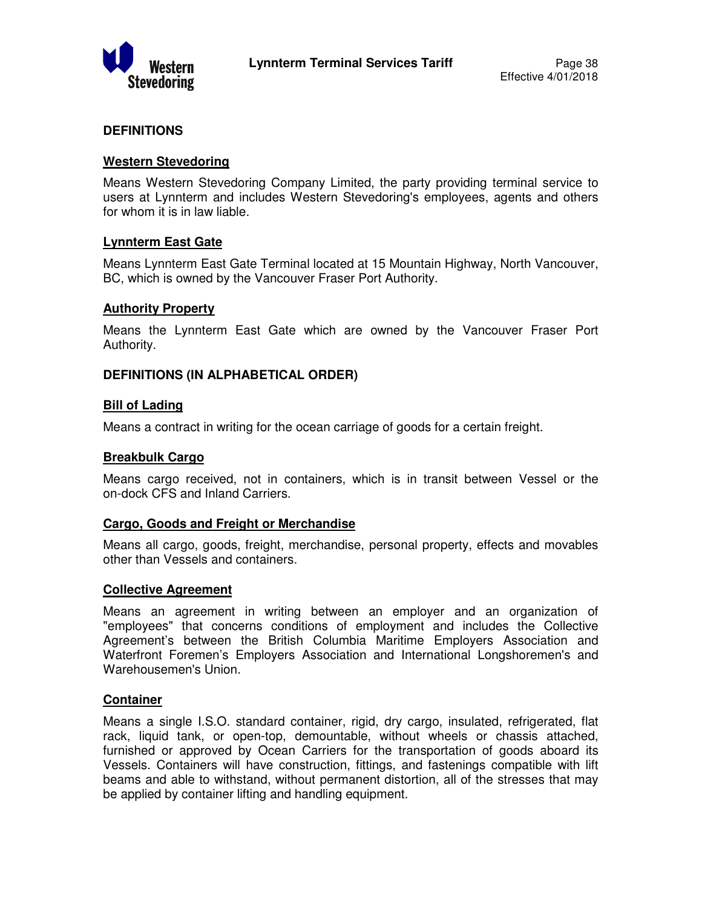## DEFINITIONS

### Western Stevedoring

Means Western Stevedoring Company Limited, the party providing terminal service to users at Lynnterm and includes Western Stevedoring's employees, agents and others for whom it is in law liable.

### Lynnterm East Gate

Means Lynnterm East Gate Terminal located at 15 Mountain Highway, North Vancouver, BC, which is owned by the Vancouver Fraser Port Authority.

### Authority Property

Means the Lynnterm East Gate which are owned by the Vancouver Fraser Port Authority.

## DEFINITIONS (IN ALPHABETICAL ORDER)

### Bill of Lading

Means a contract in writing for the ocean carriage of goods for a certain freight.

### Breakbulk Cargo

Means cargo received, not in containers, which is in transit between Vessel or the on-dock CFS and Inland Carriers.

### Cargo, Goods and Freight or Merchandise

Means all cargo, goods, freight, merchandise, personal property, effects and movables other than Vessels and containers.

### Collective Agreement

Means an agreement in writing between an employer and an organization of "employees" that concerns conditions of employment and includes the Collective Agreement's between the British Columbia Maritime Employers Association and Waterfront Foremen's Employers Association and International Longshoremen's and Warehousemen's Union.

### Container

Means a single I.S.O. standard container, rigid, dry cargo, insulated, refrigerated, flat rack, liquid tank, or open-top, demountable, without wheels or chassis attached, furnished or approved by Ocean Carriers for the transportation of goods aboard its Vessels. Containers will have construction, fittings, and fastenings compatible with lift beams and able to withstand, without permanent distortion, all of the stresses that may be applied by container lifting and handling equipment.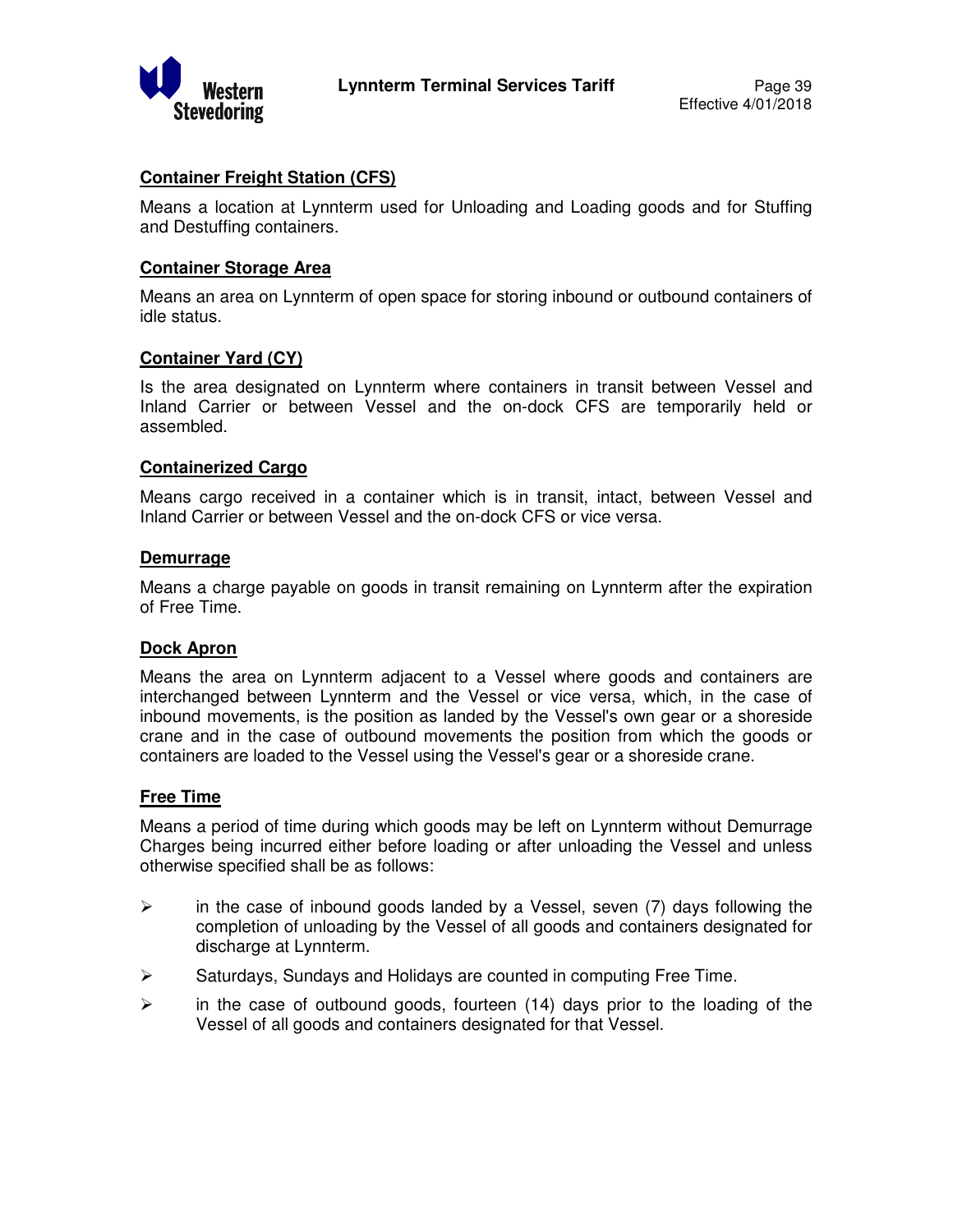**Container Freight Station (CFS)**

Means a location at Lynnterm used for Unloading and Loading goods and for Stuffing and Destuffing containers.

**Container Storage Area**

Means an area on Lynnterm of open space for storing inbound or outbound containers of idle status.

**Container Yard (CY)**

Is the area designated on Lynnterm where containers in transit between Vessel and Inland Carrier or between Vessel and the on-dock CFS are temporarily held or assembled.

**Containerized Cargo**

Means cargo received in a container which is in transit, intact, between Vessel and Inland Carrier or between Vessel and the on-dock CFS or vice versa.

**Demurrage**

Means a charge payable on goods in transit remaining on Lynnterm after the expiration of Free Time.

**Dock Apron**

Means the area on Lynnterm adjacent to a Vessel where goods and containers are interchanged between Lynnterm and the Vessel or vice versa, which, in the case of inbound movements, is the position as landed by the Vessel's own gear or a shoreside crane and in the case of outbound movements the position from which the goods or containers are loaded to the Vessel using the Vessel's gear or a shoreside crane.

**Free Time**

Means a period of time during which goods may be left on Lynnterm without Demurrage Charges being incurred either before loading or after unloading the Vessel and unless otherwise specified shall be as follows:

- in the case of inbound goods landed by a Vessel, seven (7) days following the completion of unloading by the Vessel of all goods and containers designated for discharge at Lynnterm.
- Saturdays, Sundays and Holidays are counted in computing Free Time.
- in the case of outbound goods, fourteen (14) days prior to the loading of the Vessel of all goods and containers designated for that Vessel.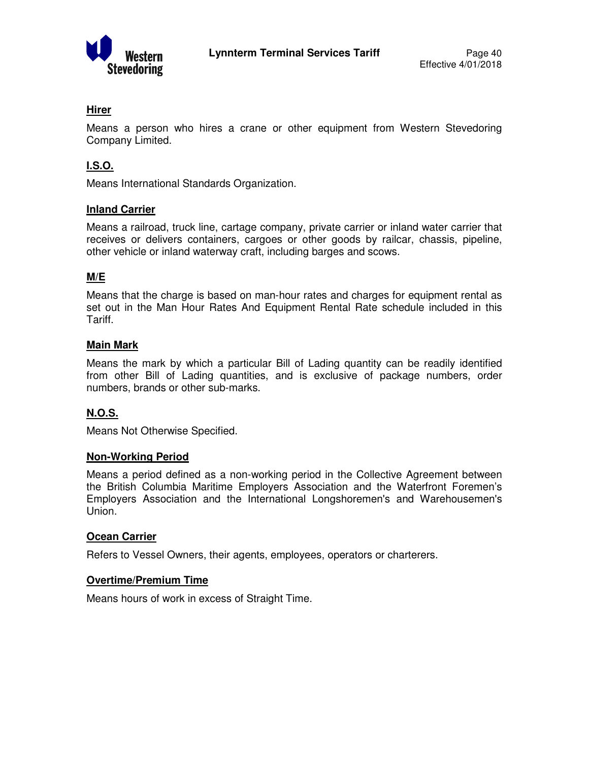**Hirer**

Means a person who hires a crane or other equipment from Western Stevedoring Company Limited.

**I.S.O.**

Means International Standards Organization.

**Inland Carrier**

Means a railroad, truck line, cartage company, private carrier or inland water carrier that receives or delivers containers, cargoes or other goods by railcar, chassis, pipeline, other vehicle or inland waterway craft, including barges and scows.

**M/E**

Means that the charge is based on man-hour rates and charges for equipment rental as set out in the Man Hour Rates And Equipment Rental Rate schedule included in this Tariff.

**Main Mark**

Means the mark by which a particular Bill of Lading quantity can be readily identified from other Bill of Lading quantities, and is exclusive of package numbers, order numbers, brands or other sub-marks.

**N.O.S.**

Means Not Otherwise Specified.

**Non-Working Period**

Means a period defined as a non-working period in the Collective Agreement between the British Columbia Maritime Employers Association and the Waterfront Foremen's Employers Association and the International Longshoremen's and Warehousemen's Union.

**Ocean Carrier**

Refers to Vessel Owners, their agents, employees, operators or charterers.

**Overtime/Premium Time**

Means hours of work in excess of Straight Time.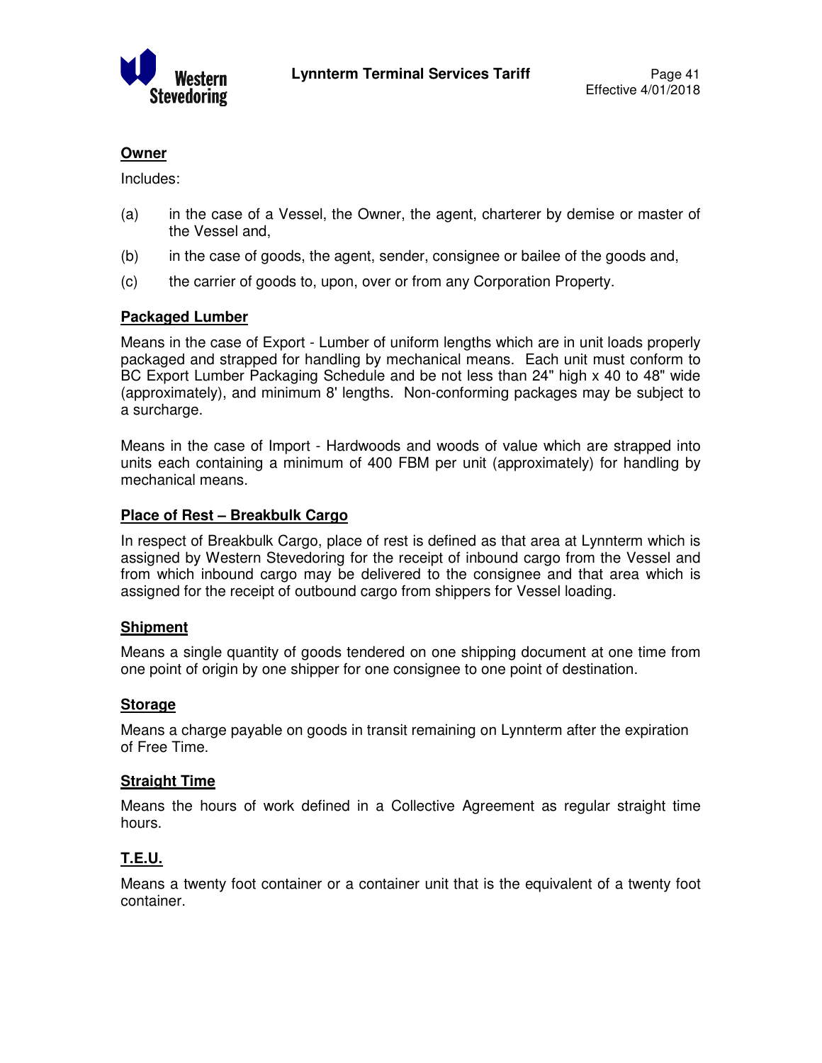### Owner

Includes:

(a) in the case of a Vessel, the Owner, the agent, charterer by demise or master of the Vessel and,

(b) in the case of goods, the agent, sender, consignee or bailee of the goods and,

(c) the carrier of goods to, upon, over or from any Corporation Property.

### Packaged Lumber

Means in the case of Export - Lumber of uniform lengths which are in unit loads properly packaged and strapped for handling by mechanical means. Each unit must conform to BC Export Lumber Packaging Schedule and be not less than 24" high x 40 to 48" wide (approximately), and minimum 8' lengths. Non-conforming packages may be subject to a surcharge.

Means in the case of Import - Hardwoods and woods of value which are strapped into units each containing a minimum of 400 FBM per unit (approximately) for handling by mechanical means.

### Place of Rest – Breakbulk Cargo

In respect of Breakbulk Cargo, place of rest is defined as that area at Lynnterm which is assigned by Western Stevedoring for the receipt of inbound cargo from the Vessel and from which inbound cargo may be delivered to the consignee and that area which is assigned for the receipt of outbound cargo from shippers for Vessel loading.

### Shipment

Means a single quantity of goods tendered on one shipping document at one time from one point of origin by one shipper for one consignee to one point of destination.

### Storage

Means a charge payable on goods in transit remaining on Lynnterm after the expiration of Free Time.

### Straight Time

Means the hours of work defined in a Collective Agreement as regular straight time hours.

### T.E.U.

Means a twenty foot container or a container unit that is the equivalent of a twenty foot container.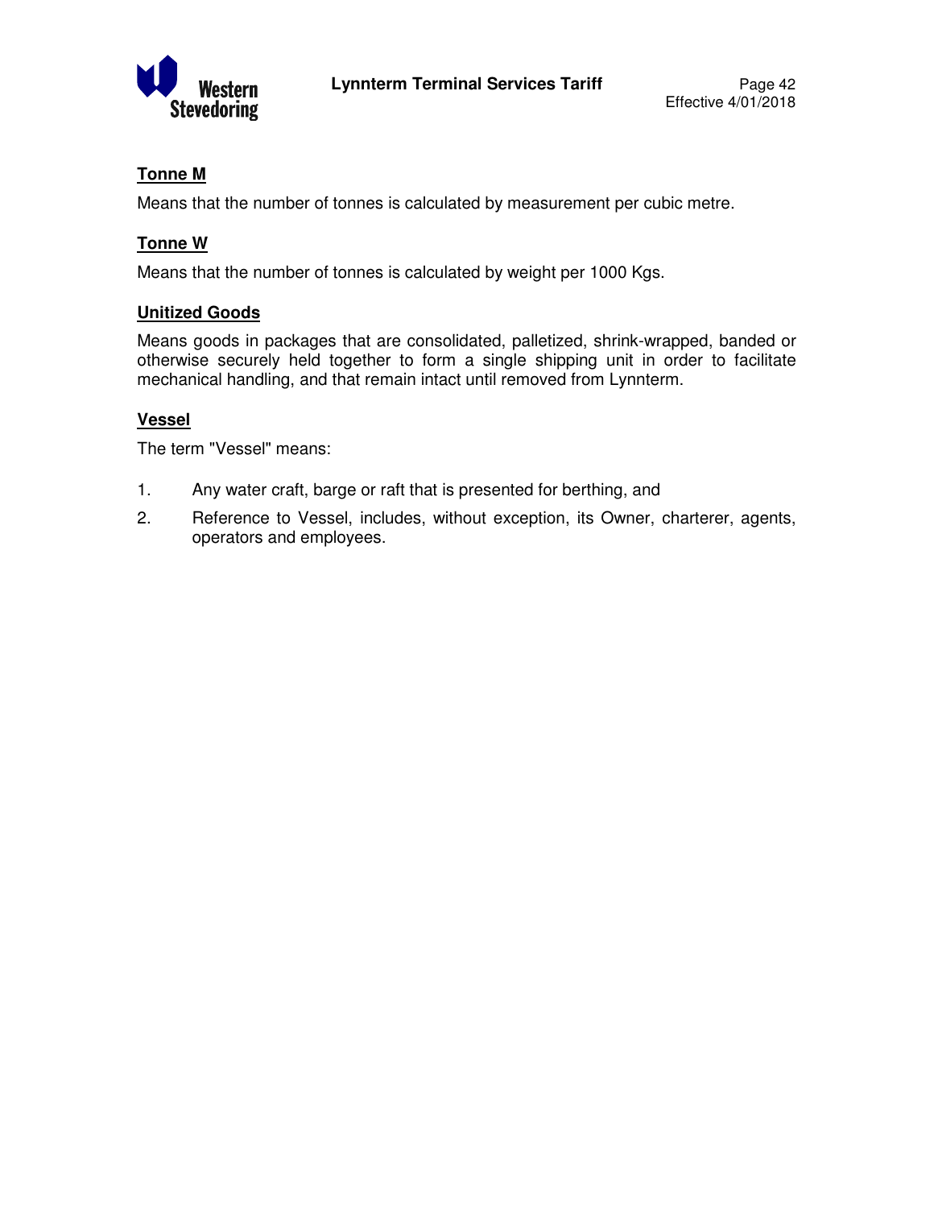**Tonne M**

Means that the number of tonnes is calculated by measurement per cubic metre.

**Tonne W**

Means that the number of tonnes is calculated by weight per 1000 Kgs.

**Unitized Goods**

Means goods in packages that are consolidated, palletized, shrink-wrapped, banded or otherwise securely held together to form a single shipping unit in order to facilitate mechanical handling, and that remain intact until removed from Lynnterm.

**Vessel**

The term "Vessel" means:

1. Any water craft, barge or raft that is presented for berthing, and
2. Reference to Vessel, includes, without exception, its Owner, charterer, agents, operators and employees.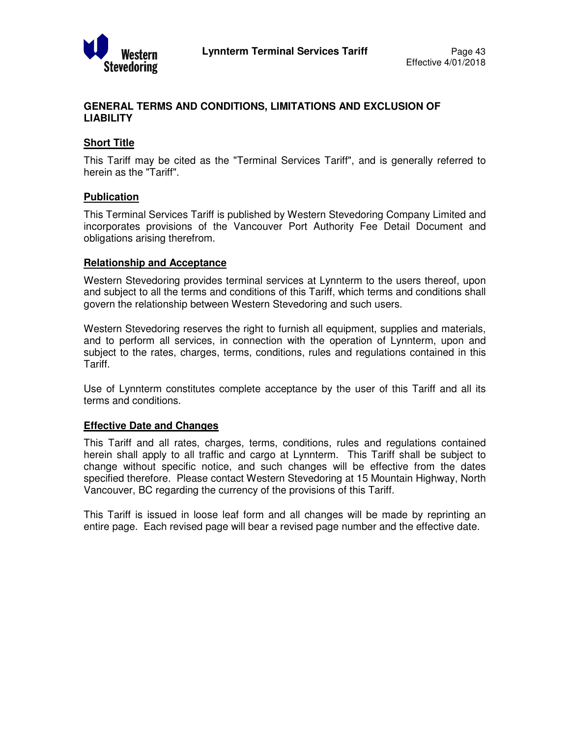## GENERAL TERMS AND CONDITIONS, LIMITATIONS AND EXCLUSION OF LIABILITY

### Short Title

This Tariff may be cited as the "Terminal Services Tariff", and is generally referred to herein as the "Tariff".

### Publication

This Terminal Services Tariff is published by Western Stevedoring Company Limited and incorporates provisions of the Vancouver Port Authority Fee Detail Document and obligations arising therefrom.

### Relationship and Acceptance

Western Stevedoring provides terminal services at Lynnterm to the users thereof, upon and subject to all the terms and conditions of this Tariff, which terms and conditions shall govern the relationship between Western Stevedoring and such users.

Western Stevedoring reserves the right to furnish all equipment, supplies and materials, and to perform all services, in connection with the operation of Lynnterm, upon and subject to the rates, charges, terms, conditions, rules and regulations contained in this Tariff.

Use of Lynnterm constitutes complete acceptance by the user of this Tariff and all its terms and conditions.

### Effective Date and Changes

This Tariff and all rates, charges, terms, conditions, rules and regulations contained herein shall apply to all traffic and cargo at Lynnterm. This Tariff shall be subject to change without specific notice, and such changes will be effective from the dates specified therefore. Please contact Western Stevedoring at 15 Mountain Highway, North Vancouver, BC regarding the currency of the provisions of this Tariff.

This Tariff is issued in loose leaf form and all changes will be made by reprinting an entire page. Each revised page will bear a revised page number and the effective date.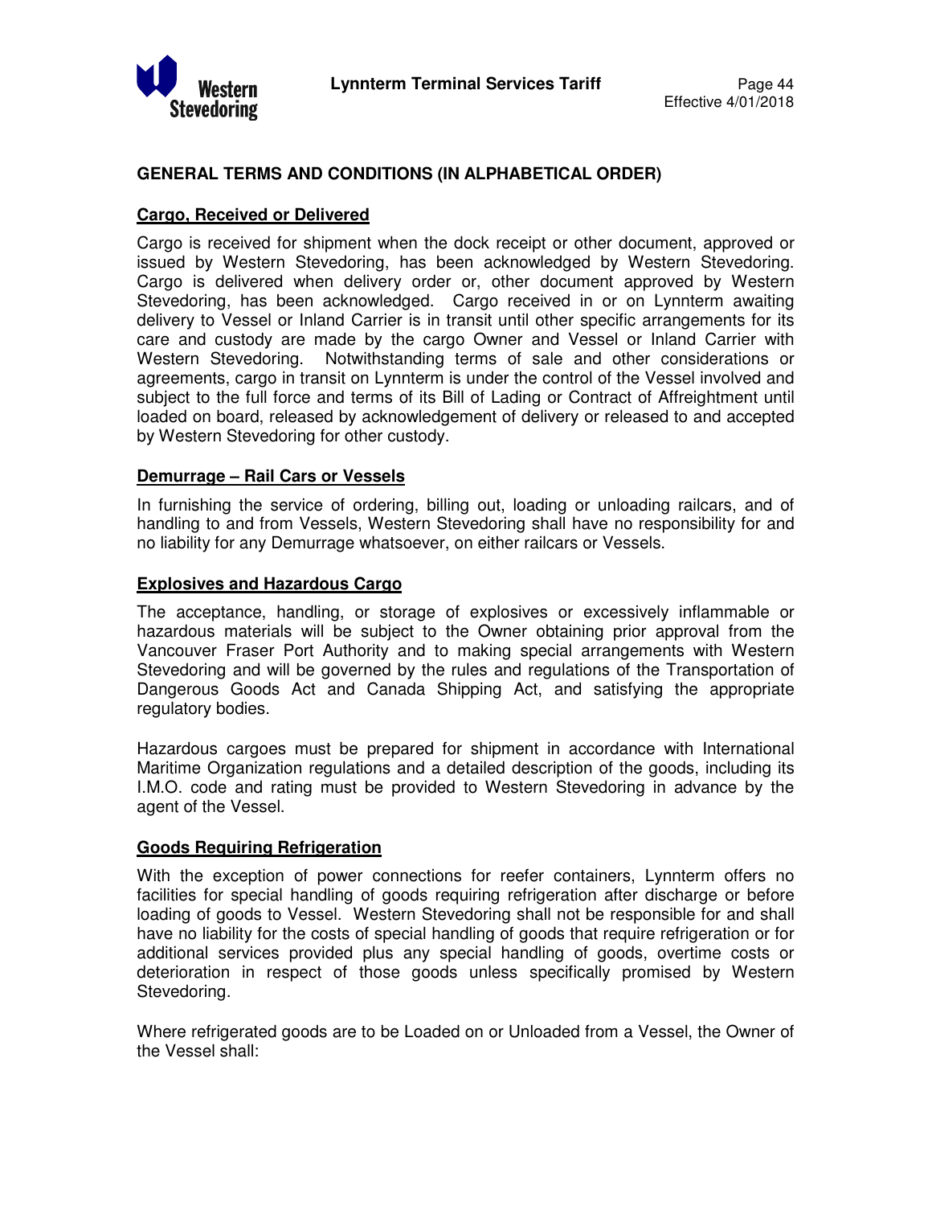## GENERAL TERMS AND CONDITIONS (IN ALPHABETICAL ORDER)

### Cargo, Received or Delivered

Cargo is received for shipment when the dock receipt or other document, approved or issued by Western Stevedoring, has been acknowledged by Western Stevedoring. Cargo is delivered when delivery order or, other document approved by Western Stevedoring, has been acknowledged. Cargo received in or on Lynnterm awaiting delivery to Vessel or Inland Carrier is in transit until other specific arrangements for its care and custody are made by the cargo Owner and Vessel or Inland Carrier with Western Stevedoring. Notwithstanding terms of sale and other considerations or agreements, cargo in transit on Lynnterm is under the control of the Vessel involved and subject to the full force and terms of its Bill of Lading or Contract of Affreightment until loaded on board, released by acknowledgement of delivery or released to and accepted by Western Stevedoring for other custody.

### Demurrage – Rail Cars or Vessels

In furnishing the service of ordering, billing out, loading or unloading railcars, and of handling to and from Vessels, Western Stevedoring shall have no responsibility for and no liability for any Demurrage whatsoever, on either railcars or Vessels.

### Explosives and Hazardous Cargo

The acceptance, handling, or storage of explosives or excessively inflammable or hazardous materials will be subject to the Owner obtaining prior approval from the Vancouver Fraser Port Authority and to making special arrangements with Western Stevedoring and will be governed by the rules and regulations of the Transportation of Dangerous Goods Act and Canada Shipping Act, and satisfying the appropriate regulatory bodies.

Hazardous cargoes must be prepared for shipment in accordance with International Maritime Organization regulations and a detailed description of the goods, including its I.M.O. code and rating must be provided to Western Stevedoring in advance by the agent of the Vessel.

### Goods Requiring Refrigeration

With the exception of power connections for reefer containers, Lynnterm offers no facilities for special handling of goods requiring refrigeration after discharge or before loading of goods to Vessel. Western Stevedoring shall not be responsible for and shall have no liability for the costs of special handling of goods that require refrigeration or for additional services provided plus any special handling of goods, overtime costs or deterioration in respect of those goods unless specifically promised by Western Stevedoring.

Where refrigerated goods are to be Loaded on or Unloaded from a Vessel, the Owner of the Vessel shall: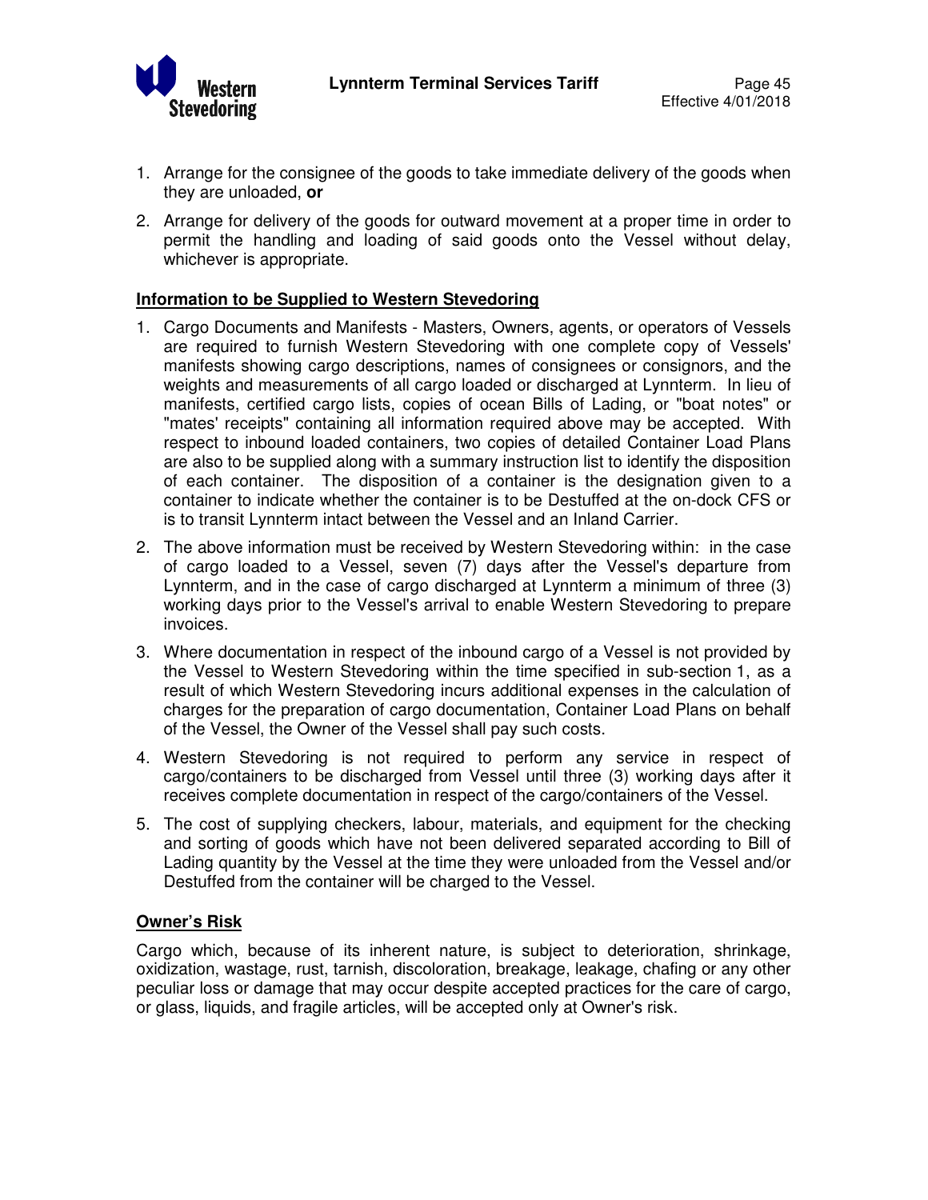1. Arrange for the consignee of the goods to take immediate delivery of the goods when they are unloaded, **or**
2. Arrange for delivery of the goods for outward movement at a proper time in order to permit the handling and loading of said goods onto the Vessel without delay, whichever is appropriate.

**Information to be Supplied to Western Stevedoring**

1. Cargo Documents and Manifests - Masters, Owners, agents, or operators of Vessels are required to furnish Western Stevedoring with one complete copy of Vessels' manifests showing cargo descriptions, names of consignees or consignors, and the weights and measurements of all cargo loaded or discharged at Lynnterm. In lieu of manifests, certified cargo lists, copies of ocean Bills of Lading, or "boat notes" or "mates' receipts" containing all information required above may be accepted. With respect to inbound loaded containers, two copies of detailed Container Load Plans are also to be supplied along with a summary instruction list to identify the disposition of each container. The disposition of a container is the designation given to a container to indicate whether the container is to be Destuffed at the on-dock CFS or is to transit Lynnterm intact between the Vessel and an Inland Carrier.
2. The above information must be received by Western Stevedoring within: in the case of cargo loaded to a Vessel, seven (7) days after the Vessel's departure from Lynnterm, and in the case of cargo discharged at Lynnterm a minimum of three (3) working days prior to the Vessel's arrival to enable Western Stevedoring to prepare invoices.
3. Where documentation in respect of the inbound cargo of a Vessel is not provided by the Vessel to Western Stevedoring within the time specified in sub-section 1, as a result of which Western Stevedoring incurs additional expenses in the calculation of charges for the preparation of cargo documentation, Container Load Plans on behalf of the Vessel, the Owner of the Vessel shall pay such costs.
4. Western Stevedoring is not required to perform any service in respect of cargo/containers to be discharged from Vessel until three (3) working days after it receives complete documentation in respect of the cargo/containers of the Vessel.
5. The cost of supplying checkers, labour, materials, and equipment for the checking and sorting of goods which have not been delivered separated according to Bill of Lading quantity by the Vessel at the time they were unloaded from the Vessel and/or Destuffed from the container will be charged to the Vessel.

**Owner's Risk**

Cargo which, because of its inherent nature, is subject to deterioration, shrinkage, oxidization, wastage, rust, tarnish, discoloration, breakage, leakage, chafing or any other peculiar loss or damage that may occur despite accepted practices for the care of cargo, or glass, liquids, and fragile articles, will be accepted only at Owner's risk.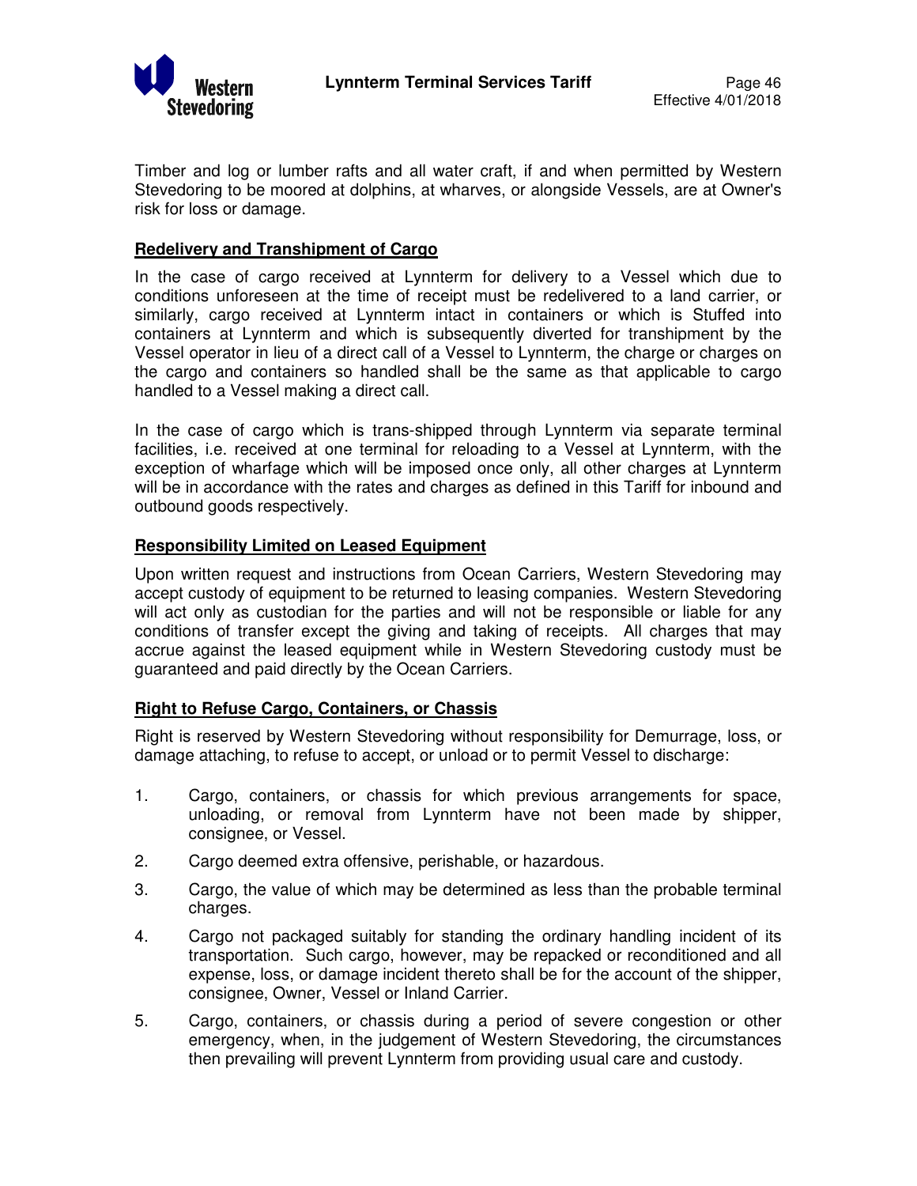Timber and log or lumber rafts and all water craft, if and when permitted by Western Stevedoring to be moored at dolphins, at wharves, or alongside Vessels, are at Owner's risk for loss or damage.

## Redelivery and Transhipment of Cargo

In the case of cargo received at Lynnterm for delivery to a Vessel which due to conditions unforeseen at the time of receipt must be redelivered to a land carrier, or similarly, cargo received at Lynnterm intact in containers or which is Stuffed into containers at Lynnterm and which is subsequently diverted for transhipment by the Vessel operator in lieu of a direct call of a Vessel to Lynnterm, the charge or charges on the cargo and containers so handled shall be the same as that applicable to cargo handled to a Vessel making a direct call.

In the case of cargo which is trans-shipped through Lynnterm via separate terminal facilities, i.e. received at one terminal for reloading to a Vessel at Lynnterm, with the exception of wharfage which will be imposed once only, all other charges at Lynnterm will be in accordance with the rates and charges as defined in this Tariff for inbound and outbound goods respectively.

## Responsibility Limited on Leased Equipment

Upon written request and instructions from Ocean Carriers, Western Stevedoring may accept custody of equipment to be returned to leasing companies. Western Stevedoring will act only as custodian for the parties and will not be responsible or liable for any conditions of transfer except the giving and taking of receipts. All charges that may accrue against the leased equipment while in Western Stevedoring custody must be guaranteed and paid directly by the Ocean Carriers.

## Right to Refuse Cargo, Containers, or Chassis

Right is reserved by Western Stevedoring without responsibility for Demurrage, loss, or damage attaching, to refuse to accept, or unload or to permit Vessel to discharge:

1. Cargo, containers, or chassis for which previous arrangements for space, unloading, or removal from Lynnterm have not been made by shipper, consignee, or Vessel.
2. Cargo deemed extra offensive, perishable, or hazardous.
3. Cargo, the value of which may be determined as less than the probable terminal charges.
4. Cargo not packaged suitably for standing the ordinary handling incident of its transportation. Such cargo, however, may be repacked or reconditioned and all expense, loss, or damage incident thereto shall be for the account of the shipper, consignee, Owner, Vessel or Inland Carrier.
5. Cargo, containers, or chassis during a period of severe congestion or other emergency, when, in the judgement of Western Stevedoring, the circumstances then prevailing will prevent Lynnterm from providing usual care and custody.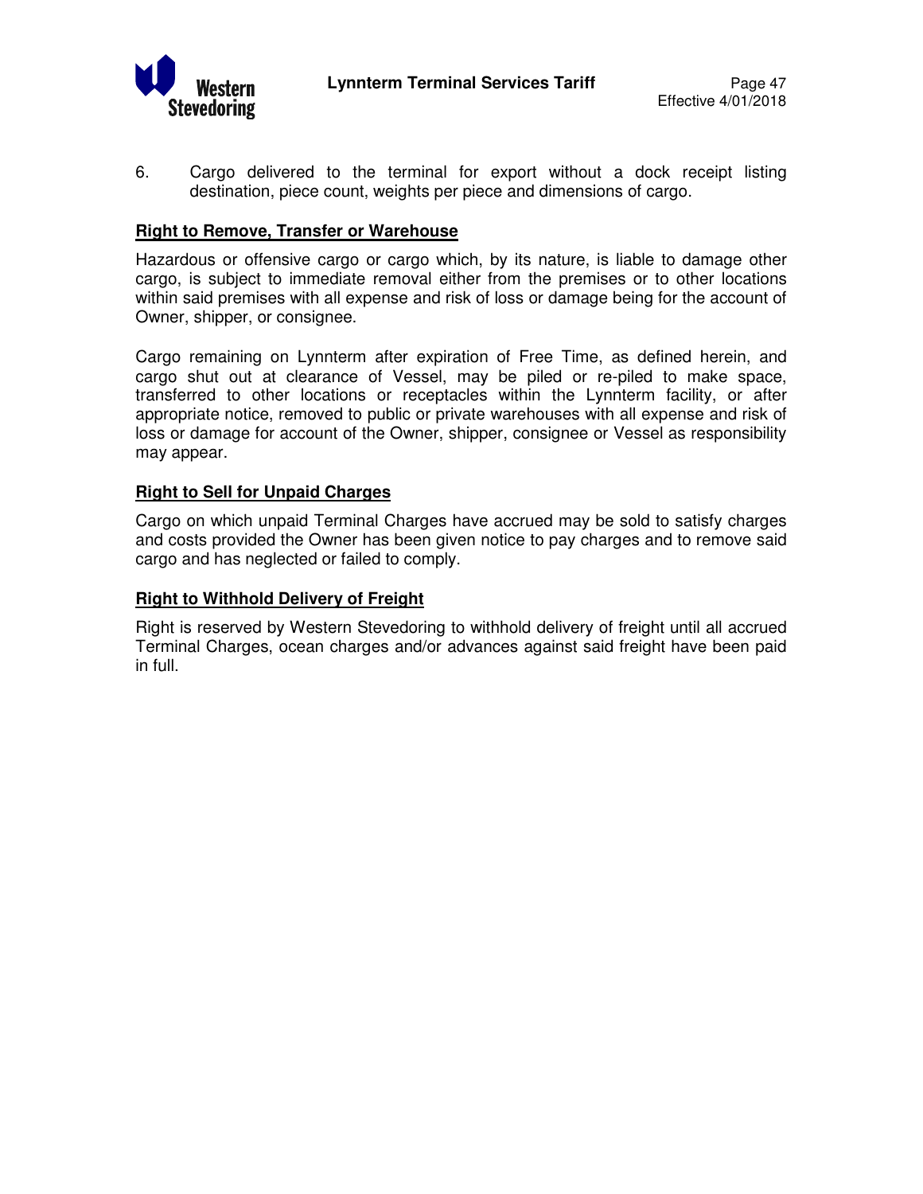6. Cargo delivered to the terminal for export without a dock receipt listing destination, piece count, weights per piece and dimensions of cargo.

**<u>Right to Remove, Transfer or Warehouse</u>**

Hazardous or offensive cargo or cargo which, by its nature, is liable to damage other cargo, is subject to immediate removal either from the premises or to other locations within said premises with all expense and risk of loss or damage being for the account of Owner, shipper, or consignee.

Cargo remaining on Lynnterm after expiration of Free Time, as defined herein, and cargo shut out at clearance of Vessel, may be piled or re-piled to make space, transferred to other locations or receptacles within the Lynnterm facility, or after appropriate notice, removed to public or private warehouses with all expense and risk of loss or damage for account of the Owner, shipper, consignee or Vessel as responsibility may appear.

**<u>Right to Sell for Unpaid Charges</u>**

Cargo on which unpaid Terminal Charges have accrued may be sold to satisfy charges and costs provided the Owner has been given notice to pay charges and to remove said cargo and has neglected or failed to comply.

**<u>Right to Withhold Delivery of Freight</u>**

Right is reserved by Western Stevedoring to withhold delivery of freight until all accrued Terminal Charges, ocean charges and/or advances against said freight have been paid in full.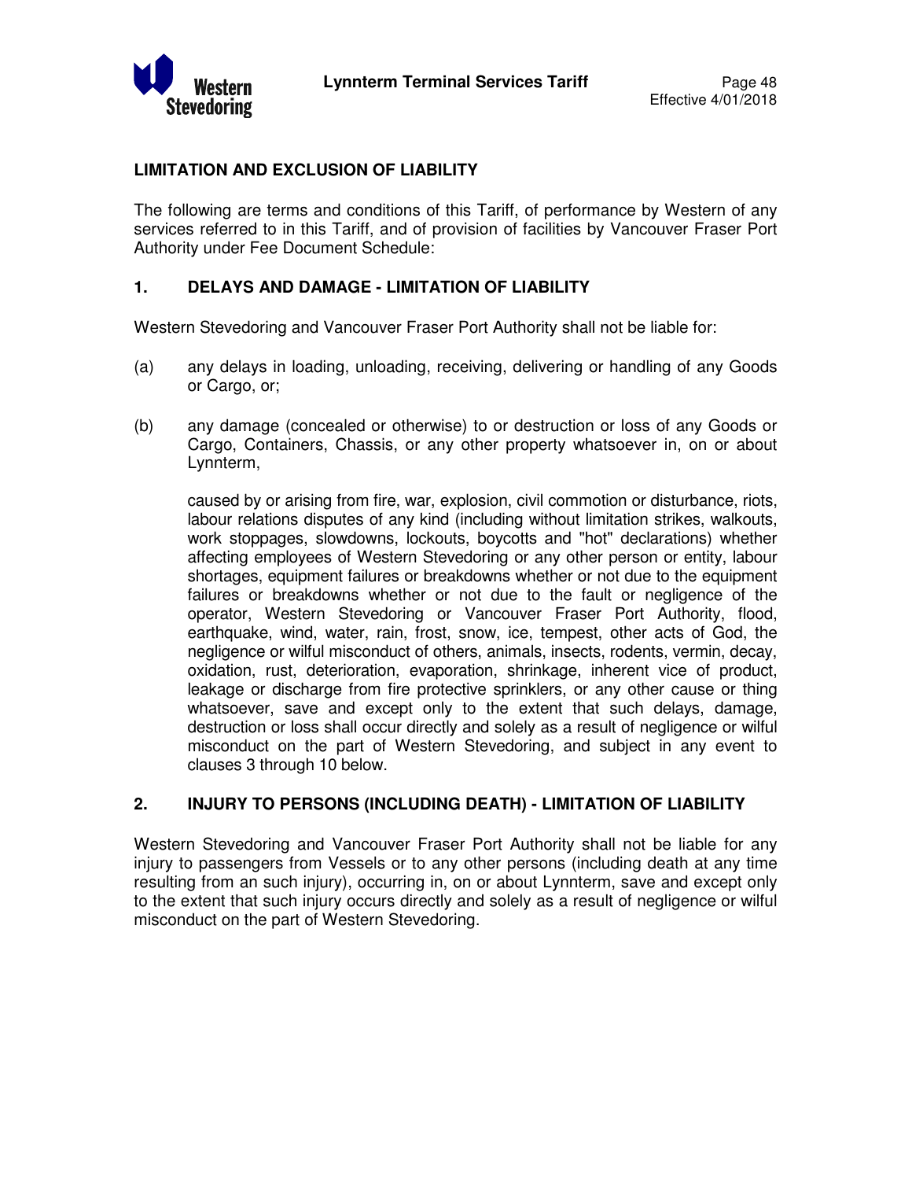## LIMITATION AND EXCLUSION OF LIABILITY

The following are terms and conditions of this Tariff, of performance by Western of any services referred to in this Tariff, and of provision of facilities by Vancouver Fraser Port Authority under Fee Document Schedule:

### 1. DELAYS AND DAMAGE - LIMITATION OF LIABILITY

Western Stevedoring and Vancouver Fraser Port Authority shall not be liable for:

(a) any delays in loading, unloading, receiving, delivering or handling of any Goods or Cargo, or;

(b) any damage (concealed or otherwise) to or destruction or loss of any Goods or Cargo, Containers, Chassis, or any other property whatsoever in, on or about Lynnterm,

caused by or arising from fire, war, explosion, civil commotion or disturbance, riots, labour relations disputes of any kind (including without limitation strikes, walkouts, work stoppages, slowdowns, lockouts, boycotts and "hot" declarations) whether affecting employees of Western Stevedoring or any other person or entity, labour shortages, equipment failures or breakdowns whether or not due to the equipment failures or breakdowns whether or not due to the fault or negligence of the operator, Western Stevedoring or Vancouver Fraser Port Authority, flood, earthquake, wind, water, rain, frost, snow, ice, tempest, other acts of God, the negligence or wilful misconduct of others, animals, insects, rodents, vermin, decay, oxidation, rust, deterioration, evaporation, shrinkage, inherent vice of product, leakage or discharge from fire protective sprinklers, or any other cause or thing whatsoever, save and except only to the extent that such delays, damage, destruction or loss shall occur directly and solely as a result of negligence or wilful misconduct on the part of Western Stevedoring, and subject in any event to clauses 3 through 10 below.

### 2. INJURY TO PERSONS (INCLUDING DEATH) - LIMITATION OF LIABILITY

Western Stevedoring and Vancouver Fraser Port Authority shall not be liable for any injury to passengers from Vessels or to any other persons (including death at any time resulting from an such injury), occurring in, on or about Lynnterm, save and except only to the extent that such injury occurs directly and solely as a result of negligence or wilful misconduct on the part of Western Stevedoring.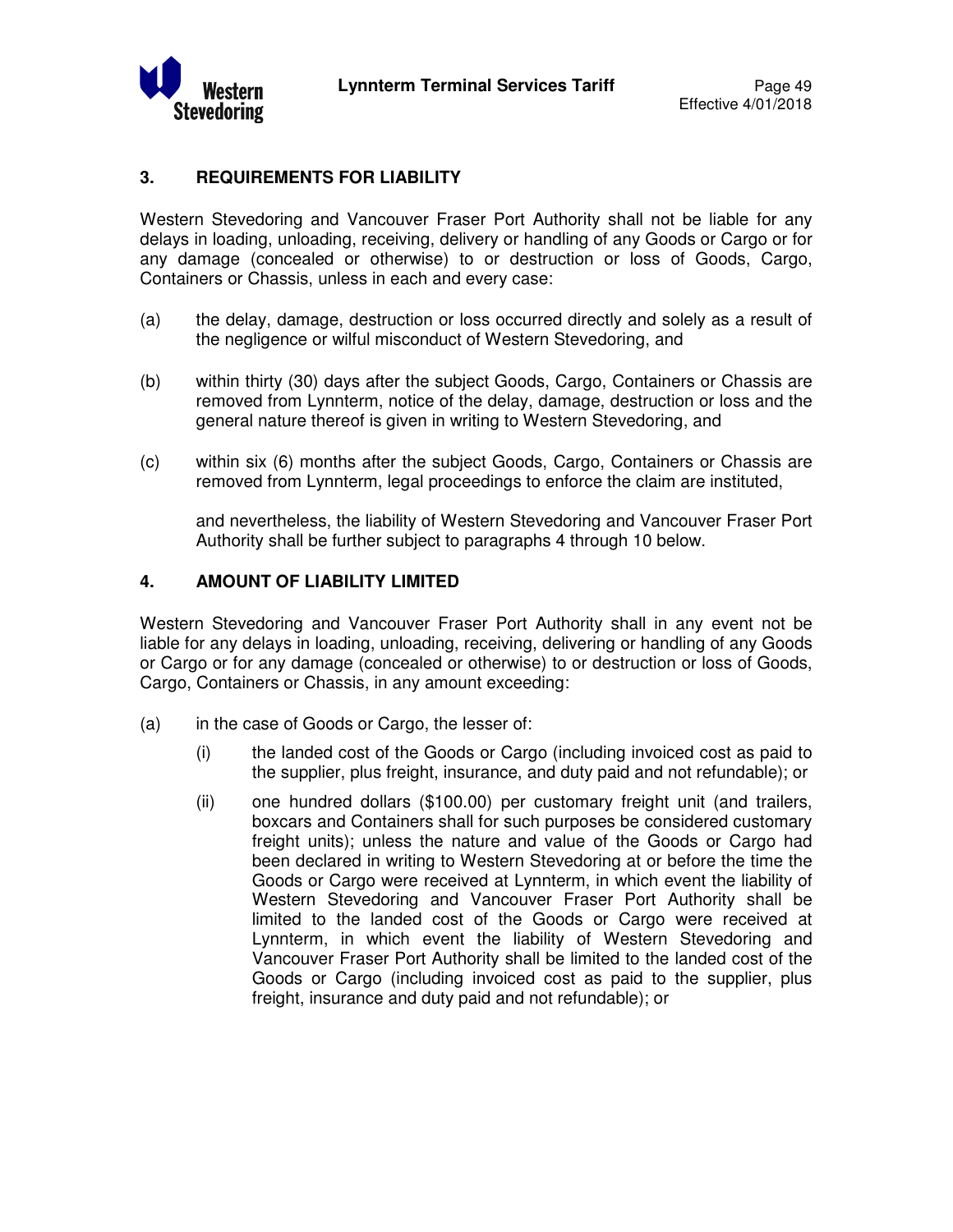## 3. REQUIREMENTS FOR LIABILITY

Western Stevedoring and Vancouver Fraser Port Authority shall not be liable for any delays in loading, unloading, receiving, delivery or handling of any Goods or Cargo or for any damage (concealed or otherwise) to or destruction or loss of Goods, Cargo, Containers or Chassis, unless in each and every case:

(a) the delay, damage, destruction or loss occurred directly and solely as a result of the negligence or wilful misconduct of Western Stevedoring, and

(b) within thirty (30) days after the subject Goods, Cargo, Containers or Chassis are removed from Lynnterm, notice of the delay, damage, destruction or loss and the general nature thereof is given in writing to Western Stevedoring, and

(c) within six (6) months after the subject Goods, Cargo, Containers or Chassis are removed from Lynnterm, legal proceedings to enforce the claim are instituted,

and nevertheless, the liability of Western Stevedoring and Vancouver Fraser Port Authority shall be further subject to paragraphs 4 through 10 below.

## 4. AMOUNT OF LIABILITY LIMITED

Western Stevedoring and Vancouver Fraser Port Authority shall in any event not be liable for any delays in loading, unloading, receiving, delivering or handling of any Goods or Cargo or for any damage (concealed or otherwise) to or destruction or loss of Goods, Cargo, Containers or Chassis, in any amount exceeding:

(a) in the case of Goods or Cargo, the lesser of:

(i) the landed cost of the Goods or Cargo (including invoiced cost as paid to the supplier, plus freight, insurance, and duty paid and not refundable); or

(ii) one hundred dollars ($100.00) per customary freight unit (and trailers, boxcars and Containers shall for such purposes be considered customary freight units); unless the nature and value of the Goods or Cargo had been declared in writing to Western Stevedoring at or before the time the Goods or Cargo were received at Lynnterm, in which event the liability of Western Stevedoring and Vancouver Fraser Port Authority shall be limited to the landed cost of the Goods or Cargo were received at Lynnterm, in which event the liability of Western Stevedoring and Vancouver Fraser Port Authority shall be limited to the landed cost of the Goods or Cargo (including invoiced cost as paid to the supplier, plus freight, insurance and duty paid and not refundable); or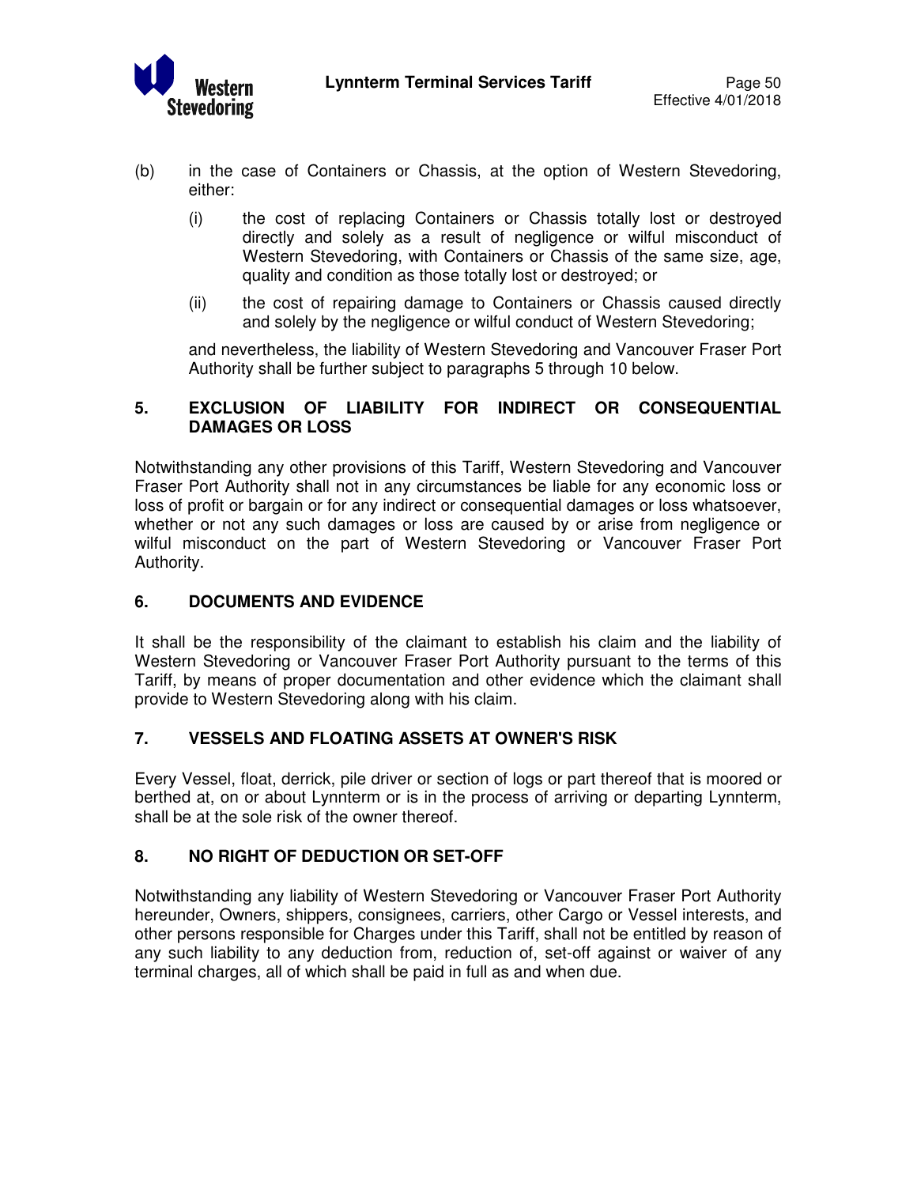(b) in the case of Containers or Chassis, at the option of Western Stevedoring, either:

   (i) the cost of replacing Containers or Chassis totally lost or destroyed directly and solely as a result of negligence or wilful misconduct of Western Stevedoring, with Containers or Chassis of the same size, age, quality and condition as those totally lost or destroyed; or

   (ii) the cost of repairing damage to Containers or Chassis caused directly and solely by the negligence or wilful conduct of Western Stevedoring;

   and nevertheless, the liability of Western Stevedoring and Vancouver Fraser Port Authority shall be further subject to paragraphs 5 through 10 below.

## 5. EXCLUSION OF LIABILITY FOR INDIRECT OR CONSEQUENTIAL DAMAGES OR LOSS

Notwithstanding any other provisions of this Tariff, Western Stevedoring and Vancouver Fraser Port Authority shall not in any circumstances be liable for any economic loss or loss of profit or bargain or for any indirect or consequential damages or loss whatsoever, whether or not any such damages or loss are caused by or arise from negligence or wilful misconduct on the part of Western Stevedoring or Vancouver Fraser Port Authority.

## 6. DOCUMENTS AND EVIDENCE

It shall be the responsibility of the claimant to establish his claim and the liability of Western Stevedoring or Vancouver Fraser Port Authority pursuant to the terms of this Tariff, by means of proper documentation and other evidence which the claimant shall provide to Western Stevedoring along with his claim.

## 7. VESSELS AND FLOATING ASSETS AT OWNER'S RISK

Every Vessel, float, derrick, pile driver or section of logs or part thereof that is moored or berthed at, on or about Lynnterm or is in the process of arriving or departing Lynnterm, shall be at the sole risk of the owner thereof.

## 8. NO RIGHT OF DEDUCTION OR SET-OFF

Notwithstanding any liability of Western Stevedoring or Vancouver Fraser Port Authority hereunder, Owners, shippers, consignees, carriers, other Cargo or Vessel interests, and other persons responsible for Charges under this Tariff, shall not be entitled by reason of any such liability to any deduction from, reduction of, set-off against or waiver of any terminal charges, all of which shall be paid in full as and when due.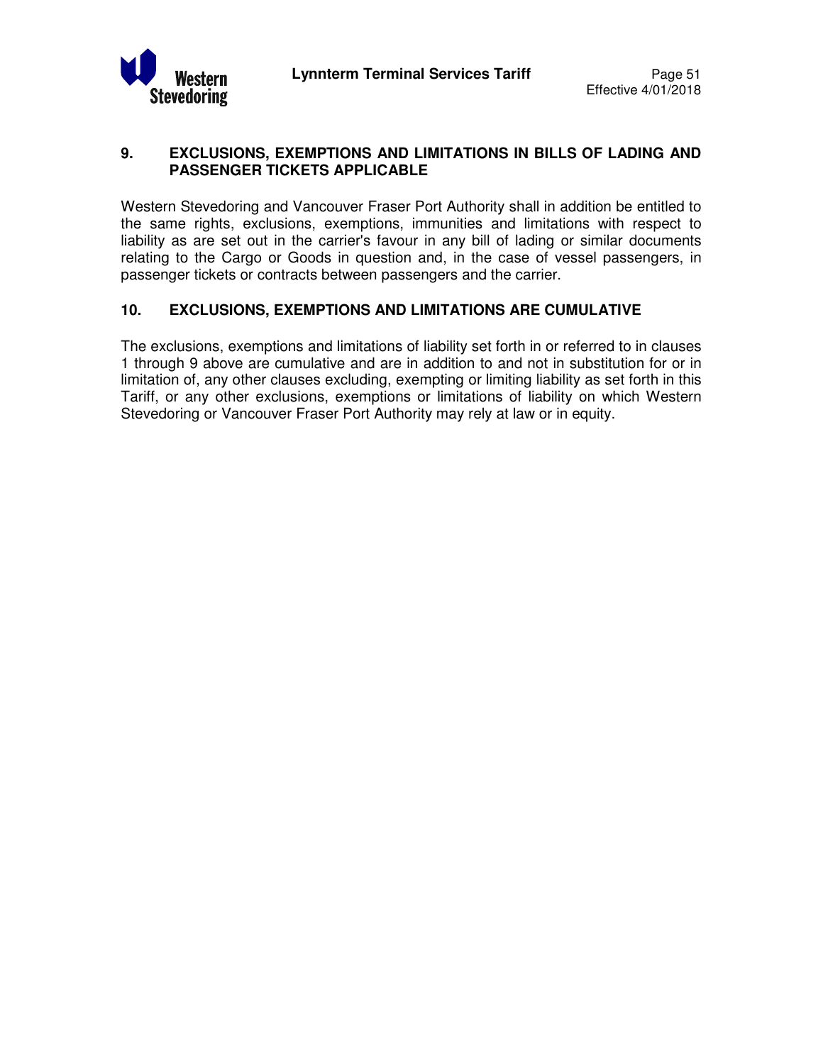## 9. EXCLUSIONS, EXEMPTIONS AND LIMITATIONS IN BILLS OF LADING AND PASSENGER TICKETS APPLICABLE

Western Stevedoring and Vancouver Fraser Port Authority shall in addition be entitled to the same rights, exclusions, exemptions, immunities and limitations with respect to liability as are set out in the carrier's favour in any bill of lading or similar documents relating to the Cargo or Goods in question and, in the case of vessel passengers, in passenger tickets or contracts between passengers and the carrier.

## 10. EXCLUSIONS, EXEMPTIONS AND LIMITATIONS ARE CUMULATIVE

The exclusions, exemptions and limitations of liability set forth in or referred to in clauses 1 through 9 above are cumulative and are in addition to and not in substitution for or in limitation of, any other clauses excluding, exempting or limiting liability as set forth in this Tariff, or any other exclusions, exemptions or limitations of liability on which Western Stevedoring or Vancouver Fraser Port Authority may rely at law or in equity.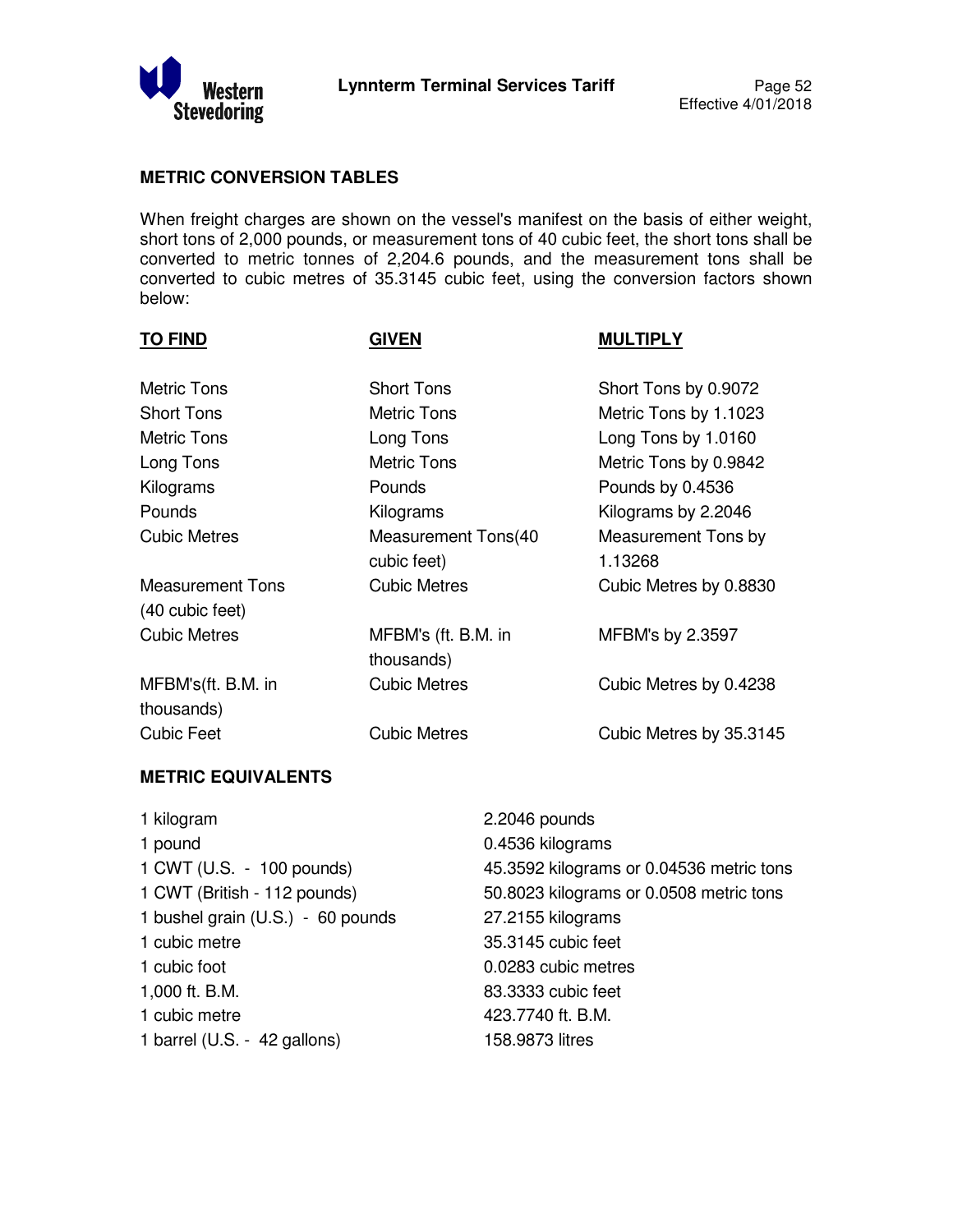## METRIC CONVERSION TABLES

When freight charges are shown on the vessel's manifest on the basis of either weight, short tons of 2,000 pounds, or measurement tons of 40 cubic feet, the short tons shall be converted to metric tonnes of 2,204.6 pounds, and the measurement tons shall be converted to cubic metres of 35.3145 cubic feet, using the conversion factors shown below:

| TO FIND | GIVEN | MULTIPLY |
|---|---|---|
| Metric Tons | Short Tons | Short Tons by 0.9072 |
| Short Tons | Metric Tons | Metric Tons by 1.1023 |
| Metric Tons | Long Tons | Long Tons by 1.0160 |
| Long Tons | Metric Tons | Metric Tons by 0.9842 |
| Kilograms | Pounds | Pounds by 0.4536 |
| Pounds | Kilograms | Kilograms by 2.2046 |
| Cubic Metres | Measurement Tons(40 cubic feet) | Measurement Tons by 1.13268 |
| Measurement Tons (40 cubic feet) | Cubic Metres | Cubic Metres by 0.8830 |
| Cubic Metres | MFBM's (ft. B.M. in thousands) | MFBM's by 2.3597 |
| MFBM's(ft. B.M. in thousands) | Cubic Metres | Cubic Metres by 0.4238 |
| Cubic Feet | Cubic Metres | Cubic Metres by 35.3145 |

## METRIC EQUIVALENTS

| | |
|---|---|
| 1 kilogram | 2.2046 pounds |
| 1 pound | 0.4536 kilograms |
| 1 CWT (U.S. - 100 pounds) | 45.3592 kilograms or 0.04536 metric tons |
| 1 CWT (British - 112 pounds) | 50.8023 kilograms or 0.0508 metric tons |
| 1 bushel grain (U.S.) - 60 pounds | 27.2155 kilograms |
| 1 cubic metre | 35.3145 cubic feet |
| 1 cubic foot | 0.0283 cubic metres |
| 1,000 ft. B.M. | 83.3333 cubic feet |
| 1 cubic metre | 423.7740 ft. B.M. |
| 1 barrel (U.S. - 42 gallons) | 158.9873 litres |